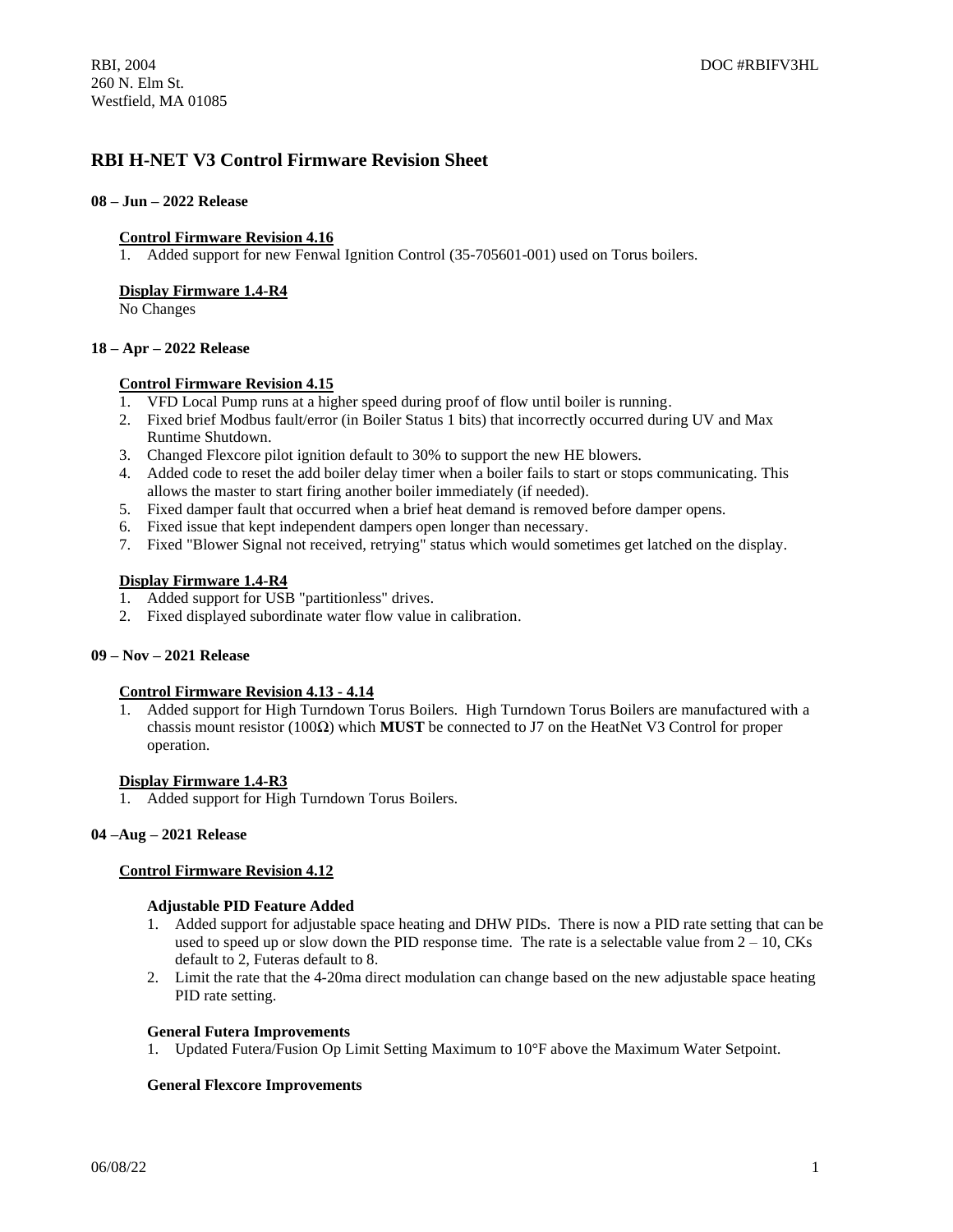RBI, 2004
260 N. Elm St.
Westfield, MA 01085

DOC #RBIFV3HL

# RBI H-NET V3 Control Firmware Revision Sheet

### 08 – Jun – 2022 Release

**Control Firmware Revision 4.16**

1. Added support for new Fenwal Ignition Control (35-705601-001) used on Torus boilers.

**Display Firmware 1.4-R4**

No Changes

### 18 – Apr – 2022 Release

**Control Firmware Revision 4.15**

1. VFD Local Pump runs at a higher speed during proof of flow until boiler is running.
2. Fixed brief Modbus fault/error (in Boiler Status 1 bits) that incorrectly occurred during UV and Max Runtime Shutdown.
3. Changed Flexcore pilot ignition default to 30% to support the new HE blowers.
4. Added code to reset the add boiler delay timer when a boiler fails to start or stops communicating. This allows the master to start firing another boiler immediately (if needed).
5. Fixed damper fault that occurred when a brief heat demand is removed before damper opens.
6. Fixed issue that kept independent dampers open longer than necessary.
7. Fixed "Blower Signal not received, retrying" status which would sometimes get latched on the display.

**Display Firmware 1.4-R4**

1. Added support for USB "partitionless" drives.
2. Fixed displayed subordinate water flow value in calibration.

### 09 – Nov – 2021 Release

**Control Firmware Revision 4.13 - 4.14**

1. Added support for High Turndown Torus Boilers. High Turndown Torus Boilers are manufactured with a chassis mount resistor (100Ω) which **MUST** be connected to J7 on the HeatNet V3 Control for proper operation.

**Display Firmware 1.4-R3**

1. Added support for High Turndown Torus Boilers.

### 04 –Aug – 2021 Release

**Control Firmware Revision 4.12**

**Adjustable PID Feature Added**

1. Added support for adjustable space heating and DHW PIDs. There is now a PID rate setting that can be used to speed up or slow down the PID response time. The rate is a selectable value from 2 – 10, CKs default to 2, Futeras default to 8.
2. Limit the rate that the 4-20ma direct modulation can change based on the new adjustable space heating PID rate setting.

**General Futera Improvements**

1. Updated Futera/Fusion Op Limit Setting Maximum to 10°F above the Maximum Water Setpoint.

**General Flexcore Improvements**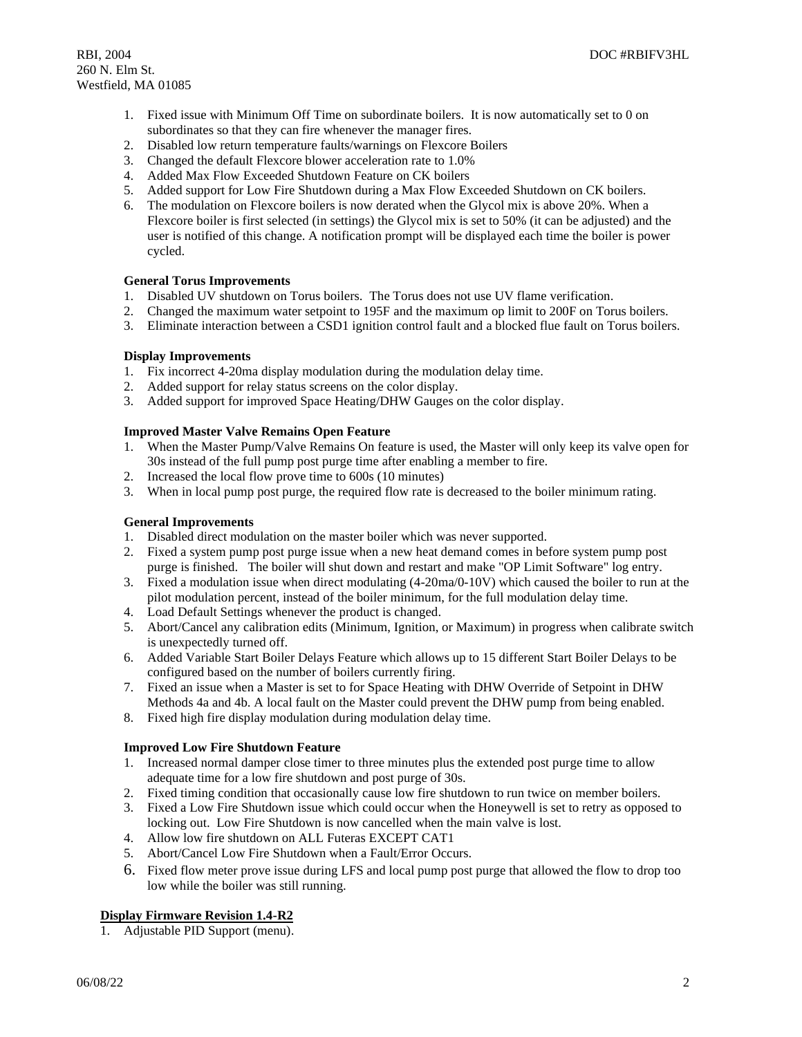1. Fixed issue with Minimum Off Time on subordinate boilers. It is now automatically set to 0 on subordinates so that they can fire whenever the manager fires.
2. Disabled low return temperature faults/warnings on Flexcore Boilers
3. Changed the default Flexcore blower acceleration rate to 1.0%
4. Added Max Flow Exceeded Shutdown Feature on CK boilers
5. Added support for Low Fire Shutdown during a Max Flow Exceeded Shutdown on CK boilers.
6. The modulation on Flexcore boilers is now derated when the Glycol mix is above 20%. When a Flexcore boiler is first selected (in settings) the Glycol mix is set to 50% (it can be adjusted) and the user is notified of this change. A notification prompt will be displayed each time the boiler is power cycled.

**General Torus Improvements**

1. Disabled UV shutdown on Torus boilers. The Torus does not use UV flame verification.
2. Changed the maximum water setpoint to 195F and the maximum op limit to 200F on Torus boilers.
3. Eliminate interaction between a CSD1 ignition control fault and a blocked flue fault on Torus boilers.

**Display Improvements**

1. Fix incorrect 4-20ma display modulation during the modulation delay time.
2. Added support for relay status screens on the color display.
3. Added support for improved Space Heating/DHW Gauges on the color display.

**Improved Master Valve Remains Open Feature**

1. When the Master Pump/Valve Remains On feature is used, the Master will only keep its valve open for 30s instead of the full pump post purge time after enabling a member to fire.
2. Increased the local flow prove time to 600s (10 minutes)
3. When in local pump post purge, the required flow rate is decreased to the boiler minimum rating.

**General Improvements**

1. Disabled direct modulation on the master boiler which was never supported.
2. Fixed a system pump post purge issue when a new heat demand comes in before system pump post purge is finished. The boiler will shut down and restart and make "OP Limit Software" log entry.
3. Fixed a modulation issue when direct modulating (4-20ma/0-10V) which caused the boiler to run at the pilot modulation percent, instead of the boiler minimum, for the full modulation delay time.
4. Load Default Settings whenever the product is changed.
5. Abort/Cancel any calibration edits (Minimum, Ignition, or Maximum) in progress when calibrate switch is unexpectedly turned off.
6. Added Variable Start Boiler Delays Feature which allows up to 15 different Start Boiler Delays to be configured based on the number of boilers currently firing.
7. Fixed an issue when a Master is set to for Space Heating with DHW Override of Setpoint in DHW Methods 4a and 4b. A local fault on the Master could prevent the DHW pump from being enabled.
8. Fixed high fire display modulation during modulation delay time.

**Improved Low Fire Shutdown Feature**

1. Increased normal damper close timer to three minutes plus the extended post purge time to allow adequate time for a low fire shutdown and post purge of 30s.
2. Fixed timing condition that occasionally cause low fire shutdown to run twice on member boilers.
3. Fixed a Low Fire Shutdown issue which could occur when the Honeywell is set to retry as opposed to locking out. Low Fire Shutdown is now cancelled when the main valve is lost.
4. Allow low fire shutdown on ALL Futeras EXCEPT CAT1
5. Abort/Cancel Low Fire Shutdown when a Fault/Error Occurs.
6. Fixed flow meter prove issue during LFS and local pump post purge that allowed the flow to drop too low while the boiler was still running.

**Display Firmware Revision 1.4-R2**

1. Adjustable PID Support (menu).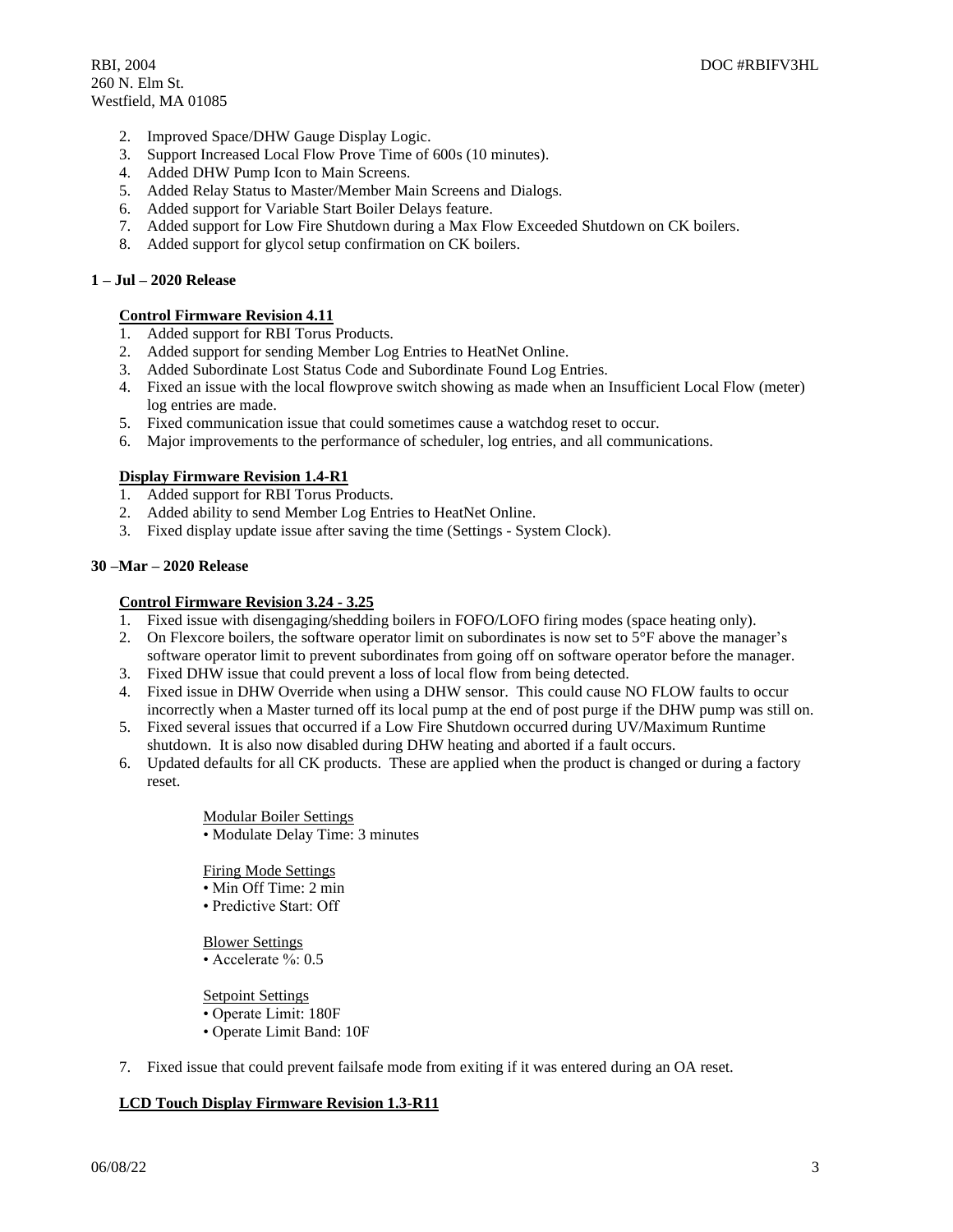2. Improved Space/DHW Gauge Display Logic.
3. Support Increased Local Flow Prove Time of 600s (10 minutes).
4. Added DHW Pump Icon to Main Screens.
5. Added Relay Status to Master/Member Main Screens and Dialogs.
6. Added support for Variable Start Boiler Delays feature.
7. Added support for Low Fire Shutdown during a Max Flow Exceeded Shutdown on CK boilers.
8. Added support for glycol setup confirmation on CK boilers.

**1 – Jul – 2020 Release**

**Control Firmware Revision 4.11**

1. Added support for RBI Torus Products.
2. Added support for sending Member Log Entries to HeatNet Online.
3. Added Subordinate Lost Status Code and Subordinate Found Log Entries.
4. Fixed an issue with the local flowprove switch showing as made when an Insufficient Local Flow (meter) log entries are made.
5. Fixed communication issue that could sometimes cause a watchdog reset to occur.
6. Major improvements to the performance of scheduler, log entries, and all communications.

**Display Firmware Revision 1.4-R1**

1. Added support for RBI Torus Products.
2. Added ability to send Member Log Entries to HeatNet Online.
3. Fixed display update issue after saving the time (Settings - System Clock).

**30 –Mar – 2020 Release**

**Control Firmware Revision 3.24 - 3.25**

1. Fixed issue with disengaging/shedding boilers in FOFO/LOFO firing modes (space heating only).
2. On Flexcore boilers, the software operator limit on subordinates is now set to 5°F above the manager's software operator limit to prevent subordinates from going off on software operator before the manager.
3. Fixed DHW issue that could prevent a loss of local flow from being detected.
4. Fixed issue in DHW Override when using a DHW sensor. This could cause NO FLOW faults to occur incorrectly when a Master turned off its local pump at the end of post purge if the DHW pump was still on.
5. Fixed several issues that occurred if a Low Fire Shutdown occurred during UV/Maximum Runtime shutdown. It is also now disabled during DHW heating and aborted if a fault occurs.
6. Updated defaults for all CK products. These are applied when the product is changed or during a factory reset.

   Modular Boiler Settings
   • Modulate Delay Time: 3 minutes

   Firing Mode Settings
   • Min Off Time: 2 min
   • Predictive Start: Off

   Blower Settings
   • Accelerate %: 0.5

   Setpoint Settings
   • Operate Limit: 180F
   • Operate Limit Band: 10F

7. Fixed issue that could prevent failsafe mode from exiting if it was entered during an OA reset.

**LCD Touch Display Firmware Revision 1.3-R11**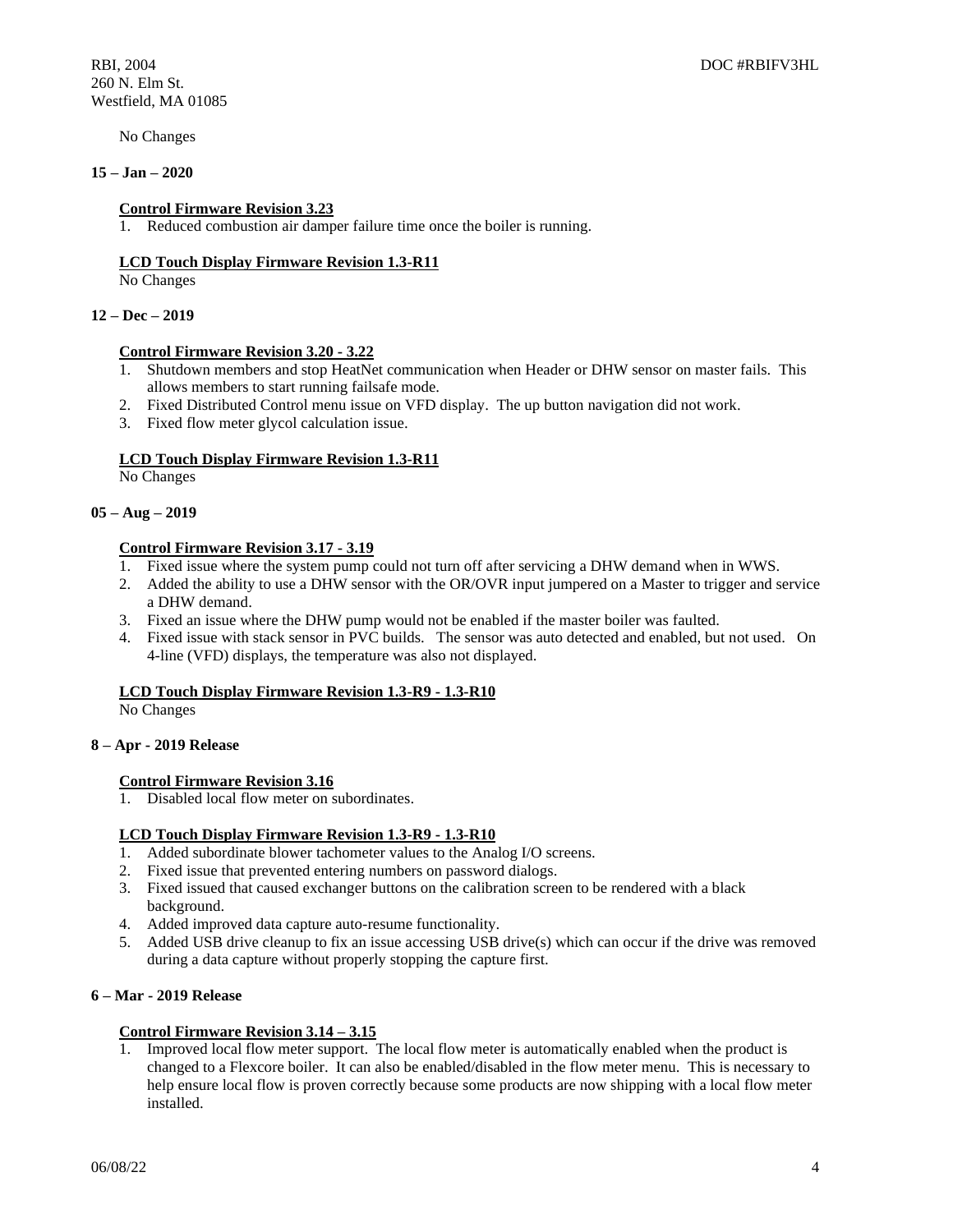No Changes

**15 – Jan – 2020**

**Control Firmware Revision 3.23**

1. Reduced combustion air damper failure time once the boiler is running.

**LCD Touch Display Firmware Revision 1.3-R11**

No Changes

**12 – Dec – 2019**

**Control Firmware Revision 3.20 - 3.22**

1. Shutdown members and stop HeatNet communication when Header or DHW sensor on master fails. This allows members to start running failsafe mode.
2. Fixed Distributed Control menu issue on VFD display. The up button navigation did not work.
3. Fixed flow meter glycol calculation issue.

**LCD Touch Display Firmware Revision 1.3-R11**

No Changes

**05 – Aug – 2019**

**Control Firmware Revision 3.17 - 3.19**

1. Fixed issue where the system pump could not turn off after servicing a DHW demand when in WWS.
2. Added the ability to use a DHW sensor with the OR/OVR input jumpered on a Master to trigger and service a DHW demand.
3. Fixed an issue where the DHW pump would not be enabled if the master boiler was faulted.
4. Fixed issue with stack sensor in PVC builds. The sensor was auto detected and enabled, but not used. On 4-line (VFD) displays, the temperature was also not displayed.

**LCD Touch Display Firmware Revision 1.3-R9 - 1.3-R10**

No Changes

**8 – Apr - 2019 Release**

**Control Firmware Revision 3.16**

1. Disabled local flow meter on subordinates.

**LCD Touch Display Firmware Revision 1.3-R9 - 1.3-R10**

1. Added subordinate blower tachometer values to the Analog I/O screens.
2. Fixed issue that prevented entering numbers on password dialogs.
3. Fixed issued that caused exchanger buttons on the calibration screen to be rendered with a black background.
4. Added improved data capture auto-resume functionality.
5. Added USB drive cleanup to fix an issue accessing USB drive(s) which can occur if the drive was removed during a data capture without properly stopping the capture first.

**6 – Mar - 2019 Release**

**Control Firmware Revision 3.14 – 3.15**

1. Improved local flow meter support. The local flow meter is automatically enabled when the product is changed to a Flexcore boiler. It can also be enabled/disabled in the flow meter menu. This is necessary to help ensure local flow is proven correctly because some products are now shipping with a local flow meter installed.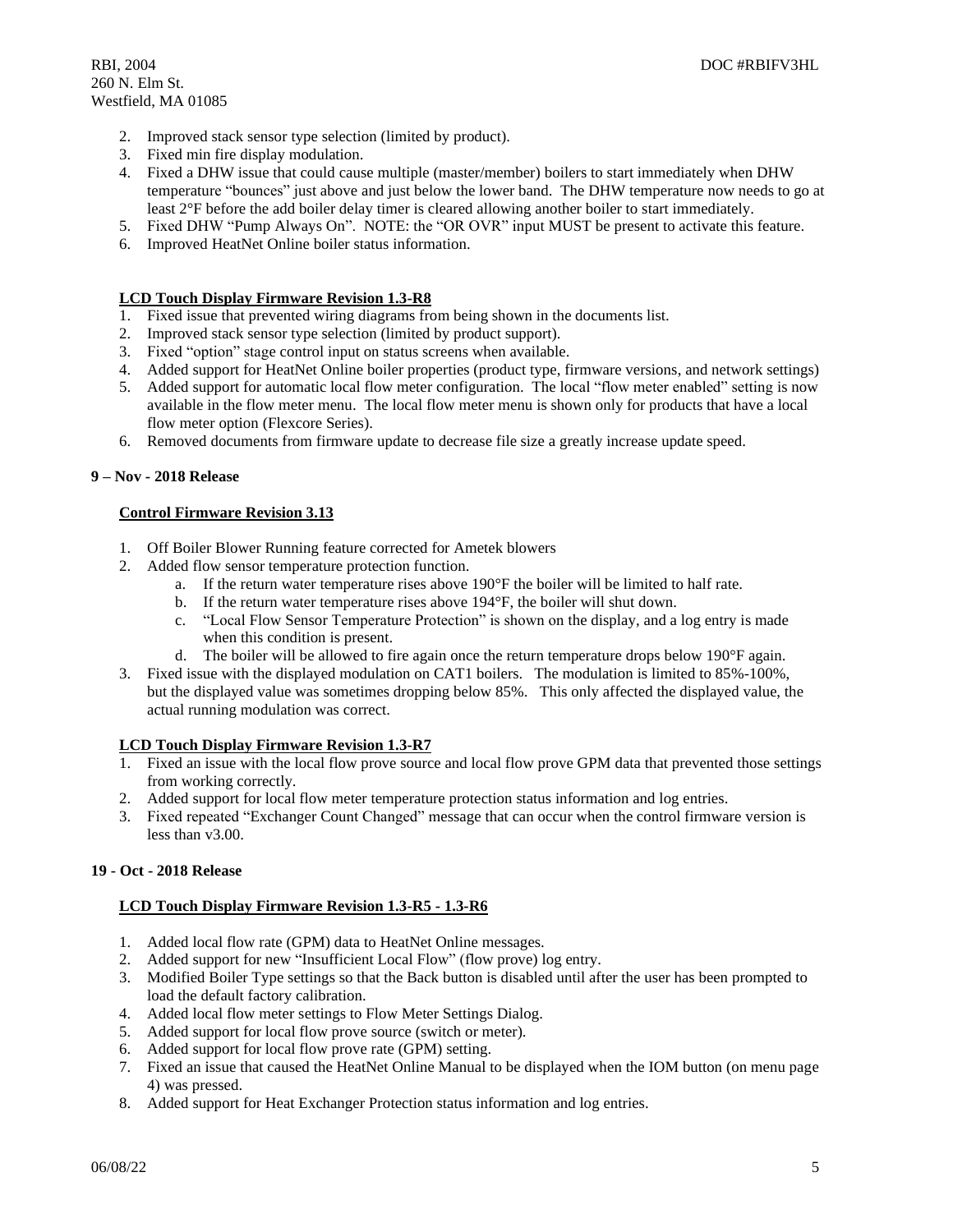2. Improved stack sensor type selection (limited by product).
3. Fixed min fire display modulation.
4. Fixed a DHW issue that could cause multiple (master/member) boilers to start immediately when DHW temperature "bounces" just above and just below the lower band. The DHW temperature now needs to go at least 2°F before the add boiler delay timer is cleared allowing another boiler to start immediately.
5. Fixed DHW "Pump Always On". NOTE: the "OR OVR" input MUST be present to activate this feature.
6. Improved HeatNet Online boiler status information.

**LCD Touch Display Firmware Revision 1.3-R8**

1. Fixed issue that prevented wiring diagrams from being shown in the documents list.
2. Improved stack sensor type selection (limited by product support).
3. Fixed "option" stage control input on status screens when available.
4. Added support for HeatNet Online boiler properties (product type, firmware versions, and network settings)
5. Added support for automatic local flow meter configuration. The local "flow meter enabled" setting is now available in the flow meter menu. The local flow meter menu is shown only for products that have a local flow meter option (Flexcore Series).
6. Removed documents from firmware update to decrease file size a greatly increase update speed.

**9 – Nov - 2018 Release**

**Control Firmware Revision 3.13**

1. Off Boiler Blower Running feature corrected for Ametek blowers
2. Added flow sensor temperature protection function.
   a. If the return water temperature rises above 190°F the boiler will be limited to half rate.
   b. If the return water temperature rises above 194°F, the boiler will shut down.
   c. "Local Flow Sensor Temperature Protection" is shown on the display, and a log entry is made when this condition is present.
   d. The boiler will be allowed to fire again once the return temperature drops below 190°F again.
3. Fixed issue with the displayed modulation on CAT1 boilers. The modulation is limited to 85%-100%, but the displayed value was sometimes dropping below 85%. This only affected the displayed value, the actual running modulation was correct.

**LCD Touch Display Firmware Revision 1.3-R7**

1. Fixed an issue with the local flow prove source and local flow prove GPM data that prevented those settings from working correctly.
2. Added support for local flow meter temperature protection status information and log entries.
3. Fixed repeated "Exchanger Count Changed" message that can occur when the control firmware version is less than v3.00.

**19 - Oct - 2018 Release**

**LCD Touch Display Firmware Revision 1.3-R5 - 1.3-R6**

1. Added local flow rate (GPM) data to HeatNet Online messages.
2. Added support for new "Insufficient Local Flow" (flow prove) log entry.
3. Modified Boiler Type settings so that the Back button is disabled until after the user has been prompted to load the default factory calibration.
4. Added local flow meter settings to Flow Meter Settings Dialog.
5. Added support for local flow prove source (switch or meter).
6. Added support for local flow prove rate (GPM) setting.
7. Fixed an issue that caused the HeatNet Online Manual to be displayed when the IOM button (on menu page 4) was pressed.
8. Added support for Heat Exchanger Protection status information and log entries.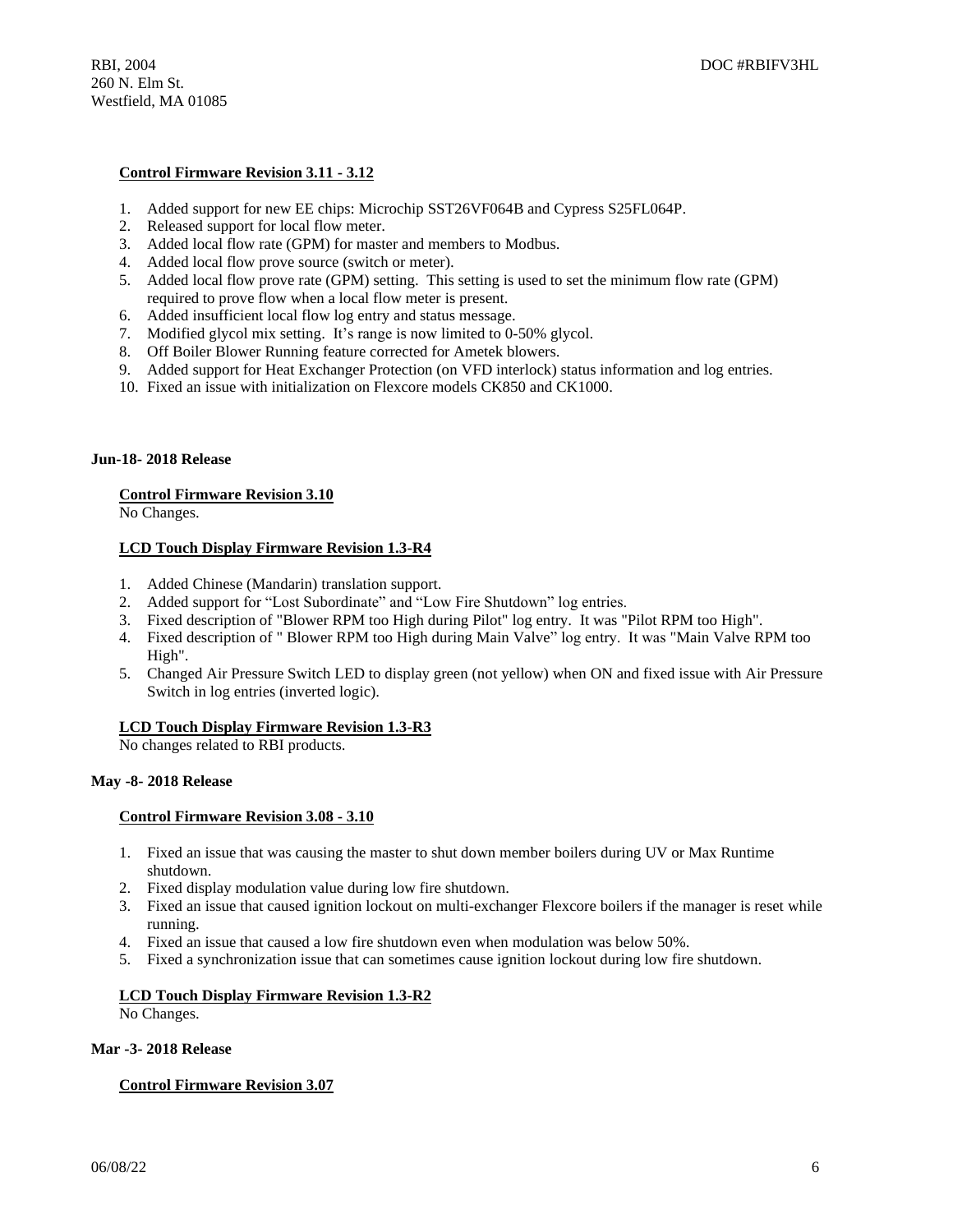### Control Firmware Revision 3.11 - 3.12

1. Added support for new EE chips: Microchip SST26VF064B and Cypress S25FL064P.
2. Released support for local flow meter.
3. Added local flow rate (GPM) for master and members to Modbus.
4. Added local flow prove source (switch or meter).
5. Added local flow prove rate (GPM) setting. This setting is used to set the minimum flow rate (GPM) required to prove flow when a local flow meter is present.
6. Added insufficient local flow log entry and status message.
7. Modified glycol mix setting. It's range is now limited to 0-50% glycol.
8. Off Boiler Blower Running feature corrected for Ametek blowers.
9. Added support for Heat Exchanger Protection (on VFD interlock) status information and log entries.
10. Fixed an issue with initialization on Flexcore models CK850 and CK1000.

## Jun-18- 2018 Release

### Control Firmware Revision 3.10

No Changes.

### LCD Touch Display Firmware Revision 1.3-R4

1. Added Chinese (Mandarin) translation support.
2. Added support for "Lost Subordinate" and "Low Fire Shutdown" log entries.
3. Fixed description of "Blower RPM too High during Pilot" log entry. It was "Pilot RPM too High".
4. Fixed description of " Blower RPM too High during Main Valve" log entry. It was "Main Valve RPM too High".
5. Changed Air Pressure Switch LED to display green (not yellow) when ON and fixed issue with Air Pressure Switch in log entries (inverted logic).

### LCD Touch Display Firmware Revision 1.3-R3

No changes related to RBI products.

## May -8- 2018 Release

### Control Firmware Revision 3.08 - 3.10

1. Fixed an issue that was causing the master to shut down member boilers during UV or Max Runtime shutdown.
2. Fixed display modulation value during low fire shutdown.
3. Fixed an issue that caused ignition lockout on multi-exchanger Flexcore boilers if the manager is reset while running.
4. Fixed an issue that caused a low fire shutdown even when modulation was below 50%.
5. Fixed a synchronization issue that can sometimes cause ignition lockout during low fire shutdown.

### LCD Touch Display Firmware Revision 1.3-R2

No Changes.

## Mar -3- 2018 Release

### Control Firmware Revision 3.07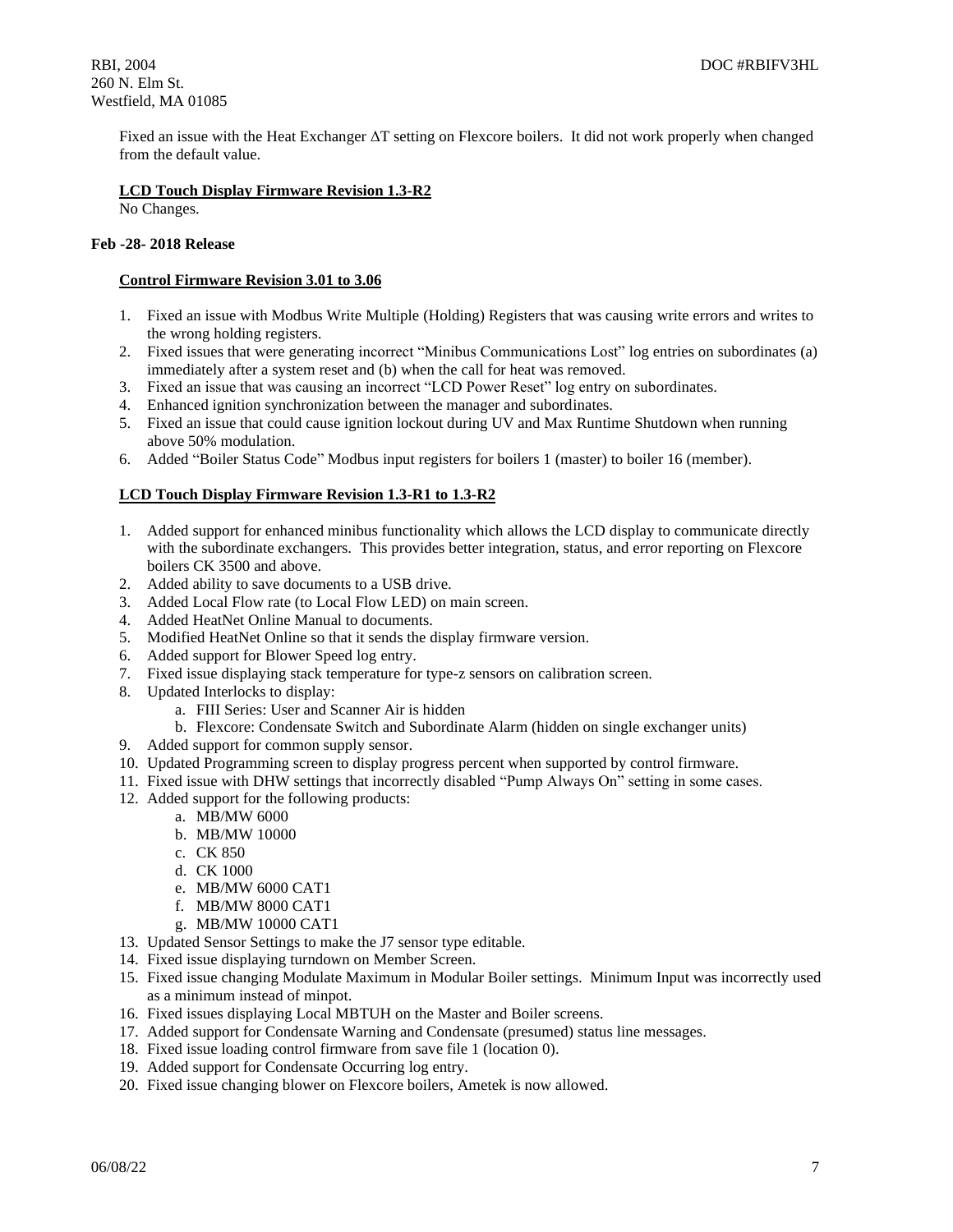Fixed an issue with the Heat Exchanger ΔT setting on Flexcore boilers. It did not work properly when changed from the default value.

**LCD Touch Display Firmware Revision 1.3-R2**

No Changes.

**Feb -28- 2018 Release**

**Control Firmware Revision 3.01 to 3.06**

1. Fixed an issue with Modbus Write Multiple (Holding) Registers that was causing write errors and writes to the wrong holding registers.
2. Fixed issues that were generating incorrect "Minibus Communications Lost" log entries on subordinates (a) immediately after a system reset and (b) when the call for heat was removed.
3. Fixed an issue that was causing an incorrect "LCD Power Reset" log entry on subordinates.
4. Enhanced ignition synchronization between the manager and subordinates.
5. Fixed an issue that could cause ignition lockout during UV and Max Runtime Shutdown when running above 50% modulation.
6. Added "Boiler Status Code" Modbus input registers for boilers 1 (master) to boiler 16 (member).

**LCD Touch Display Firmware Revision 1.3-R1 to 1.3-R2**

1. Added support for enhanced minibus functionality which allows the LCD display to communicate directly with the subordinate exchangers. This provides better integration, status, and error reporting on Flexcore boilers CK 3500 and above.
2. Added ability to save documents to a USB drive.
3. Added Local Flow rate (to Local Flow LED) on main screen.
4. Added HeatNet Online Manual to documents.
5. Modified HeatNet Online so that it sends the display firmware version.
6. Added support for Blower Speed log entry.
7. Fixed issue displaying stack temperature for type-z sensors on calibration screen.
8. Updated Interlocks to display:
   a. FIII Series: User and Scanner Air is hidden
   b. Flexcore: Condensate Switch and Subordinate Alarm (hidden on single exchanger units)
9. Added support for common supply sensor.
10. Updated Programming screen to display progress percent when supported by control firmware.
11. Fixed issue with DHW settings that incorrectly disabled "Pump Always On" setting in some cases.
12. Added support for the following products:
    a. MB/MW 6000
    b. MB/MW 10000
    c. CK 850
    d. CK 1000
    e. MB/MW 6000 CAT1
    f. MB/MW 8000 CAT1
    g. MB/MW 10000 CAT1
13. Updated Sensor Settings to make the J7 sensor type editable.
14. Fixed issue displaying turndown on Member Screen.
15. Fixed issue changing Modulate Maximum in Modular Boiler settings. Minimum Input was incorrectly used as a minimum instead of minpot.
16. Fixed issues displaying Local MBTUH on the Master and Boiler screens.
17. Added support for Condensate Warning and Condensate (presumed) status line messages.
18. Fixed issue loading control firmware from save file 1 (location 0).
19. Added support for Condensate Occurring log entry.
20. Fixed issue changing blower on Flexcore boilers, Ametek is now allowed.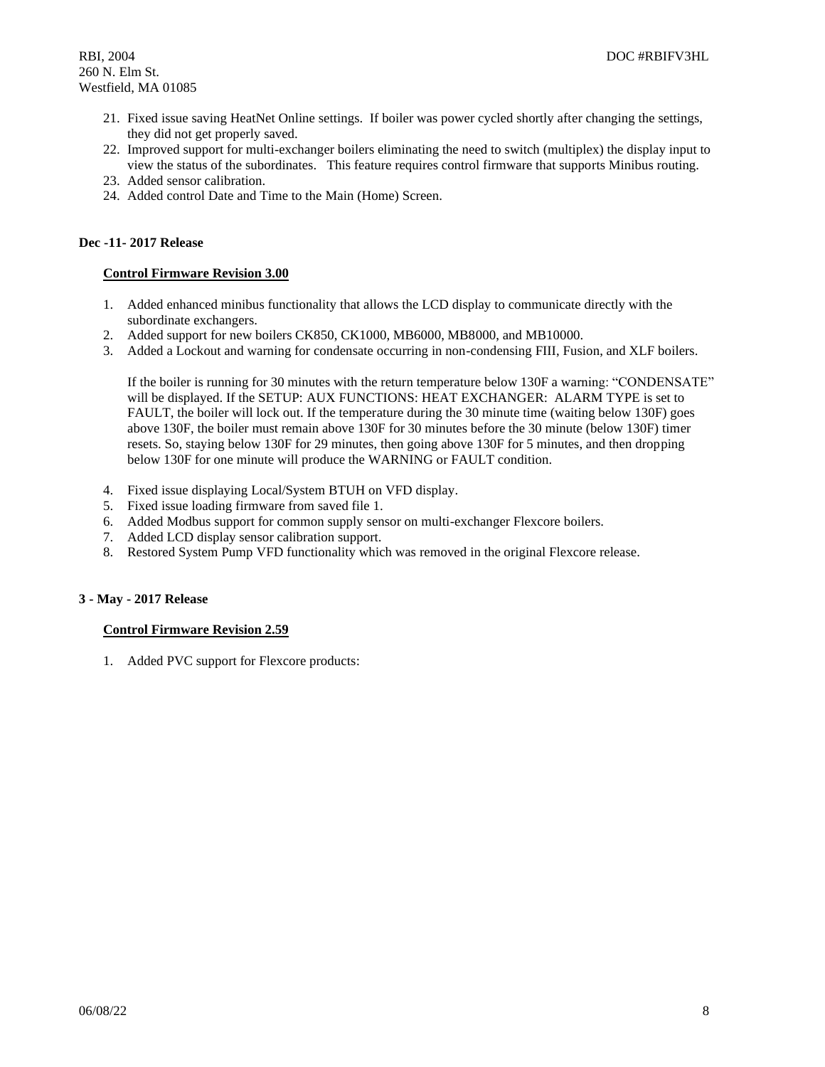21. Fixed issue saving HeatNet Online settings. If boiler was power cycled shortly after changing the settings, they did not get properly saved.
22. Improved support for multi-exchanger boilers eliminating the need to switch (multiplex) the display input to view the status of the subordinates. This feature requires control firmware that supports Minibus routing.
23. Added sensor calibration.
24. Added control Date and Time to the Main (Home) Screen.

**Dec -11- 2017 Release**

**Control Firmware Revision 3.00**

1. Added enhanced minibus functionality that allows the LCD display to communicate directly with the subordinate exchangers.
2. Added support for new boilers CK850, CK1000, MB6000, MB8000, and MB10000.
3. Added a Lockout and warning for condensate occurring in non-condensing FIII, Fusion, and XLF boilers.

   If the boiler is running for 30 minutes with the return temperature below 130F a warning: "CONDENSATE" will be displayed. If the SETUP: AUX FUNCTIONS: HEAT EXCHANGER: ALARM TYPE is set to FAULT, the boiler will lock out. If the temperature during the 30 minute time (waiting below 130F) goes above 130F, the boiler must remain above 130F for 30 minutes before the 30 minute (below 130F) timer resets. So, staying below 130F for 29 minutes, then going above 130F for 5 minutes, and then dropping below 130F for one minute will produce the WARNING or FAULT condition.

4. Fixed issue displaying Local/System BTUH on VFD display.
5. Fixed issue loading firmware from saved file 1.
6. Added Modbus support for common supply sensor on multi-exchanger Flexcore boilers.
7. Added LCD display sensor calibration support.
8. Restored System Pump VFD functionality which was removed in the original Flexcore release.

**3 - May - 2017 Release**

**Control Firmware Revision 2.59**

1. Added PVC support for Flexcore products: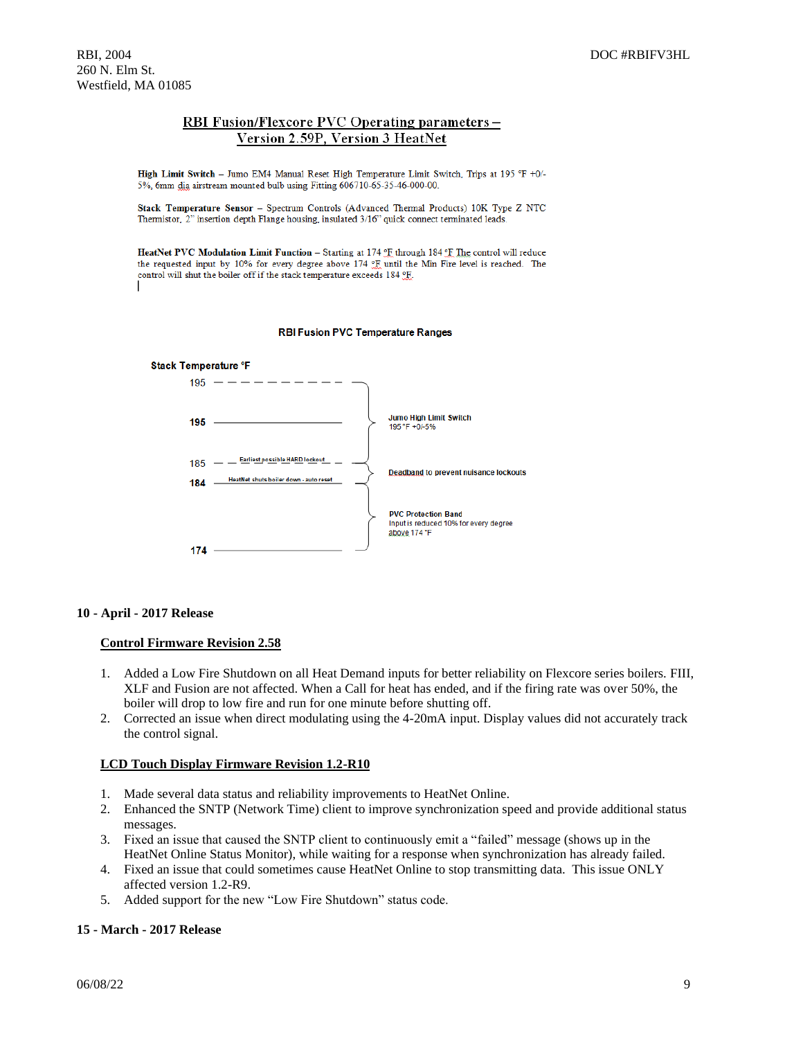## RBI Fusion/Flexcore PVC Operating parameters – Version 2.59P, Version 3 HeatNet

**High Limit Switch** – Jumo EM4 Manual Reset High Temperature Limit Switch, Trips at 195 °F +0/-5%, 6mm dia airstream mounted bulb using Fitting 606710-65-35-46-000-00.

**Stack Temperature Sensor** – Spectrum Controls (Advanced Thermal Products) 10K Type Z NTC Thermistor, 2" insertion depth Flange housing, insulated 3/16" quick connect terminated leads.

**HeatNet PVC Modulation Limit Function** – Starting at 174 °F through 184 °F The control will reduce the requested input by 10% for every degree above 174 °F until the Min Fire level is reached. The control will shut the boiler off if the stack temperature exceeds 184 °F.

**RBI Fusion PVC Temperature Ranges**

Stack Temperature °F

| Stack Temperature °F | Line label | Range |
|---|---|---|
| 195 (dashed) | | Jumo High Limit Switch 195 °F +0/-5% |
| 195 | | |
| 185 (dashed) | Earliest possible HARD lockout | Deadband to prevent nuisance lockouts |
| 184 | HeatNet shuts boiler down - auto reset | |
| 174 | | PVC Protection Band — Input is reduced 10% for every degree above 174 °F |

**10 - April - 2017 Release**

**Control Firmware Revision 2.58**

1. Added a Low Fire Shutdown on all Heat Demand inputs for better reliability on Flexcore series boilers. FIII, XLF and Fusion are not affected. When a Call for heat has ended, and if the firing rate was over 50%, the boiler will drop to low fire and run for one minute before shutting off.
2. Corrected an issue when direct modulating using the 4-20mA input. Display values did not accurately track the control signal.

**LCD Touch Display Firmware Revision 1.2-R10**

1. Made several data status and reliability improvements to HeatNet Online.
2. Enhanced the SNTP (Network Time) client to improve synchronization speed and provide additional status messages.
3. Fixed an issue that caused the SNTP client to continuously emit a "failed" message (shows up in the HeatNet Online Status Monitor), while waiting for a response when synchronization has already failed.
4. Fixed an issue that could sometimes cause HeatNet Online to stop transmitting data. This issue ONLY affected version 1.2-R9.
5. Added support for the new "Low Fire Shutdown" status code.

**15 - March - 2017 Release**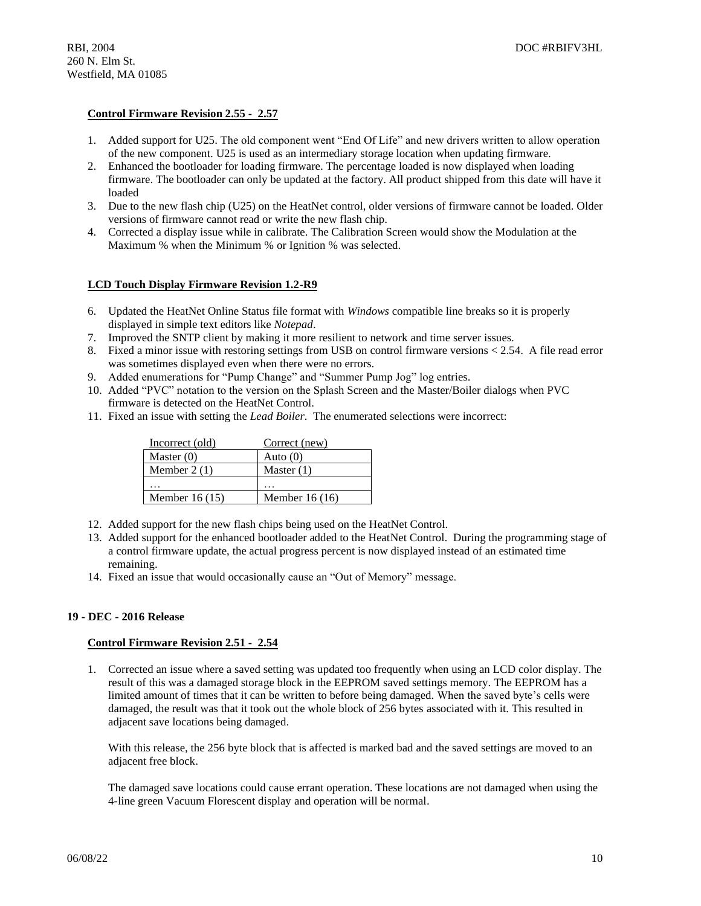**Control Firmware Revision 2.55 - 2.57**

1. Added support for U25. The old component went "End Of Life" and new drivers written to allow operation of the new component. U25 is used as an intermediary storage location when updating firmware.
2. Enhanced the bootloader for loading firmware. The percentage loaded is now displayed when loading firmware. The bootloader can only be updated at the factory. All product shipped from this date will have it loaded
3. Due to the new flash chip (U25) on the HeatNet control, older versions of firmware cannot be loaded. Older versions of firmware cannot read or write the new flash chip.
4. Corrected a display issue while in calibrate. The Calibration Screen would show the Modulation at the Maximum % when the Minimum % or Ignition % was selected.

**LCD Touch Display Firmware Revision 1.2-R9**

6. Updated the HeatNet Online Status file format with *Windows* compatible line breaks so it is properly displayed in simple text editors like *Notepad*.
7. Improved the SNTP client by making it more resilient to network and time server issues.
8. Fixed a minor issue with restoring settings from USB on control firmware versions < 2.54. A file read error was sometimes displayed even when there were no errors.
9. Added enumerations for "Pump Change" and "Summer Pump Jog" log entries.
10. Added "PVC" notation to the version on the Splash Screen and the Master/Boiler dialogs when PVC firmware is detected on the HeatNet Control.
11. Fixed an issue with setting the *Lead Boiler*. The enumerated selections were incorrect:

| Incorrect (old) | Correct (new) |
|---|---|
| Master (0) | Auto (0) |
| Member 2 (1) | Master (1) |
| … | … |
| Member 16 (15) | Member 16 (16) |

12. Added support for the new flash chips being used on the HeatNet Control.
13. Added support for the enhanced bootloader added to the HeatNet Control. During the programming stage of a control firmware update, the actual progress percent is now displayed instead of an estimated time remaining.
14. Fixed an issue that would occasionally cause an "Out of Memory" message.

**19 - DEC - 2016 Release**

**Control Firmware Revision 2.51 - 2.54**

1. Corrected an issue where a saved setting was updated too frequently when using an LCD color display. The result of this was a damaged storage block in the EEPROM saved settings memory. The EEPROM has a limited amount of times that it can be written to before being damaged. When the saved byte's cells were damaged, the result was that it took out the whole block of 256 bytes associated with it. This resulted in adjacent save locations being damaged.

   With this release, the 256 byte block that is affected is marked bad and the saved settings are moved to an adjacent free block.

   The damaged save locations could cause errant operation. These locations are not damaged when using the 4-line green Vacuum Florescent display and operation will be normal.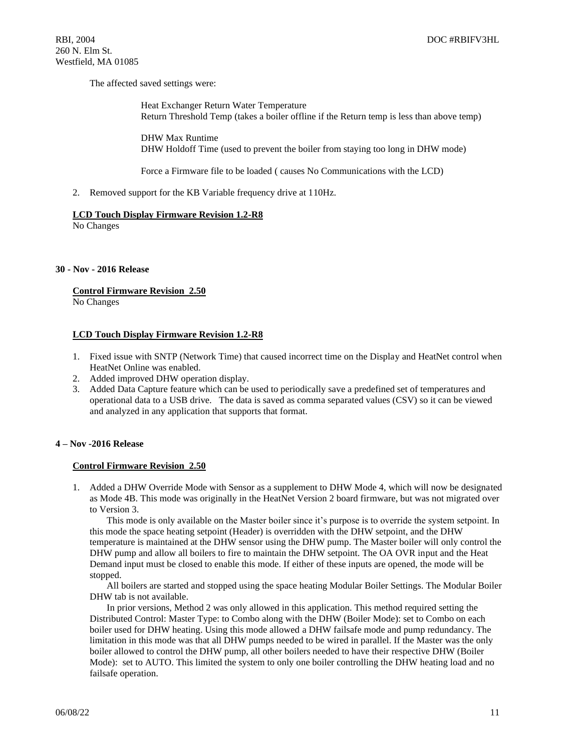The affected saved settings were:

Heat Exchanger Return Water Temperature
Return Threshold Temp (takes a boiler offline if the Return temp is less than above temp)

DHW Max Runtime
DHW Holdoff Time (used to prevent the boiler from staying too long in DHW mode)

Force a Firmware file to be loaded ( causes No Communications with the LCD)

2. Removed support for the KB Variable frequency drive at 110Hz.

**LCD Touch Display Firmware Revision 1.2-R8**
No Changes

## 30 - Nov - 2016 Release

**Control Firmware Revision 2.50**
No Changes

**LCD Touch Display Firmware Revision 1.2-R8**

1. Fixed issue with SNTP (Network Time) that caused incorrect time on the Display and HeatNet control when HeatNet Online was enabled.
2. Added improved DHW operation display.
3. Added Data Capture feature which can be used to periodically save a predefined set of temperatures and operational data to a USB drive. The data is saved as comma separated values (CSV) so it can be viewed and analyzed in any application that supports that format.

## 4 – Nov -2016 Release

**Control Firmware Revision 2.50**

1. Added a DHW Override Mode with Sensor as a supplement to DHW Mode 4, which will now be designated as Mode 4B. This mode was originally in the HeatNet Version 2 board firmware, but was not migrated over to Version 3.

   This mode is only available on the Master boiler since it's purpose is to override the system setpoint. In this mode the space heating setpoint (Header) is overridden with the DHW setpoint, and the DHW temperature is maintained at the DHW sensor using the DHW pump. The Master boiler will only control the DHW pump and allow all boilers to fire to maintain the DHW setpoint. The OA OVR input and the Heat Demand input must be closed to enable this mode. If either of these inputs are opened, the mode will be stopped.

   All boilers are started and stopped using the space heating Modular Boiler Settings. The Modular Boiler DHW tab is not available.

   In prior versions, Method 2 was only allowed in this application. This method required setting the Distributed Control: Master Type: to Combo along with the DHW (Boiler Mode): set to Combo on each boiler used for DHW heating. Using this mode allowed a DHW failsafe mode and pump redundancy. The limitation in this mode was that all DHW pumps needed to be wired in parallel. If the Master was the only boiler allowed to control the DHW pump, all other boilers needed to have their respective DHW (Boiler Mode): set to AUTO. This limited the system to only one boiler controlling the DHW heating load and no failsafe operation.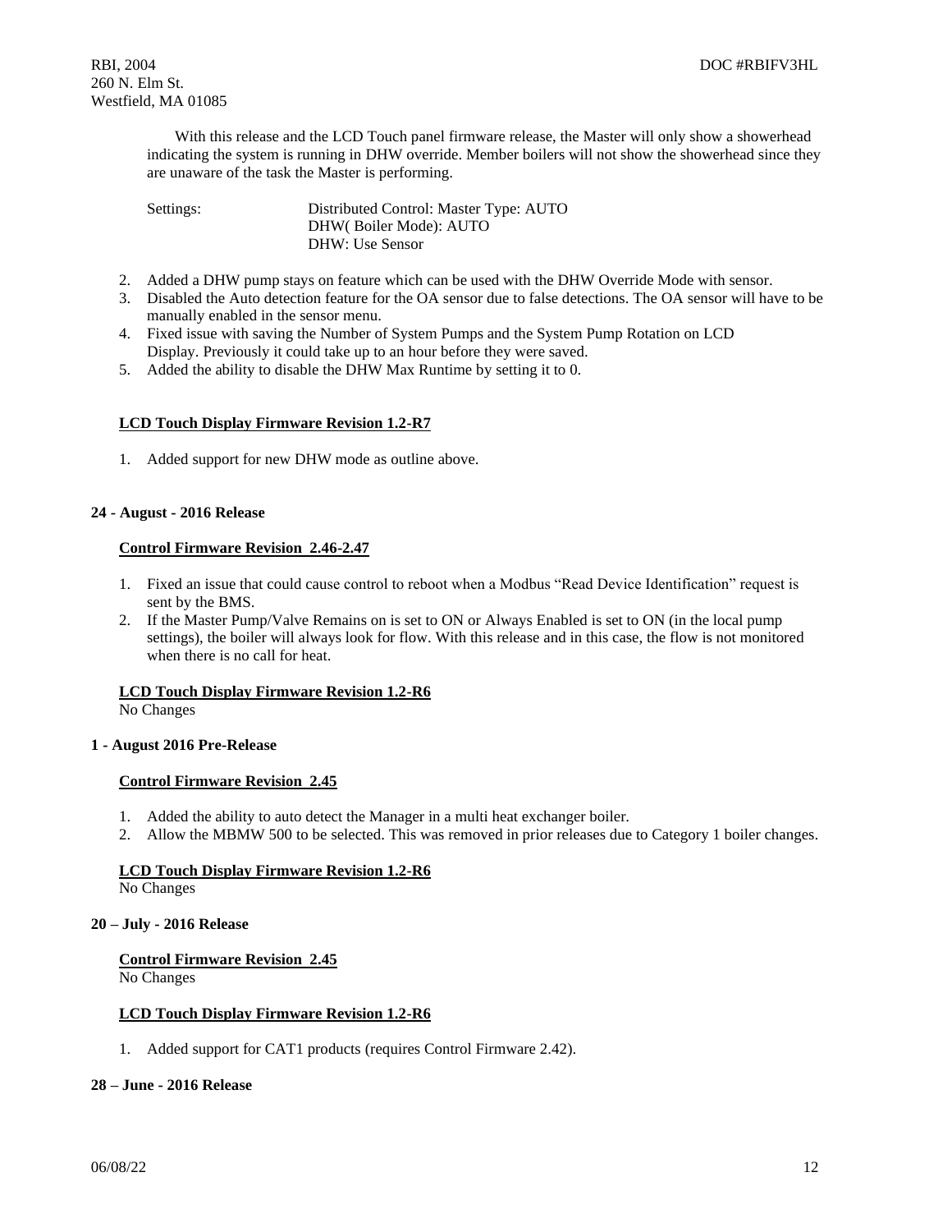With this release and the LCD Touch panel firmware release, the Master will only show a showerhead indicating the system is running in DHW override. Member boilers will not show the showerhead since they are unaware of the task the Master is performing.

Settings: Distributed Control: Master Type: AUTO
DHW( Boiler Mode): AUTO
DHW: Use Sensor

2. Added a DHW pump stays on feature which can be used with the DHW Override Mode with sensor.
3. Disabled the Auto detection feature for the OA sensor due to false detections. The OA sensor will have to be manually enabled in the sensor menu.
4. Fixed issue with saving the Number of System Pumps and the System Pump Rotation on LCD Display. Previously it could take up to an hour before they were saved.
5. Added the ability to disable the DHW Max Runtime by setting it to 0.

**LCD Touch Display Firmware Revision 1.2-R7**

1. Added support for new DHW mode as outline above.

**24 - August - 2016 Release**

**Control Firmware Revision 2.46-2.47**

1. Fixed an issue that could cause control to reboot when a Modbus "Read Device Identification" request is sent by the BMS.
2. If the Master Pump/Valve Remains on is set to ON or Always Enabled is set to ON (in the local pump settings), the boiler will always look for flow. With this release and in this case, the flow is not monitored when there is no call for heat.

**LCD Touch Display Firmware Revision 1.2-R6**
No Changes

**1 - August 2016 Pre-Release**

**Control Firmware Revision 2.45**

1. Added the ability to auto detect the Manager in a multi heat exchanger boiler.
2. Allow the MBMW 500 to be selected. This was removed in prior releases due to Category 1 boiler changes.

**LCD Touch Display Firmware Revision 1.2-R6**
No Changes

**20 – July - 2016 Release**

**Control Firmware Revision 2.45**
No Changes

**LCD Touch Display Firmware Revision 1.2-R6**

1. Added support for CAT1 products (requires Control Firmware 2.42).

**28 – June - 2016 Release**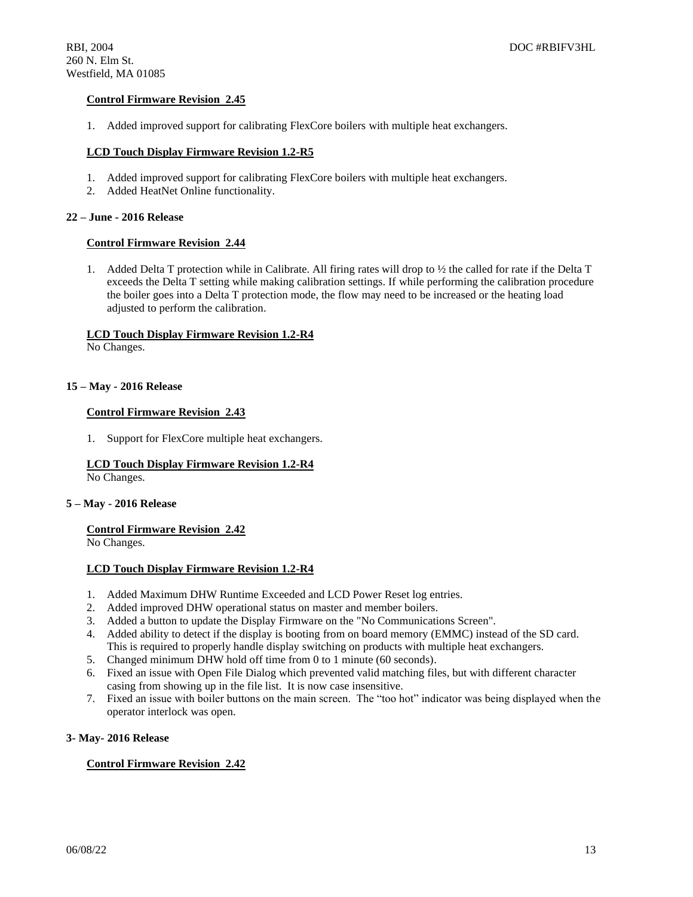**Control Firmware Revision 2.45**

1. Added improved support for calibrating FlexCore boilers with multiple heat exchangers.

**LCD Touch Display Firmware Revision 1.2-R5**

1. Added improved support for calibrating FlexCore boilers with multiple heat exchangers.
2. Added HeatNet Online functionality.

**22 – June - 2016 Release**

**Control Firmware Revision 2.44**

1. Added Delta T protection while in Calibrate. All firing rates will drop to ½ the called for rate if the Delta T exceeds the Delta T setting while making calibration settings. If while performing the calibration procedure the boiler goes into a Delta T protection mode, the flow may need to be increased or the heating load adjusted to perform the calibration.

**LCD Touch Display Firmware Revision 1.2-R4**
No Changes.

**15 – May - 2016 Release**

**Control Firmware Revision 2.43**

1. Support for FlexCore multiple heat exchangers.

**LCD Touch Display Firmware Revision 1.2-R4**
No Changes.

**5 – May - 2016 Release**

**Control Firmware Revision 2.42**
No Changes.

**LCD Touch Display Firmware Revision 1.2-R4**

1. Added Maximum DHW Runtime Exceeded and LCD Power Reset log entries.
2. Added improved DHW operational status on master and member boilers.
3. Added a button to update the Display Firmware on the "No Communications Screen".
4. Added ability to detect if the display is booting from on board memory (EMMC) instead of the SD card. This is required to properly handle display switching on products with multiple heat exchangers.
5. Changed minimum DHW hold off time from 0 to 1 minute (60 seconds).
6. Fixed an issue with Open File Dialog which prevented valid matching files, but with different character casing from showing up in the file list. It is now case insensitive.
7. Fixed an issue with boiler buttons on the main screen. The "too hot" indicator was being displayed when the operator interlock was open.

**3- May- 2016 Release**

**Control Firmware Revision 2.42**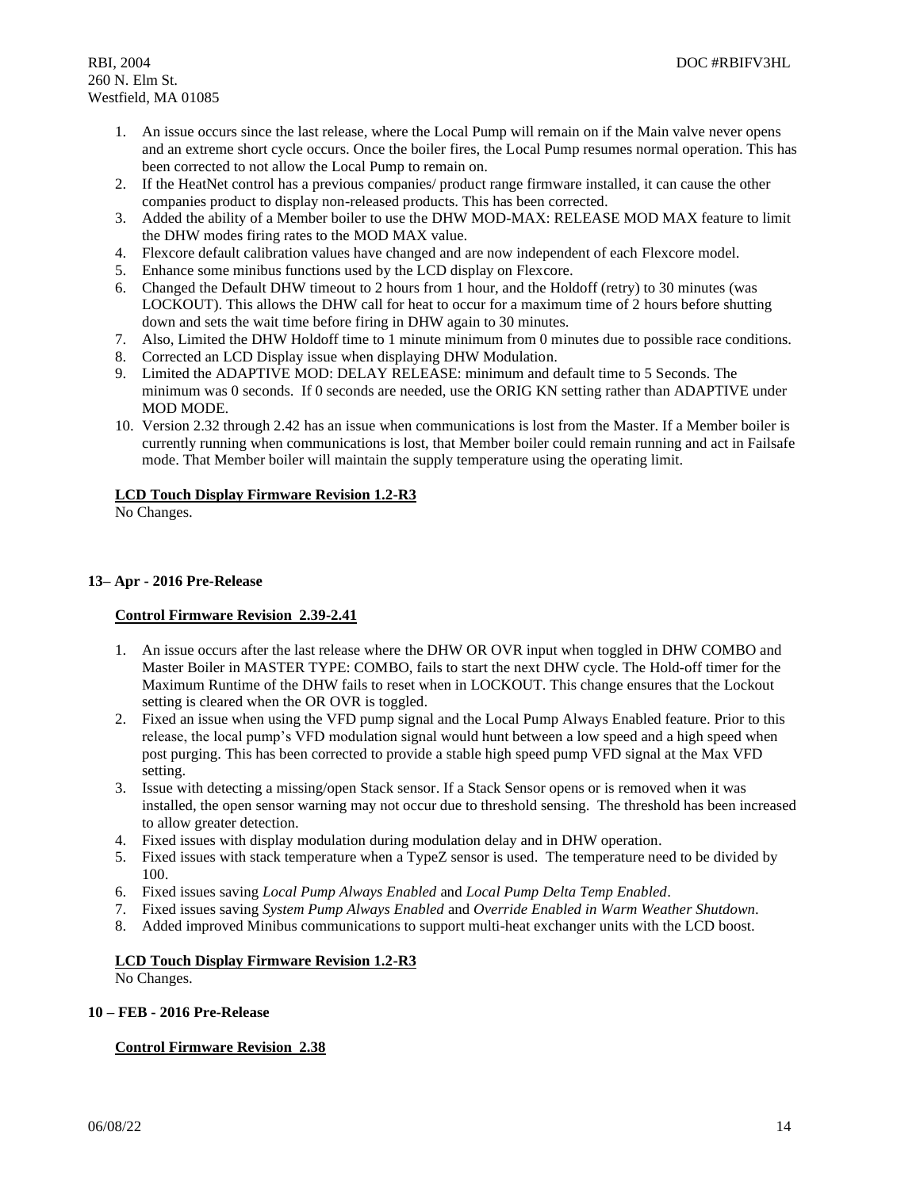1. An issue occurs since the last release, where the Local Pump will remain on if the Main valve never opens and an extreme short cycle occurs. Once the boiler fires, the Local Pump resumes normal operation. This has been corrected to not allow the Local Pump to remain on.
2. If the HeatNet control has a previous companies/ product range firmware installed, it can cause the other companies product to display non-released products. This has been corrected.
3. Added the ability of a Member boiler to use the DHW MOD-MAX: RELEASE MOD MAX feature to limit the DHW modes firing rates to the MOD MAX value.
4. Flexcore default calibration values have changed and are now independent of each Flexcore model.
5. Enhance some minibus functions used by the LCD display on Flexcore.
6. Changed the Default DHW timeout to 2 hours from 1 hour, and the Holdoff (retry) to 30 minutes (was LOCKOUT). This allows the DHW call for heat to occur for a maximum time of 2 hours before shutting down and sets the wait time before firing in DHW again to 30 minutes.
7. Also, Limited the DHW Holdoff time to 1 minute minimum from 0 minutes due to possible race conditions.
8. Corrected an LCD Display issue when displaying DHW Modulation.
9. Limited the ADAPTIVE MOD: DELAY RELEASE: minimum and default time to 5 Seconds. The minimum was 0 seconds. If 0 seconds are needed, use the ORIG KN setting rather than ADAPTIVE under MOD MODE.
10. Version 2.32 through 2.42 has an issue when communications is lost from the Master. If a Member boiler is currently running when communications is lost, that Member boiler could remain running and act in Failsafe mode. That Member boiler will maintain the supply temperature using the operating limit.

**LCD Touch Display Firmware Revision 1.2-R3**

No Changes.

**13– Apr - 2016 Pre-Release**

**Control Firmware Revision 2.39-2.41**

1. An issue occurs after the last release where the DHW OR OVR input when toggled in DHW COMBO and Master Boiler in MASTER TYPE: COMBO, fails to start the next DHW cycle. The Hold-off timer for the Maximum Runtime of the DHW fails to reset when in LOCKOUT. This change ensures that the Lockout setting is cleared when the OR OVR is toggled.
2. Fixed an issue when using the VFD pump signal and the Local Pump Always Enabled feature. Prior to this release, the local pump's VFD modulation signal would hunt between a low speed and a high speed when post purging. This has been corrected to provide a stable high speed pump VFD signal at the Max VFD setting.
3. Issue with detecting a missing/open Stack sensor. If a Stack Sensor opens or is removed when it was installed, the open sensor warning may not occur due to threshold sensing. The threshold has been increased to allow greater detection.
4. Fixed issues with display modulation during modulation delay and in DHW operation.
5. Fixed issues with stack temperature when a TypeZ sensor is used. The temperature need to be divided by 100.
6. Fixed issues saving *Local Pump Always Enabled* and *Local Pump Delta Temp Enabled*.
7. Fixed issues saving *System Pump Always Enabled* and *Override Enabled in Warm Weather Shutdown*.
8. Added improved Minibus communications to support multi-heat exchanger units with the LCD boost.

**LCD Touch Display Firmware Revision 1.2-R3**

No Changes.

**10 – FEB - 2016 Pre-Release**

**Control Firmware Revision 2.38**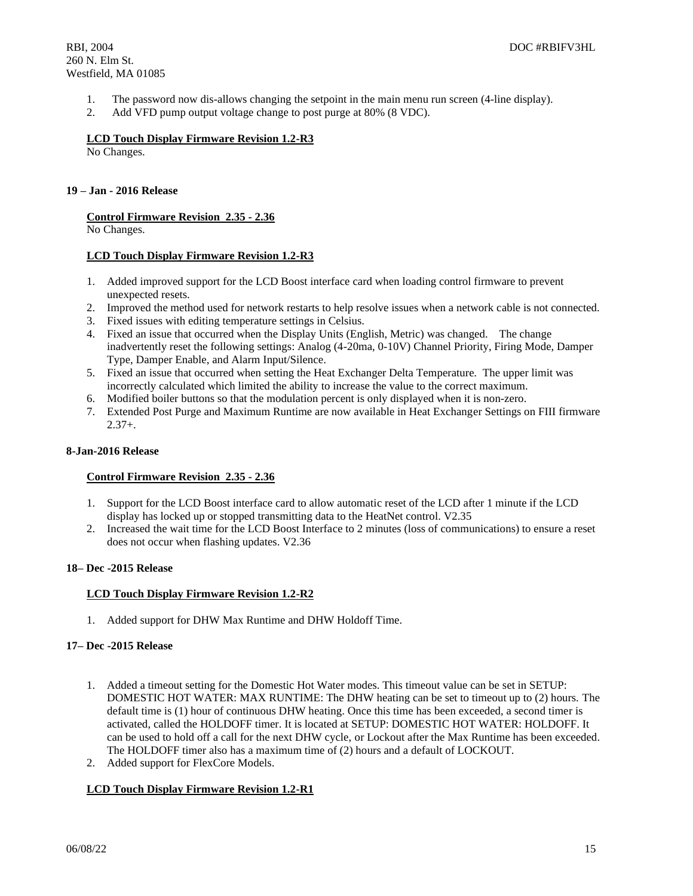1. The password now dis-allows changing the setpoint in the main menu run screen (4-line display).
2. Add VFD pump output voltage change to post purge at 80% (8 VDC).

**LCD Touch Display Firmware Revision 1.2-R3**

No Changes.

### 19 – Jan - 2016 Release

**Control Firmware Revision 2.35 - 2.36**

No Changes.

**LCD Touch Display Firmware Revision 1.2-R3**

1. Added improved support for the LCD Boost interface card when loading control firmware to prevent unexpected resets.
2. Improved the method used for network restarts to help resolve issues when a network cable is not connected.
3. Fixed issues with editing temperature settings in Celsius.
4. Fixed an issue that occurred when the Display Units (English, Metric) was changed. The change inadvertently reset the following settings: Analog (4-20ma, 0-10V) Channel Priority, Firing Mode, Damper Type, Damper Enable, and Alarm Input/Silence.
5. Fixed an issue that occurred when setting the Heat Exchanger Delta Temperature. The upper limit was incorrectly calculated which limited the ability to increase the value to the correct maximum.
6. Modified boiler buttons so that the modulation percent is only displayed when it is non-zero.
7. Extended Post Purge and Maximum Runtime are now available in Heat Exchanger Settings on FIII firmware 2.37+.

### 8-Jan-2016 Release

**Control Firmware Revision 2.35 - 2.36**

1. Support for the LCD Boost interface card to allow automatic reset of the LCD after 1 minute if the LCD display has locked up or stopped transmitting data to the HeatNet control. V2.35
2. Increased the wait time for the LCD Boost Interface to 2 minutes (loss of communications) to ensure a reset does not occur when flashing updates. V2.36

### 18– Dec -2015 Release

**LCD Touch Display Firmware Revision 1.2-R2**

1. Added support for DHW Max Runtime and DHW Holdoff Time.

### 17– Dec -2015 Release

1. Added a timeout setting for the Domestic Hot Water modes. This timeout value can be set in SETUP: DOMESTIC HOT WATER: MAX RUNTIME: The DHW heating can be set to timeout up to (2) hours. The default time is (1) hour of continuous DHW heating. Once this time has been exceeded, a second timer is activated, called the HOLDOFF timer. It is located at SETUP: DOMESTIC HOT WATER: HOLDOFF. It can be used to hold off a call for the next DHW cycle, or Lockout after the Max Runtime has been exceeded. The HOLDOFF timer also has a maximum time of (2) hours and a default of LOCKOUT.
2. Added support for FlexCore Models.

**LCD Touch Display Firmware Revision 1.2-R1**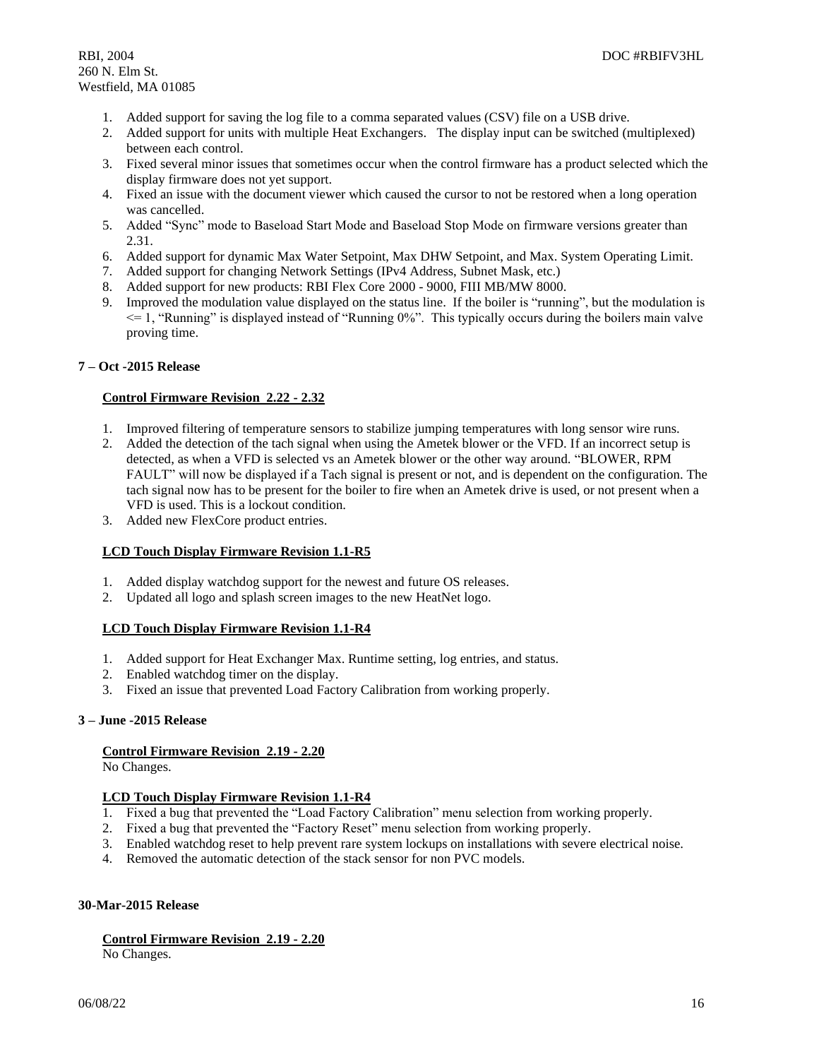1. Added support for saving the log file to a comma separated values (CSV) file on a USB drive.
2. Added support for units with multiple Heat Exchangers. The display input can be switched (multiplexed) between each control.
3. Fixed several minor issues that sometimes occur when the control firmware has a product selected which the display firmware does not yet support.
4. Fixed an issue with the document viewer which caused the cursor to not be restored when a long operation was cancelled.
5. Added "Sync" mode to Baseload Start Mode and Baseload Stop Mode on firmware versions greater than 2.31.
6. Added support for dynamic Max Water Setpoint, Max DHW Setpoint, and Max. System Operating Limit.
7. Added support for changing Network Settings (IPv4 Address, Subnet Mask, etc.)
8. Added support for new products: RBI Flex Core 2000 - 9000, FIII MB/MW 8000.
9. Improved the modulation value displayed on the status line. If the boiler is "running", but the modulation is <= 1, "Running" is displayed instead of "Running 0%". This typically occurs during the boilers main valve proving time.

**7 – Oct -2015 Release**

**Control Firmware Revision 2.22 - 2.32**

1. Improved filtering of temperature sensors to stabilize jumping temperatures with long sensor wire runs.
2. Added the detection of the tach signal when using the Ametek blower or the VFD. If an incorrect setup is detected, as when a VFD is selected vs an Ametek blower or the other way around. "BLOWER, RPM FAULT" will now be displayed if a Tach signal is present or not, and is dependent on the configuration. The tach signal now has to be present for the boiler to fire when an Ametek drive is used, or not present when a VFD is used. This is a lockout condition.
3. Added new FlexCore product entries.

**LCD Touch Display Firmware Revision 1.1-R5**

1. Added display watchdog support for the newest and future OS releases.
2. Updated all logo and splash screen images to the new HeatNet logo.

**LCD Touch Display Firmware Revision 1.1-R4**

1. Added support for Heat Exchanger Max. Runtime setting, log entries, and status.
2. Enabled watchdog timer on the display.
3. Fixed an issue that prevented Load Factory Calibration from working properly.

**3 – June -2015 Release**

**Control Firmware Revision 2.19 - 2.20**

No Changes.

**LCD Touch Display Firmware Revision 1.1-R4**

1. Fixed a bug that prevented the "Load Factory Calibration" menu selection from working properly.
2. Fixed a bug that prevented the "Factory Reset" menu selection from working properly.
3. Enabled watchdog reset to help prevent rare system lockups on installations with severe electrical noise.
4. Removed the automatic detection of the stack sensor for non PVC models.

**30-Mar-2015 Release**

**Control Firmware Revision 2.19 - 2.20**

No Changes.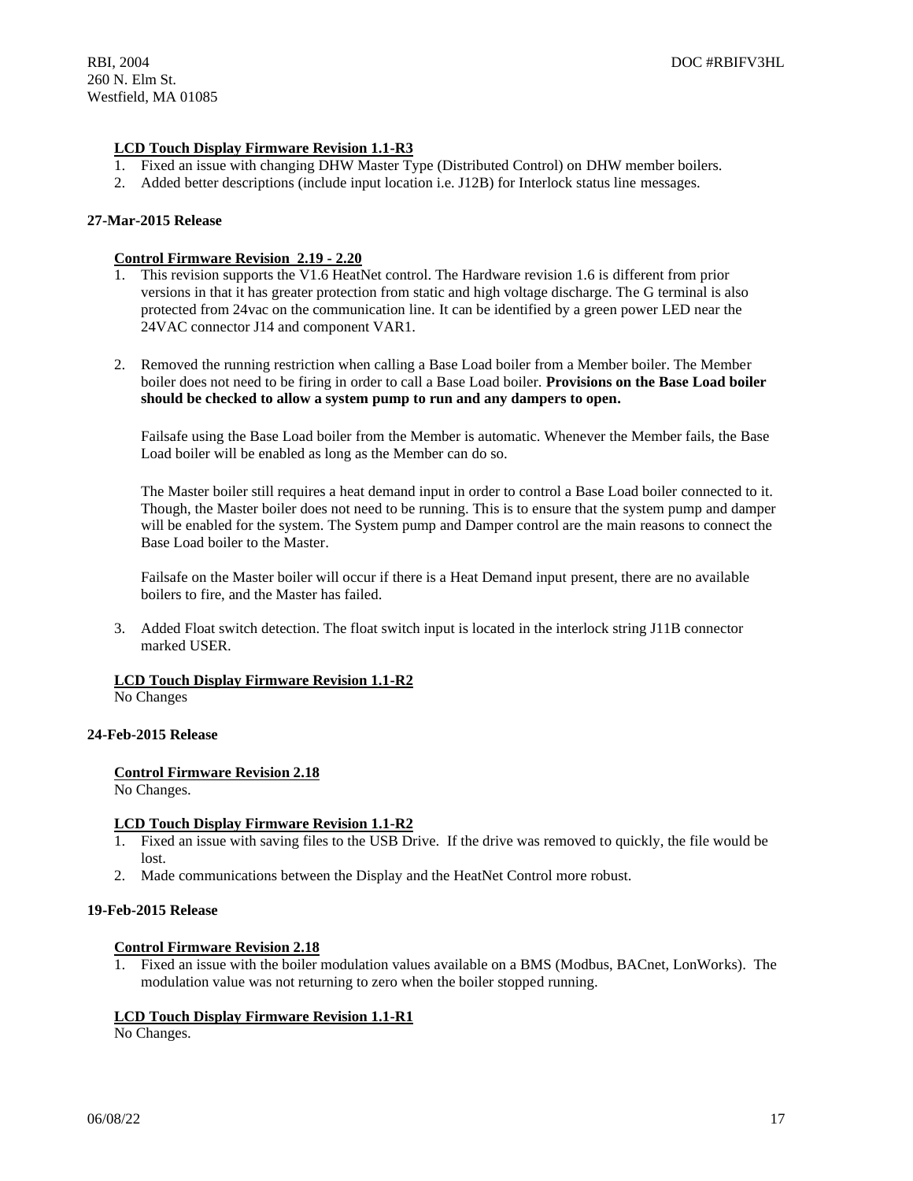**LCD Touch Display Firmware Revision 1.1-R3**

1. Fixed an issue with changing DHW Master Type (Distributed Control) on DHW member boilers.
2. Added better descriptions (include input location i.e. J12B) for Interlock status line messages.

**27-Mar-2015 Release**

**Control Firmware Revision 2.19 - 2.20**

1. This revision supports the V1.6 HeatNet control. The Hardware revision 1.6 is different from prior versions in that it has greater protection from static and high voltage discharge. The G terminal is also protected from 24vac on the communication line. It can be identified by a green power LED near the 24VAC connector J14 and component VAR1.

2. Removed the running restriction when calling a Base Load boiler from a Member boiler. The Member boiler does not need to be firing in order to call a Base Load boiler. **Provisions on the Base Load boiler should be checked to allow a system pump to run and any dampers to open.**

   Failsafe using the Base Load boiler from the Member is automatic. Whenever the Member fails, the Base Load boiler will be enabled as long as the Member can do so.

   The Master boiler still requires a heat demand input in order to control a Base Load boiler connected to it. Though, the Master boiler does not need to be running. This is to ensure that the system pump and damper will be enabled for the system. The System pump and Damper control are the main reasons to connect the Base Load boiler to the Master.

   Failsafe on the Master boiler will occur if there is a Heat Demand input present, there are no available boilers to fire, and the Master has failed.

3. Added Float switch detection. The float switch input is located in the interlock string J11B connector marked USER.

**LCD Touch Display Firmware Revision 1.1-R2**

No Changes

**24-Feb-2015 Release**

**Control Firmware Revision 2.18**

No Changes.

**LCD Touch Display Firmware Revision 1.1-R2**

1. Fixed an issue with saving files to the USB Drive. If the drive was removed to quickly, the file would be lost.
2. Made communications between the Display and the HeatNet Control more robust.

**19-Feb-2015 Release**

**Control Firmware Revision 2.18**

1. Fixed an issue with the boiler modulation values available on a BMS (Modbus, BACnet, LonWorks). The modulation value was not returning to zero when the boiler stopped running.

**LCD Touch Display Firmware Revision 1.1-R1**

No Changes.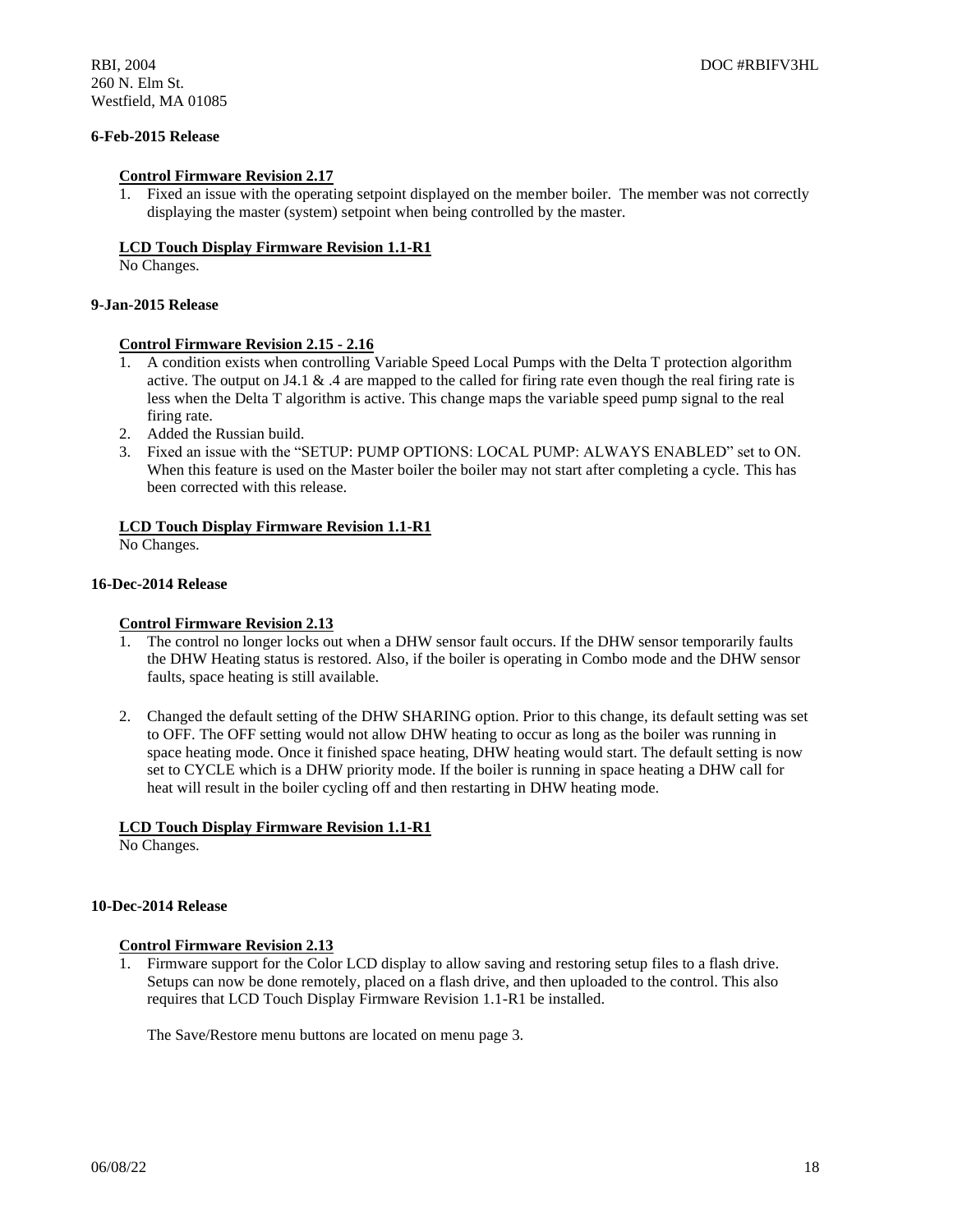#### 6-Feb-2015 Release

**Control Firmware Revision 2.17**

1. Fixed an issue with the operating setpoint displayed on the member boiler. The member was not correctly displaying the master (system) setpoint when being controlled by the master.

**LCD Touch Display Firmware Revision 1.1-R1**

No Changes.

#### 9-Jan-2015 Release

**Control Firmware Revision 2.15 - 2.16**

1. A condition exists when controlling Variable Speed Local Pumps with the Delta T protection algorithm active. The output on J4.1 & .4 are mapped to the called for firing rate even though the real firing rate is less when the Delta T algorithm is active. This change maps the variable speed pump signal to the real firing rate.
2. Added the Russian build.
3. Fixed an issue with the "SETUP: PUMP OPTIONS: LOCAL PUMP: ALWAYS ENABLED" set to ON. When this feature is used on the Master boiler the boiler may not start after completing a cycle. This has been corrected with this release.

**LCD Touch Display Firmware Revision 1.1-R1**

No Changes.

#### 16-Dec-2014 Release

**Control Firmware Revision 2.13**

1. The control no longer locks out when a DHW sensor fault occurs. If the DHW sensor temporarily faults the DHW Heating status is restored. Also, if the boiler is operating in Combo mode and the DHW sensor faults, space heating is still available.

2. Changed the default setting of the DHW SHARING option. Prior to this change, its default setting was set to OFF. The OFF setting would not allow DHW heating to occur as long as the boiler was running in space heating mode. Once it finished space heating, DHW heating would start. The default setting is now set to CYCLE which is a DHW priority mode. If the boiler is running in space heating a DHW call for heat will result in the boiler cycling off and then restarting in DHW heating mode.

**LCD Touch Display Firmware Revision 1.1-R1**

No Changes.

#### 10-Dec-2014 Release

**Control Firmware Revision 2.13**

1. Firmware support for the Color LCD display to allow saving and restoring setup files to a flash drive. Setups can now be done remotely, placed on a flash drive, and then uploaded to the control. This also requires that LCD Touch Display Firmware Revision 1.1-R1 be installed.

   The Save/Restore menu buttons are located on menu page 3.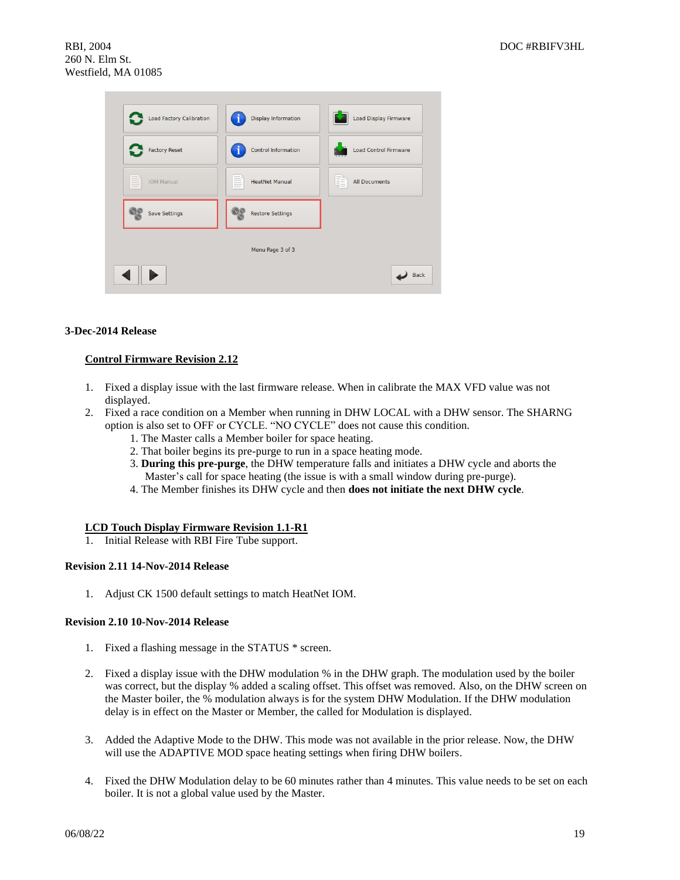### 3-Dec-2014 Release

#### Control Firmware Revision 2.12

1. Fixed a display issue with the last firmware release. When in calibrate the MAX VFD value was not displayed.
2. Fixed a race condition on a Member when running in DHW LOCAL with a DHW sensor. The SHARNG option is also set to OFF or CYCLE. "NO CYCLE" does not cause this condition.
   1. The Master calls a Member boiler for space heating.
   2. That boiler begins its pre-purge to run in a space heating mode.
   3. **During this pre-purge**, the DHW temperature falls and initiates a DHW cycle and aborts the Master's call for space heating (the issue is with a small window during pre-purge).
   4. The Member finishes its DHW cycle and then **does not initiate the next DHW cycle**.

#### LCD Touch Display Firmware Revision 1.1-R1

1. Initial Release with RBI Fire Tube support.

### Revision 2.11 14-Nov-2014 Release

1. Adjust CK 1500 default settings to match HeatNet IOM.

### Revision 2.10 10-Nov-2014 Release

1. Fixed a flashing message in the STATUS * screen.
2. Fixed a display issue with the DHW modulation % in the DHW graph. The modulation used by the boiler was correct, but the display % added a scaling offset. This offset was removed. Also, on the DHW screen on the Master boiler, the % modulation always is for the system DHW Modulation. If the DHW modulation delay is in effect on the Master or Member, the called for Modulation is displayed.
3. Added the Adaptive Mode to the DHW. This mode was not available in the prior release. Now, the DHW will use the ADAPTIVE MOD space heating settings when firing DHW boilers.
4. Fixed the DHW Modulation delay to be 60 minutes rather than 4 minutes. This value needs to be set on each boiler. It is not a global value used by the Master.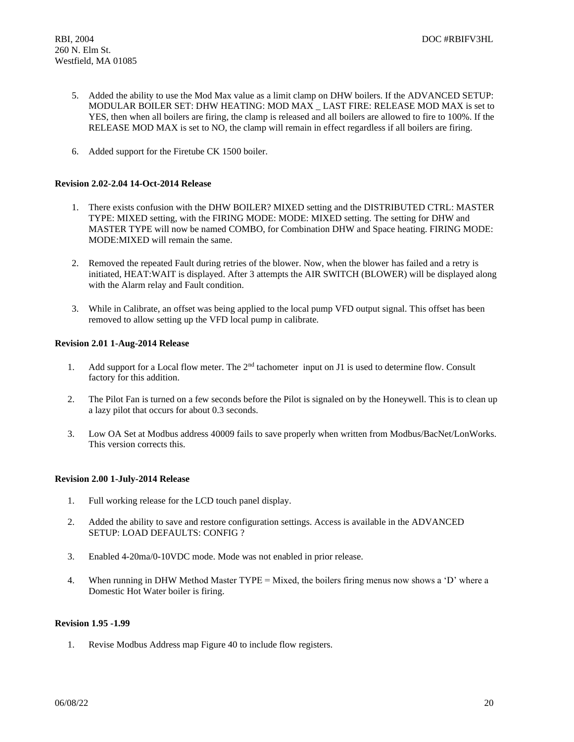5. Added the ability to use the Mod Max value as a limit clamp on DHW boilers. If the ADVANCED SETUP: MODULAR BOILER SET: DHW HEATING: MOD MAX _ LAST FIRE: RELEASE MOD MAX is set to YES, then when all boilers are firing, the clamp is released and all boilers are allowed to fire to 100%. If the RELEASE MOD MAX is set to NO, the clamp will remain in effect regardless if all boilers are firing.

6. Added support for the Firetube CK 1500 boiler.

**Revision 2.02-2.04 14-Oct-2014 Release**

1. There exists confusion with the DHW BOILER? MIXED setting and the DISTRIBUTED CTRL: MASTER TYPE: MIXED setting, with the FIRING MODE: MODE: MIXED setting. The setting for DHW and MASTER TYPE will now be named COMBO, for Combination DHW and Space heating. FIRING MODE: MODE:MIXED will remain the same.

2. Removed the repeated Fault during retries of the blower. Now, when the blower has failed and a retry is initiated, HEAT:WAIT is displayed. After 3 attempts the AIR SWITCH (BLOWER) will be displayed along with the Alarm relay and Fault condition.

3. While in Calibrate, an offset was being applied to the local pump VFD output signal. This offset has been removed to allow setting up the VFD local pump in calibrate.

**Revision 2.01 1-Aug-2014 Release**

1. Add support for a Local flow meter. The 2nd tachometer input on J1 is used to determine flow. Consult factory for this addition.

2. The Pilot Fan is turned on a few seconds before the Pilot is signaled on by the Honeywell. This is to clean up a lazy pilot that occurs for about 0.3 seconds.

3. Low OA Set at Modbus address 40009 fails to save properly when written from Modbus/BacNet/LonWorks. This version corrects this.

**Revision 2.00 1-July-2014 Release**

1. Full working release for the LCD touch panel display.

2. Added the ability to save and restore configuration settings. Access is available in the ADVANCED SETUP: LOAD DEFAULTS: CONFIG ?

3. Enabled 4-20ma/0-10VDC mode. Mode was not enabled in prior release.

4. When running in DHW Method Master TYPE = Mixed, the boilers firing menus now shows a 'D' where a Domestic Hot Water boiler is firing.

**Revision 1.95 -1.99**

1. Revise Modbus Address map Figure 40 to include flow registers.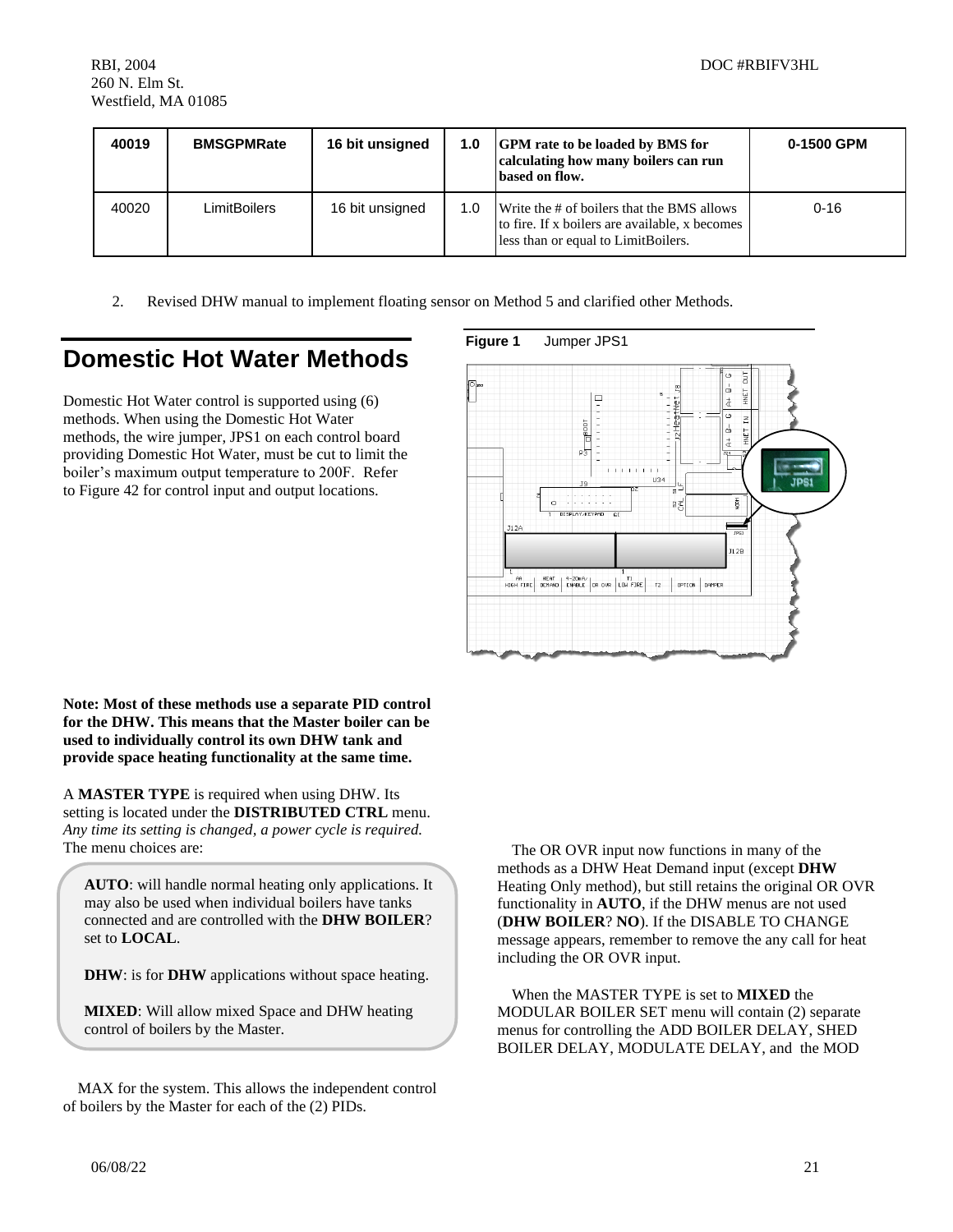| 40019 | BMSGPMRate | 16 bit unsigned | 1.0 | GPM rate to be loaded by BMS for calculating how many boilers can run based on flow. | 0-1500 GPM |
|---|---|---|---|---|---|
| 40020 | LimitBoilers | 16 bit unsigned | 1.0 | Write the # of boilers that the BMS allows to fire. If x boilers are available, x becomes less than or equal to LimitBoilers. | 0-16 |

2. Revised DHW manual to implement floating sensor on Method 5 and clarified other Methods.

# Domestic Hot Water Methods

Domestic Hot Water control is supported using (6) methods. When using the Domestic Hot Water methods, the wire jumper, JPS1 on each control board providing Domestic Hot Water, must be cut to limit the boiler's maximum output temperature to 200F. Refer to Figure 42 for control input and output locations.

**Figure 1** Jumper JPS1

**Note: Most of these methods use a separate PID control for the DHW. This means that the Master boiler can be used to individually control its own DHW tank and provide space heating functionality at the same time.**

A **MASTER TYPE** is required when using DHW. Its setting is located under the **DISTRIBUTED CTRL** menu. *Any time its setting is changed, a power cycle is required.* The menu choices are:

**AUTO**: will handle normal heating only applications. It may also be used when individual boilers have tanks connected and are controlled with the **DHW BOILER**? set to **LOCAL**.

**DHW**: is for **DHW** applications without space heating.

**MIXED**: Will allow mixed Space and DHW heating control of boilers by the Master.

The OR OVR input now functions in many of the methods as a DHW Heat Demand input (except **DHW** Heating Only method), but still retains the original OR OVR functionality in **AUTO**, if the DHW menus are not used (**DHW BOILER**? **NO**). If the DISABLE TO CHANGE message appears, remember to remove the any call for heat including the OR OVR input.

When the MASTER TYPE is set to **MIXED** the MODULAR BOILER SET menu will contain (2) separate menus for controlling the ADD BOILER DELAY, SHED BOILER DELAY, MODULATE DELAY, and the MOD MAX for the system. This allows the independent control of boilers by the Master for each of the (2) PIDs.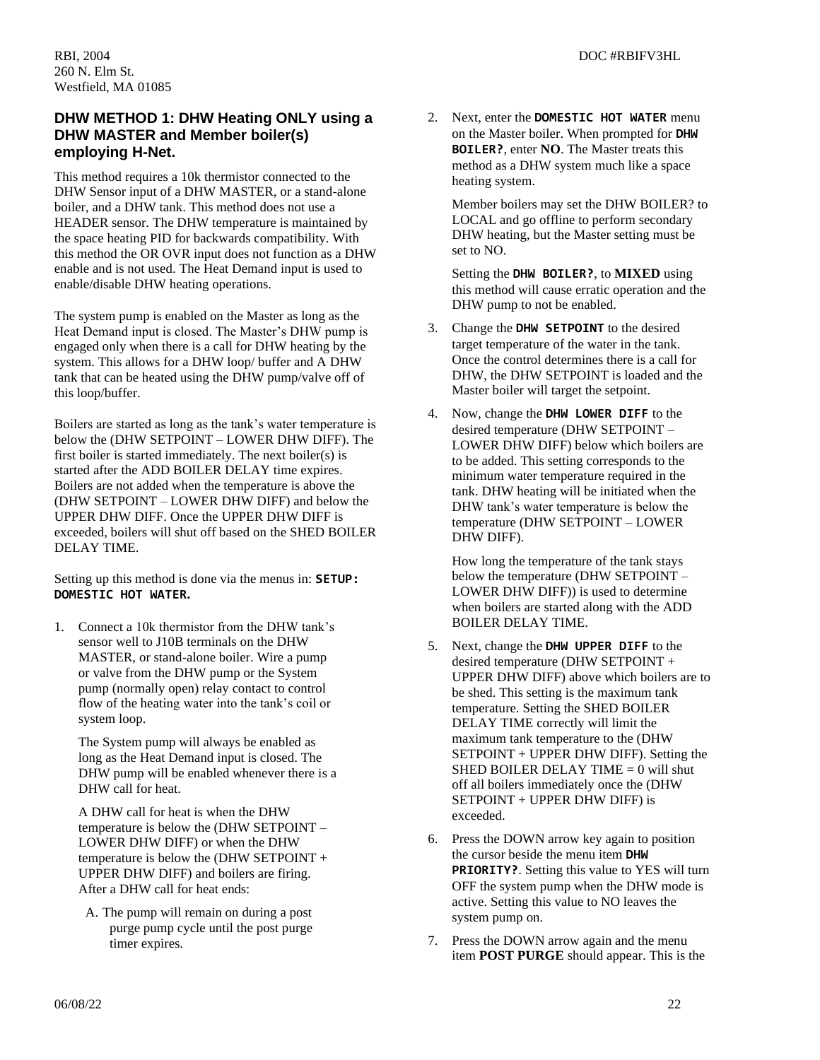## DHW METHOD 1: DHW Heating ONLY using a DHW MASTER and Member boiler(s) employing H-Net.

This method requires a 10k thermistor connected to the DHW Sensor input of a DHW MASTER, or a stand-alone boiler, and a DHW tank. This method does not use a HEADER sensor. The DHW temperature is maintained by the space heating PID for backwards compatibility. With this method the OR OVR input does not function as a DHW enable and is not used. The Heat Demand input is used to enable/disable DHW heating operations.

The system pump is enabled on the Master as long as the Heat Demand input is closed. The Master's DHW pump is engaged only when there is a call for DHW heating by the system. This allows for a DHW loop/ buffer and A DHW tank that can be heated using the DHW pump/valve off of this loop/buffer.

Boilers are started as long as the tank's water temperature is below the (DHW SETPOINT – LOWER DHW DIFF). The first boiler is started immediately. The next boiler(s) is started after the ADD BOILER DELAY time expires. Boilers are not added when the temperature is above the (DHW SETPOINT – LOWER DHW DIFF) and below the UPPER DHW DIFF. Once the UPPER DHW DIFF is exceeded, boilers will shut off based on the SHED BOILER DELAY TIME.

Setting up this method is done via the menus in: **`SETUP: DOMESTIC HOT WATER`**.

1. Connect a 10k thermistor from the DHW tank's sensor well to J10B terminals on the DHW MASTER, or stand-alone boiler. Wire a pump or valve from the DHW pump or the System pump (normally open) relay contact to control flow of the heating water into the tank's coil or system loop.

   The System pump will always be enabled as long as the Heat Demand input is closed. The DHW pump will be enabled whenever there is a DHW call for heat.

   A DHW call for heat is when the DHW temperature is below the (DHW SETPOINT – LOWER DHW DIFF) or when the DHW temperature is below the (DHW SETPOINT + UPPER DHW DIFF) and boilers are firing. After a DHW call for heat ends:

   A. The pump will remain on during a post purge pump cycle until the post purge timer expires.

2. Next, enter the **`DOMESTIC HOT WATER`** menu on the Master boiler. When prompted for **`DHW BOILER?`**, enter **NO**. The Master treats this method as a DHW system much like a space heating system.

   Member boilers may set the DHW BOILER? to LOCAL and go offline to perform secondary DHW heating, but the Master setting must be set to NO.

   Setting the **`DHW BOILER?`**, to **MIXED** using this method will cause erratic operation and the DHW pump to not be enabled.

3. Change the **`DHW SETPOINT`** to the desired target temperature of the water in the tank. Once the control determines there is a call for DHW, the DHW SETPOINT is loaded and the Master boiler will target the setpoint.

4. Now, change the **`DHW LOWER DIFF`** to the desired temperature (DHW SETPOINT – LOWER DHW DIFF) below which boilers are to be added. This setting corresponds to the minimum water temperature required in the tank. DHW heating will be initiated when the DHW tank's water temperature is below the temperature (DHW SETPOINT – LOWER DHW DIFF).

   How long the temperature of the tank stays below the temperature (DHW SETPOINT – LOWER DHW DIFF)) is used to determine when boilers are started along with the ADD BOILER DELAY TIME.

5. Next, change the **`DHW UPPER DIFF`** to the desired temperature (DHW SETPOINT + UPPER DHW DIFF) above which boilers are to be shed. This setting is the maximum tank temperature. Setting the SHED BOILER DELAY TIME correctly will limit the maximum tank temperature to the (DHW SETPOINT + UPPER DHW DIFF). Setting the SHED BOILER DELAY TIME = 0 will shut off all boilers immediately once the (DHW SETPOINT + UPPER DHW DIFF) is exceeded.

6. Press the DOWN arrow key again to position the cursor beside the menu item **`DHW PRIORITY?`**. Setting this value to YES will turn OFF the system pump when the DHW mode is active. Setting this value to NO leaves the system pump on.

7. Press the DOWN arrow again and the menu item **POST PURGE** should appear. This is the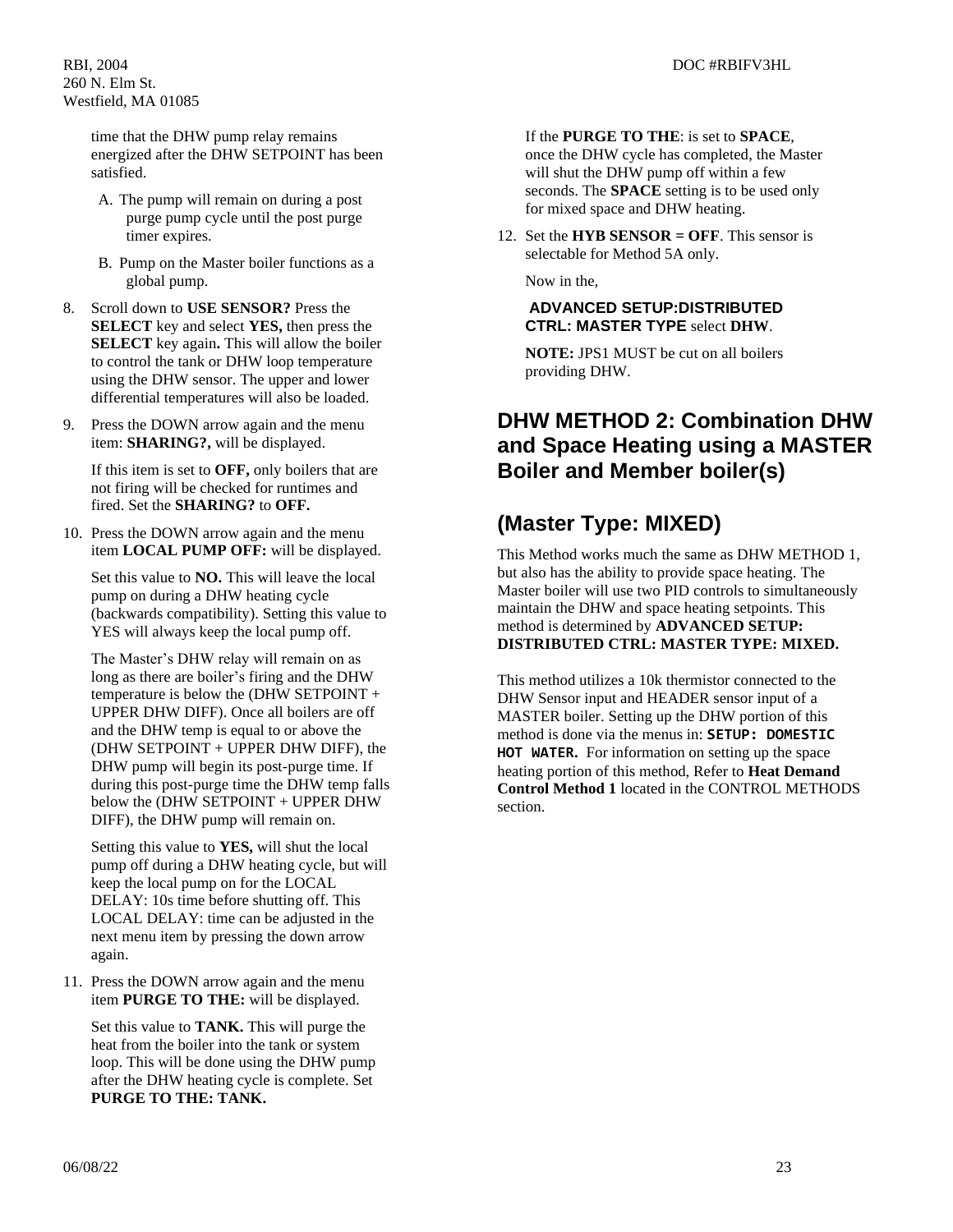time that the DHW pump relay remains energized after the DHW SETPOINT has been satisfied.

A. The pump will remain on during a post purge pump cycle until the post purge timer expires.

B. Pump on the Master boiler functions as a global pump.

8. Scroll down to **USE SENSOR?** Press the **SELECT** key and select **YES,** then press the **SELECT** key again**.** This will allow the boiler to control the tank or DHW loop temperature using the DHW sensor. The upper and lower differential temperatures will also be loaded.

9. Press the DOWN arrow again and the menu item: **SHARING?,** will be displayed.

   If this item is set to **OFF,** only boilers that are not firing will be checked for runtimes and fired. Set the **SHARING?** to **OFF.**

10. Press the DOWN arrow again and the menu item **LOCAL PUMP OFF:** will be displayed.

    Set this value to **NO.** This will leave the local pump on during a DHW heating cycle (backwards compatibility). Setting this value to YES will always keep the local pump off.

    The Master's DHW relay will remain on as long as there are boiler's firing and the DHW temperature is below the (DHW SETPOINT + UPPER DHW DIFF). Once all boilers are off and the DHW temp is equal to or above the (DHW SETPOINT + UPPER DHW DIFF), the DHW pump will begin its post-purge time. If during this post-purge time the DHW temp falls below the (DHW SETPOINT + UPPER DHW DIFF), the DHW pump will remain on.

    Setting this value to **YES,** will shut the local pump off during a DHW heating cycle, but will keep the local pump on for the LOCAL DELAY: 10s time before shutting off. This LOCAL DELAY: time can be adjusted in the next menu item by pressing the down arrow again.

11. Press the DOWN arrow again and the menu item **PURGE TO THE:** will be displayed.

    Set this value to **TANK.** This will purge the heat from the boiler into the tank or system loop. This will be done using the DHW pump after the DHW heating cycle is complete. Set **PURGE TO THE: TANK.**

    If the **PURGE TO THE**: is set to **SPACE**, once the DHW cycle has completed, the Master will shut the DHW pump off within a few seconds. The **SPACE** setting is to be used only for mixed space and DHW heating.

12. Set the **HYB SENSOR = OFF**. This sensor is selectable for Method 5A only.

    Now in the,

    **ADVANCED SETUP:DISTRIBUTED CTRL: MASTER TYPE** select **DHW**.

    **NOTE:** JPS1 MUST be cut on all boilers providing DHW.

## DHW METHOD 2: Combination DHW and Space Heating using a MASTER Boiler and Member boiler(s)

## (Master Type: MIXED)

This Method works much the same as DHW METHOD 1, but also has the ability to provide space heating. The Master boiler will use two PID controls to simultaneously maintain the DHW and space heating setpoints. This method is determined by **ADVANCED SETUP: DISTRIBUTED CTRL: MASTER TYPE: MIXED.**

This method utilizes a 10k thermistor connected to the DHW Sensor input and HEADER sensor input of a MASTER boiler. Setting up the DHW portion of this method is done via the menus in: `SETUP: DOMESTIC HOT WATER`**.** For information on setting up the space heating portion of this method, Refer to **Heat Demand Control Method 1** located in the CONTROL METHODS section.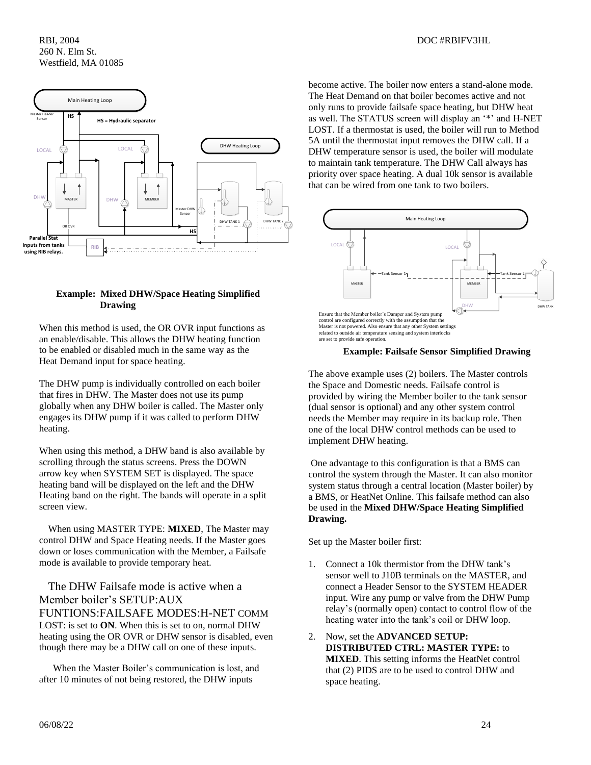**Example: Mixed DHW/Space Heating Simplified Drawing**

When this method is used, the OR OVR input functions as an enable/disable. This allows the DHW heating function to be enabled or disabled much in the same way as the Heat Demand input for space heating.

The DHW pump is individually controlled on each boiler that fires in DHW. The Master does not use its pump globally when any DHW boiler is called. The Master only engages its DHW pump if it was called to perform DHW heating.

When using this method, a DHW band is also available by scrolling through the status screens. Press the DOWN arrow key when SYSTEM SET is displayed. The space heating band will be displayed on the left and the DHW Heating band on the right. The bands will operate in a split screen view.

When using MASTER TYPE: **MIXED**, The Master may control DHW and Space Heating needs. If the Master goes down or loses communication with the Member, a Failsafe mode is available to provide temporary heat.

The DHW Failsafe mode is active when a Member boiler's SETUP:AUX FUNTIONS:FAILSAFE MODES:H-NET COMM LOST: is set to **ON**. When this is set to on, normal DHW heating using the OR OVR or DHW sensor is disabled, even though there may be a DHW call on one of these inputs.

When the Master Boiler's communication is lost, and after 10 minutes of not being restored, the DHW inputs become active. The boiler now enters a stand-alone mode. The Heat Demand on that boiler becomes active and not only runs to provide failsafe space heating, but DHW heat as well. The STATUS screen will display an '*' and H-NET LOST. If a thermostat is used, the boiler will run to Method 5A until the thermostat input removes the DHW call. If a DHW temperature sensor is used, the boiler will modulate to maintain tank temperature. The DHW Call always has priority over space heating. A dual 10k sensor is available that can be wired from one tank to two boilers.

Ensure that the Member boiler's Damper and System pump control are configured correctly with the assumption that the Master is not powered. Also ensure that any other System settings related to outside air temperature sensing and system interlocks are set to provide safe operation.

**Example: Failsafe Sensor Simplified Drawing**

The above example uses (2) boilers. The Master controls the Space and Domestic needs. Failsafe control is provided by wiring the Member boiler to the tank sensor (dual sensor is optional) and any other system control needs the Member may require in its backup role. Then one of the local DHW control methods can be used to implement DHW heating.

One advantage to this configuration is that a BMS can control the system through the Master. It can also monitor system status through a central location (Master boiler) by a BMS, or HeatNet Online. This failsafe method can also be used in the **Mixed DHW/Space Heating Simplified Drawing.**

Set up the Master boiler first:

1. Connect a 10k thermistor from the DHW tank's sensor well to J10B terminals on the MASTER, and connect a Header Sensor to the SYSTEM HEADER input. Wire any pump or valve from the DHW Pump relay's (normally open) contact to control flow of the heating water into the tank's coil or DHW loop.
2. Now, set the **ADVANCED SETUP: DISTRIBUTED CTRL: MASTER TYPE:** to **MIXED**. This setting informs the HeatNet control that (2) PIDS are to be used to control DHW and space heating.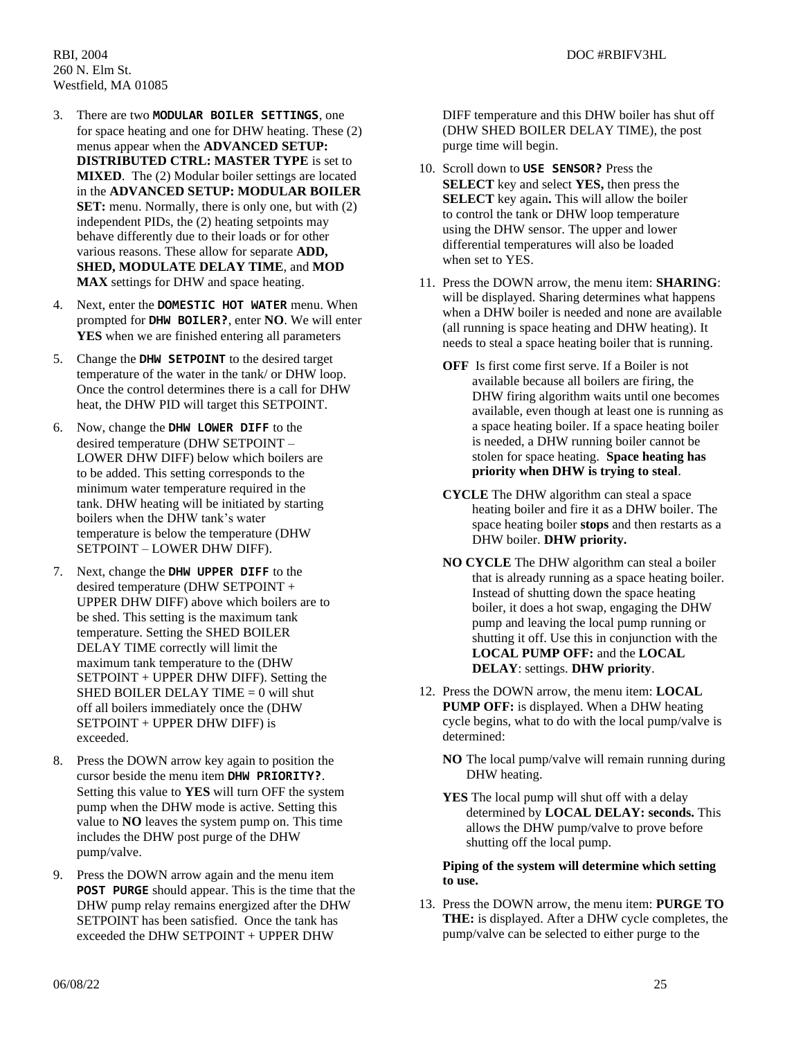3. There are two `MODULAR BOILER SETTINGS`, one for space heating and one for DHW heating. These (2) menus appear when the **ADVANCED SETUP: DISTRIBUTED CTRL: MASTER TYPE** is set to **MIXED**. The (2) Modular boiler settings are located in the **ADVANCED SETUP: MODULAR BOILER SET:** menu. Normally, there is only one, but with (2) independent PIDs, the (2) heating setpoints may behave differently due to their loads or for other various reasons. These allow for separate **ADD, SHED, MODULATE DELAY TIME**, and **MOD MAX** settings for DHW and space heating.

4. Next, enter the `DOMESTIC HOT WATER` menu. When prompted for `DHW BOILER?`, enter **NO**. We will enter **YES** when we are finished entering all parameters

5. Change the `DHW SETPOINT` to the desired target temperature of the water in the tank/ or DHW loop. Once the control determines there is a call for DHW heat, the DHW PID will target this SETPOINT.

6. Now, change the `DHW LOWER DIFF` to the desired temperature (DHW SETPOINT – LOWER DHW DIFF) below which boilers are to be added. This setting corresponds to the minimum water temperature required in the tank. DHW heating will be initiated by starting boilers when the DHW tank's water temperature is below the temperature (DHW SETPOINT – LOWER DHW DIFF).

7. Next, change the `DHW UPPER DIFF` to the desired temperature (DHW SETPOINT + UPPER DHW DIFF) above which boilers are to be shed. This setting is the maximum tank temperature. Setting the SHED BOILER DELAY TIME correctly will limit the maximum tank temperature to the (DHW SETPOINT + UPPER DHW DIFF). Setting the SHED BOILER DELAY TIME = 0 will shut off all boilers immediately once the (DHW SETPOINT + UPPER DHW DIFF) is exceeded.

8. Press the DOWN arrow key again to position the cursor beside the menu item `DHW PRIORITY?`. Setting this value to **YES** will turn OFF the system pump when the DHW mode is active. Setting this value to **NO** leaves the system pump on. This time includes the DHW post purge of the DHW pump/valve.

9. Press the DOWN arrow again and the menu item `POST PURGE` should appear. This is the time that the DHW pump relay remains energized after the DHW SETPOINT has been satisfied. Once the tank has exceeded the DHW SETPOINT + UPPER DHW DIFF temperature and this DHW boiler has shut off (DHW SHED BOILER DELAY TIME), the post purge time will begin.

10. Scroll down to `USE SENSOR?` Press the **SELECT** key and select **YES,** then press the **SELECT** key again**.** This will allow the boiler to control the tank or DHW loop temperature using the DHW sensor. The upper and lower differential temperatures will also be loaded when set to YES.

11. Press the DOWN arrow, the menu item: **SHARING**: will be displayed. Sharing determines what happens when a DHW boiler is needed and none are available (all running is space heating and DHW heating). It needs to steal a space heating boiler that is running.

    **OFF** Is first come first serve. If a Boiler is not available because all boilers are firing, the DHW firing algorithm waits until one becomes available, even though at least one is running as a space heating boiler. If a space heating boiler is needed, a DHW running boiler cannot be stolen for space heating. **Space heating has priority when DHW is trying to steal**.

    **CYCLE** The DHW algorithm can steal a space heating boiler and fire it as a DHW boiler. The space heating boiler **stops** and then restarts as a DHW boiler. **DHW priority.**

    **NO CYCLE** The DHW algorithm can steal a boiler that is already running as a space heating boiler. Instead of shutting down the space heating boiler, it does a hot swap, engaging the DHW pump and leaving the local pump running or shutting it off. Use this in conjunction with the **LOCAL PUMP OFF:** and the **LOCAL DELAY**: settings. **DHW priority**.

12. Press the DOWN arrow, the menu item: **LOCAL PUMP OFF:** is displayed. When a DHW heating cycle begins, what to do with the local pump/valve is determined:

    **NO** The local pump/valve will remain running during DHW heating.

    **YES** The local pump will shut off with a delay determined by **LOCAL DELAY: seconds.** This allows the DHW pump/valve to prove before shutting off the local pump.

    **Piping of the system will determine which setting to use.**

13. Press the DOWN arrow, the menu item: **PURGE TO THE:** is displayed. After a DHW cycle completes, the pump/valve can be selected to either purge to the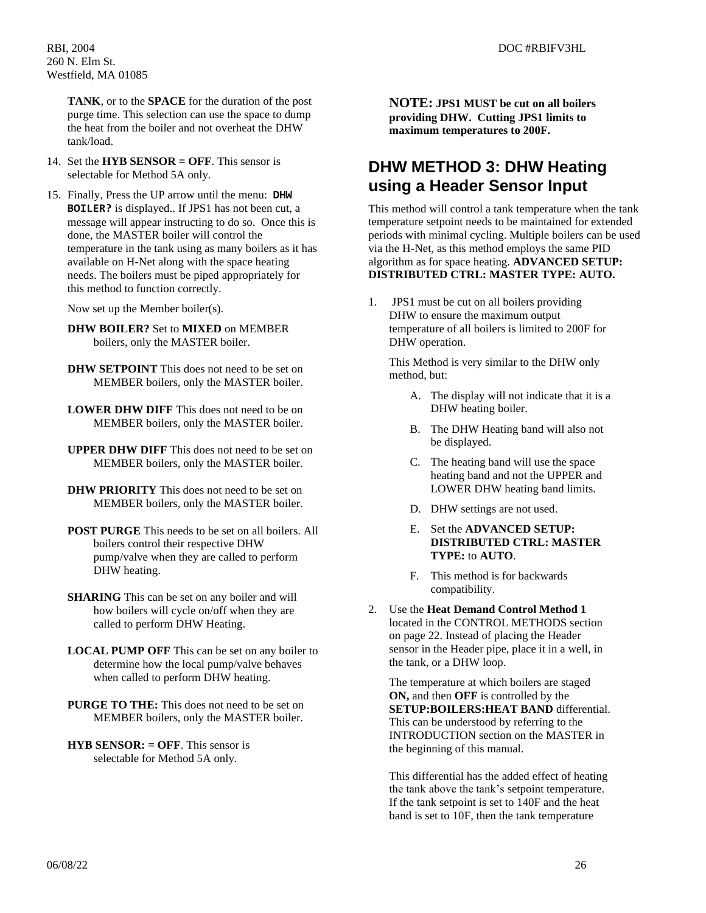**TANK**, or to the **SPACE** for the duration of the post purge time. This selection can use the space to dump the heat from the boiler and not overheat the DHW tank/load.

14. Set the **HYB SENSOR = OFF**. This sensor is selectable for Method 5A only.
15. Finally, Press the UP arrow until the menu: **DHW BOILER?** is displayed.. If JPS1 has not been cut, a message will appear instructing to do so. Once this is done, the MASTER boiler will control the temperature in the tank using as many boilers as it has available on H-Net along with the space heating needs. The boilers must be piped appropriately for this method to function correctly.

    Now set up the Member boiler(s).

    **DHW BOILER?** Set to **MIXED** on MEMBER boilers, only the MASTER boiler.

    **DHW SETPOINT** This does not need to be set on MEMBER boilers, only the MASTER boiler.

    **LOWER DHW DIFF** This does not need to be on MEMBER boilers, only the MASTER boiler.

    **UPPER DHW DIFF** This does not need to be set on MEMBER boilers, only the MASTER boiler.

    **DHW PRIORITY** This does not need to be set on MEMBER boilers, only the MASTER boiler.

    **POST PURGE** This needs to be set on all boilers. All boilers control their respective DHW pump/valve when they are called to perform DHW heating.

    **SHARING** This can be set on any boiler and will how boilers will cycle on/off when they are called to perform DHW Heating.

    **LOCAL PUMP OFF** This can be set on any boiler to determine how the local pump/valve behaves when called to perform DHW heating.

    **PURGE TO THE:** This does not need to be set on MEMBER boilers, only the MASTER boiler.

    **HYB SENSOR: = OFF**. This sensor is selectable for Method 5A only.

**NOTE: JPS1 MUST be cut on all boilers providing DHW. Cutting JPS1 limits to maximum temperatures to 200F.**

## DHW METHOD 3: DHW Heating using a Header Sensor Input

This method will control a tank temperature when the tank temperature setpoint needs to be maintained for extended periods with minimal cycling. Multiple boilers can be used via the H-Net, as this method employs the same PID algorithm as for space heating. **ADVANCED SETUP: DISTRIBUTED CTRL: MASTER TYPE: AUTO.**

1. JPS1 must be cut on all boilers providing DHW to ensure the maximum output temperature of all boilers is limited to 200F for DHW operation.

   This Method is very similar to the DHW only method, but:

   A. The display will not indicate that it is a DHW heating boiler.

   B. The DHW Heating band will also not be displayed.

   C. The heating band will use the space heating band and not the UPPER and LOWER DHW heating band limits.

   D. DHW settings are not used.

   E. Set the **ADVANCED SETUP: DISTRIBUTED CTRL: MASTER TYPE:** to **AUTO**.

   F. This method is for backwards compatibility.

2. Use the **Heat Demand Control Method 1** located in the CONTROL METHODS section on page 22. Instead of placing the Header sensor in the Header pipe, place it in a well, in the tank, or a DHW loop.

   The temperature at which boilers are staged **ON,** and then **OFF** is controlled by the **SETUP:BOILERS:HEAT BAND** differential. This can be understood by referring to the INTRODUCTION section on the MASTER in the beginning of this manual.

   This differential has the added effect of heating the tank above the tank's setpoint temperature. If the tank setpoint is set to 140F and the heat band is set to 10F, then the tank temperature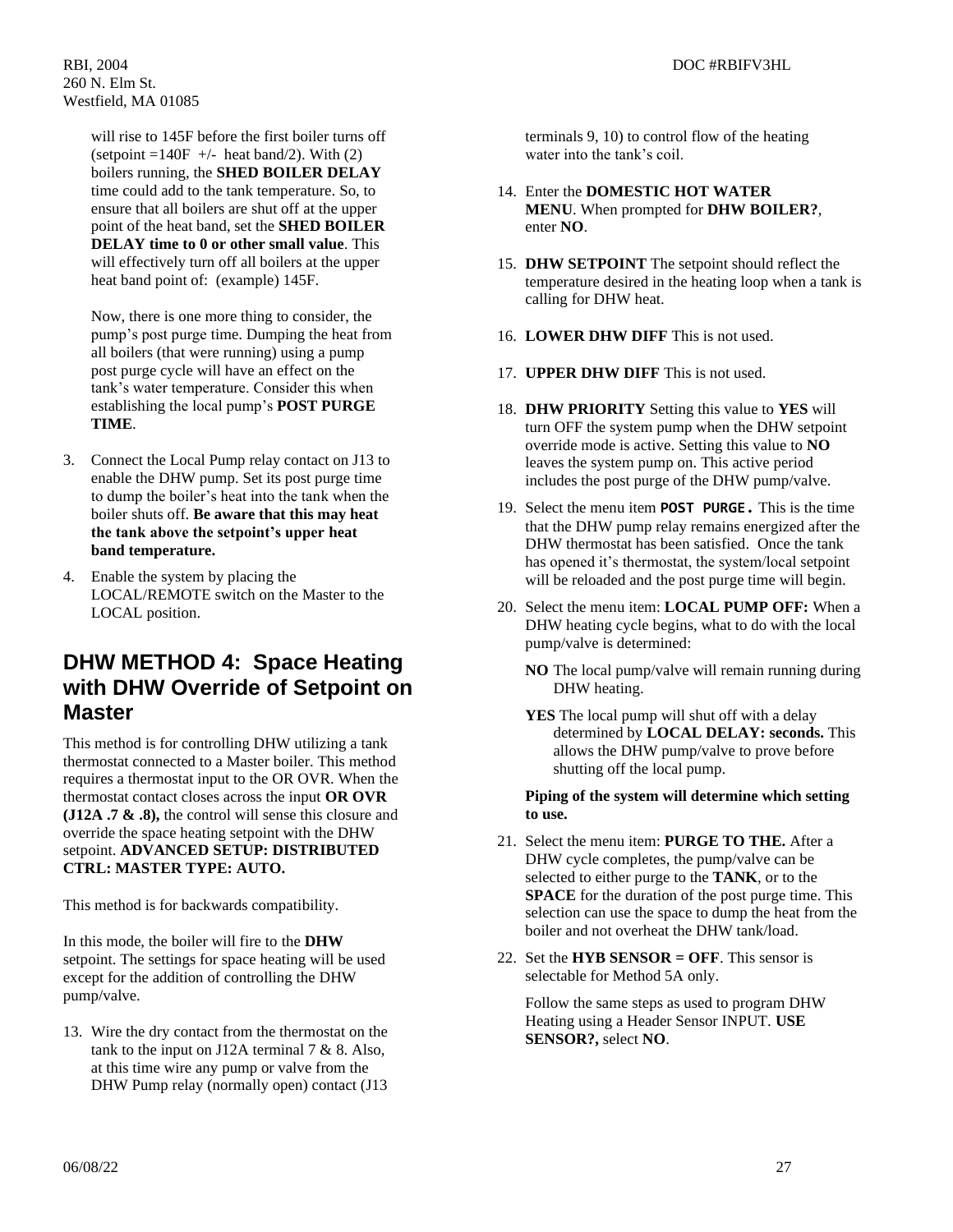will rise to 145F before the first boiler turns off (setpoint =140F +/- heat band/2). With (2) boilers running, the **SHED BOILER DELAY** time could add to the tank temperature. So, to ensure that all boilers are shut off at the upper point of the heat band, set the **SHED BOILER DELAY time to 0 or other small value**. This will effectively turn off all boilers at the upper heat band point of: (example) 145F.

Now, there is one more thing to consider, the pump's post purge time. Dumping the heat from all boilers (that were running) using a pump post purge cycle will have an effect on the tank's water temperature. Consider this when establishing the local pump's **POST PURGE TIME**.

3. Connect the Local Pump relay contact on J13 to enable the DHW pump. Set its post purge time to dump the boiler's heat into the tank when the boiler shuts off. **Be aware that this may heat the tank above the setpoint's upper heat band temperature.**
4. Enable the system by placing the LOCAL/REMOTE switch on the Master to the LOCAL position.

## DHW METHOD 4: Space Heating with DHW Override of Setpoint on Master

This method is for controlling DHW utilizing a tank thermostat connected to a Master boiler. This method requires a thermostat input to the OR OVR. When the thermostat contact closes across the input **OR OVR (J12A .7 & .8),** the control will sense this closure and override the space heating setpoint with the DHW setpoint. **ADVANCED SETUP: DISTRIBUTED CTRL: MASTER TYPE: AUTO.**

This method is for backwards compatibility.

In this mode, the boiler will fire to the **DHW** setpoint. The settings for space heating will be used except for the addition of controlling the DHW pump/valve.

13. Wire the dry contact from the thermostat on the tank to the input on J12A terminal 7 & 8. Also, at this time wire any pump or valve from the DHW Pump relay (normally open) contact (J13 terminals 9, 10) to control flow of the heating water into the tank's coil.
14. Enter the **DOMESTIC HOT WATER MENU**. When prompted for **DHW BOILER?**, enter **NO**.
15. **DHW SETPOINT** The setpoint should reflect the temperature desired in the heating loop when a tank is calling for DHW heat.
16. **LOWER DHW DIFF** This is not used.
17. **UPPER DHW DIFF** This is not used.
18. **DHW PRIORITY** Setting this value to **YES** will turn OFF the system pump when the DHW setpoint override mode is active. Setting this value to **NO** leaves the system pump on. This active period includes the post purge of the DHW pump/valve.
19. Select the menu item **POST PURGE.** This is the time that the DHW pump relay remains energized after the DHW thermostat has been satisfied. Once the tank has opened it's thermostat, the system/local setpoint will be reloaded and the post purge time will begin.
20. Select the menu item: **LOCAL PUMP OFF:** When a DHW heating cycle begins, what to do with the local pump/valve is determined:

    **NO** The local pump/valve will remain running during DHW heating.

    **YES** The local pump will shut off with a delay determined by **LOCAL DELAY: seconds.** This allows the DHW pump/valve to prove before shutting off the local pump.

    **Piping of the system will determine which setting to use.**

21. Select the menu item: **PURGE TO THE.** After a DHW cycle completes, the pump/valve can be selected to either purge to the **TANK**, or to the **SPACE** for the duration of the post purge time. This selection can use the space to dump the heat from the boiler and not overheat the DHW tank/load.
22. Set the **HYB SENSOR = OFF**. This sensor is selectable for Method 5A only.

    Follow the same steps as used to program DHW Heating using a Header Sensor INPUT. **USE SENSOR?,** select **NO**.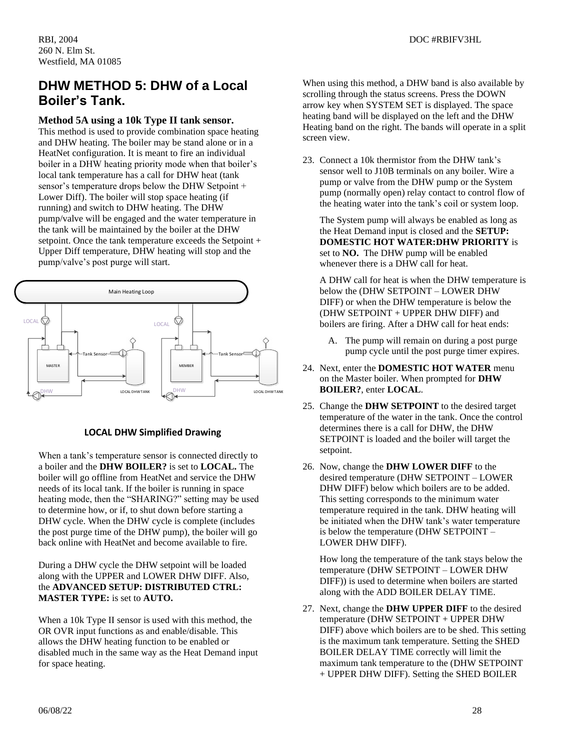## DHW METHOD 5: DHW of a Local Boiler's Tank.

### Method 5A using a 10k Type II tank sensor.

This method is used to provide combination space heating and DHW heating. The boiler may be stand alone or in a HeatNet configuration. It is meant to fire an individual boiler in a DHW heating priority mode when that boiler's local tank temperature has a call for DHW heat (tank sensor's temperature drops below the DHW Setpoint + Lower Diff). The boiler will stop space heating (if running) and switch to DHW heating. The DHW pump/valve will be engaged and the water temperature in the tank will be maintained by the boiler at the DHW setpoint. Once the tank temperature exceeds the Setpoint + Upper Diff temperature, DHW heating will stop and the pump/valve's post purge will start.

**LOCAL DHW Simplified Drawing**

When a tank's temperature sensor is connected directly to a boiler and the **DHW BOILER?** is set to **LOCAL.** The boiler will go offline from HeatNet and service the DHW needs of its local tank. If the boiler is running in space heating mode, then the "SHARING?" setting may be used to determine how, or if, to shut down before starting a DHW cycle. When the DHW cycle is complete (includes the post purge time of the DHW pump), the boiler will go back online with HeatNet and become available to fire.

During a DHW cycle the DHW setpoint will be loaded along with the UPPER and LOWER DHW DIFF. Also, the **ADVANCED SETUP: DISTRIBUTED CTRL: MASTER TYPE:** is set to **AUTO.**

When a 10k Type II sensor is used with this method, the OR OVR input functions as and enable/disable. This allows the DHW heating function to be enabled or disabled much in the same way as the Heat Demand input for space heating.

When using this method, a DHW band is also available by scrolling through the status screens. Press the DOWN arrow key when SYSTEM SET is displayed. The space heating band will be displayed on the left and the DHW Heating band on the right. The bands will operate in a split screen view.

23. Connect a 10k thermistor from the DHW tank's sensor well to J10B terminals on any boiler. Wire a pump or valve from the DHW pump or the System pump (normally open) relay contact to control flow of the heating water into the tank's coil or system loop.

    The System pump will always be enabled as long as the Heat Demand input is closed and the **SETUP: DOMESTIC HOT WATER:DHW PRIORITY** is set to **NO.** The DHW pump will be enabled whenever there is a DHW call for heat.

    A DHW call for heat is when the DHW temperature is below the (DHW SETPOINT – LOWER DHW DIFF) or when the DHW temperature is below the (DHW SETPOINT + UPPER DHW DIFF) and boilers are firing. After a DHW call for heat ends:

    A. The pump will remain on during a post purge pump cycle until the post purge timer expires.

24. Next, enter the **DOMESTIC HOT WATER** menu on the Master boiler. When prompted for **DHW BOILER?**, enter **LOCAL**.

25. Change the **DHW SETPOINT** to the desired target temperature of the water in the tank. Once the control determines there is a call for DHW, the DHW SETPOINT is loaded and the boiler will target the setpoint.

26. Now, change the **DHW LOWER DIFF** to the desired temperature (DHW SETPOINT – LOWER DHW DIFF) below which boilers are to be added. This setting corresponds to the minimum water temperature required in the tank. DHW heating will be initiated when the DHW tank's water temperature is below the temperature (DHW SETPOINT – LOWER DHW DIFF).

    How long the temperature of the tank stays below the temperature (DHW SETPOINT – LOWER DHW DIFF)) is used to determine when boilers are started along with the ADD BOILER DELAY TIME.

27. Next, change the **DHW UPPER DIFF** to the desired temperature (DHW SETPOINT + UPPER DHW DIFF) above which boilers are to be shed. This setting is the maximum tank temperature. Setting the SHED BOILER DELAY TIME correctly will limit the maximum tank temperature to the (DHW SETPOINT + UPPER DHW DIFF). Setting the SHED BOILER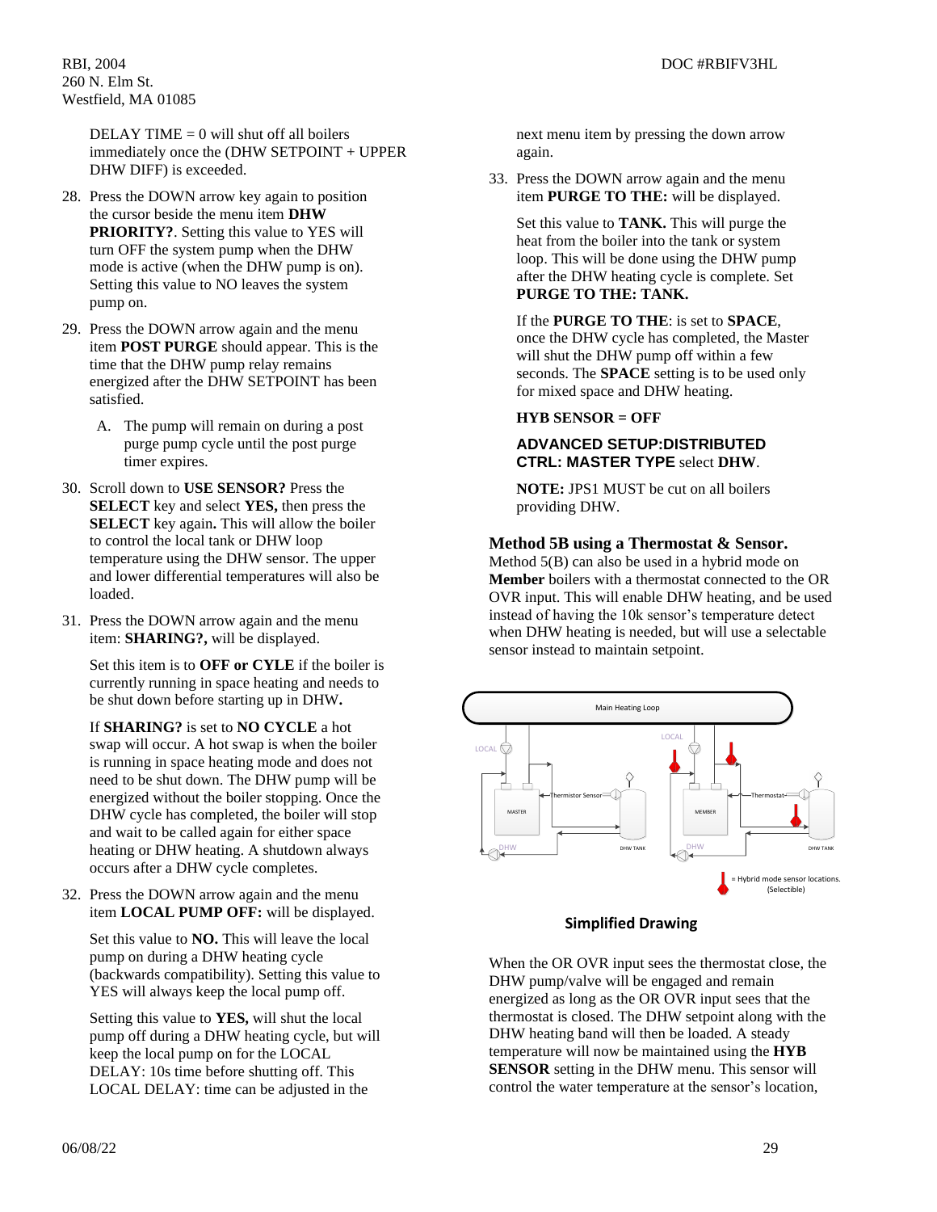DELAY TIME = 0 will shut off all boilers immediately once the (DHW SETPOINT + UPPER DHW DIFF) is exceeded.

28. Press the DOWN arrow key again to position the cursor beside the menu item **DHW PRIORITY?**. Setting this value to YES will turn OFF the system pump when the DHW mode is active (when the DHW pump is on). Setting this value to NO leaves the system pump on.

29. Press the DOWN arrow again and the menu item **POST PURGE** should appear. This is the time that the DHW pump relay remains energized after the DHW SETPOINT has been satisfied.

    A. The pump will remain on during a post purge pump cycle until the post purge timer expires.

30. Scroll down to **USE SENSOR?** Press the **SELECT** key and select **YES,** then press the **SELECT** key again**.** This will allow the boiler to control the local tank or DHW loop temperature using the DHW sensor. The upper and lower differential temperatures will also be loaded.

31. Press the DOWN arrow again and the menu item: **SHARING?,** will be displayed.

    Set this item is to **OFF or CYLE** if the boiler is currently running in space heating and needs to be shut down before starting up in DHW**.**

    If **SHARING?** is set to **NO CYCLE** a hot swap will occur. A hot swap is when the boiler is running in space heating mode and does not need to be shut down. The DHW pump will be energized without the boiler stopping. Once the DHW cycle has completed, the boiler will stop and wait to be called again for either space heating or DHW heating. A shutdown always occurs after a DHW cycle completes.

32. Press the DOWN arrow again and the menu item **LOCAL PUMP OFF:** will be displayed.

    Set this value to **NO.** This will leave the local pump on during a DHW heating cycle (backwards compatibility). Setting this value to YES will always keep the local pump off.

    Setting this value to **YES,** will shut the local pump off during a DHW heating cycle, but will keep the local pump on for the LOCAL DELAY: 10s time before shutting off. This LOCAL DELAY: time can be adjusted in the next menu item by pressing the down arrow again.

33. Press the DOWN arrow again and the menu item **PURGE TO THE:** will be displayed.

    Set this value to **TANK.** This will purge the heat from the boiler into the tank or system loop. This will be done using the DHW pump after the DHW heating cycle is complete. Set **PURGE TO THE: TANK.**

    If the **PURGE TO THE**: is set to **SPACE**, once the DHW cycle has completed, the Master will shut the DHW pump off within a few seconds. The **SPACE** setting is to be used only for mixed space and DHW heating.

    **HYB SENSOR = OFF**

    **ADVANCED SETUP:DISTRIBUTED CTRL: MASTER TYPE** select **DHW**.

    **NOTE:** JPS1 MUST be cut on all boilers providing DHW.

## Method 5B using a Thermostat & Sensor.

Method 5(B) can also be used in a hybrid mode on **Member** boilers with a thermostat connected to the OR OVR input. This will enable DHW heating, and be used instead of having the 10k sensor's temperature detect when DHW heating is needed, but will use a selectable sensor instead to maintain setpoint.

**Simplified Drawing**

When the OR OVR input sees the thermostat close, the DHW pump/valve will be engaged and remain energized as long as the OR OVR input sees that the thermostat is closed. The DHW setpoint along with the DHW heating band will then be loaded. A steady temperature will now be maintained using the **HYB SENSOR** setting in the DHW menu. This sensor will control the water temperature at the sensor's location,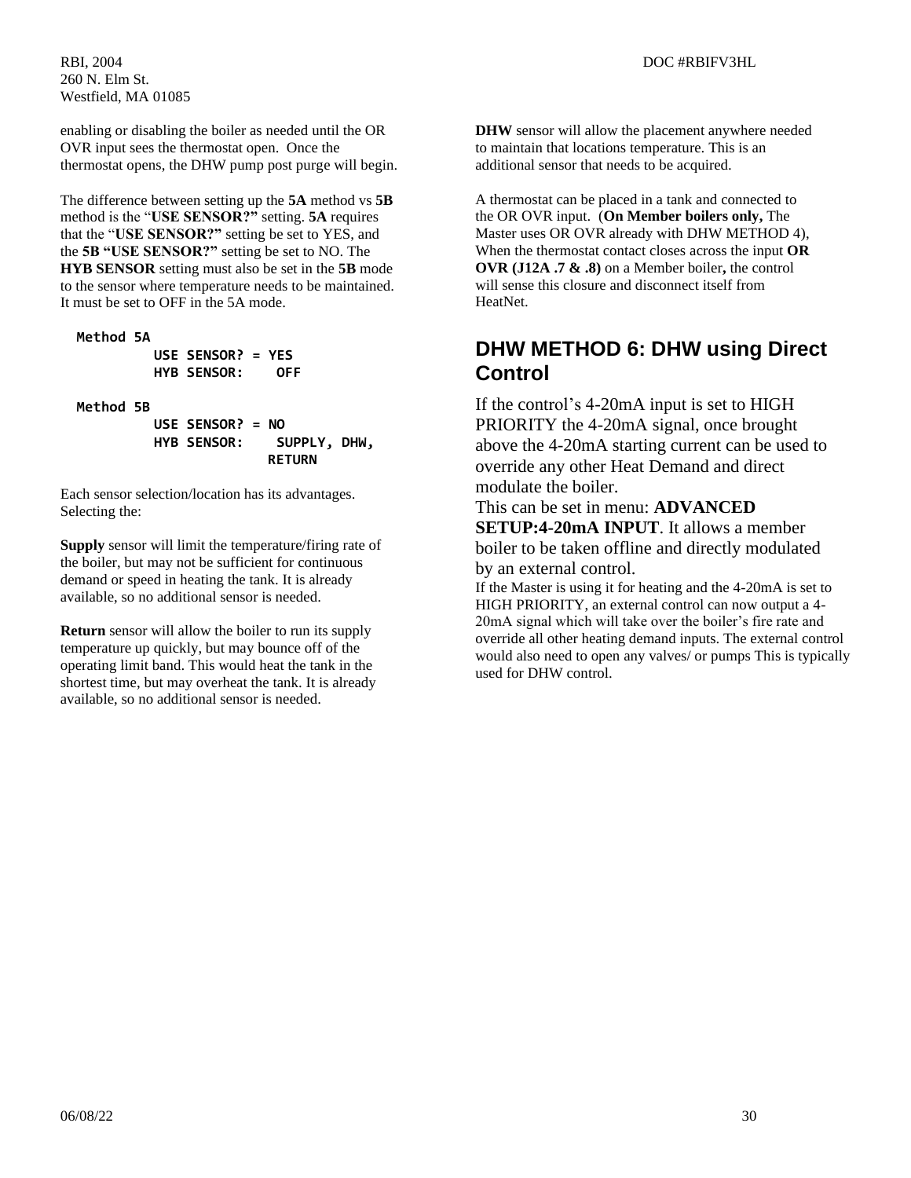enabling or disabling the boiler as needed until the OR OVR input sees the thermostat open. Once the thermostat opens, the DHW pump post purge will begin.

The difference between setting up the **5A** method vs **5B** method is the "**USE SENSOR?"** setting. **5A** requires that the "**USE SENSOR?"** setting be set to YES, and the **5B "USE SENSOR?"** setting be set to NO. The **HYB SENSOR** setting must also be set in the **5B** mode to the sensor where temperature needs to be maintained. It must be set to OFF in the 5A mode.

```
Method 5A
          USE SENSOR? = YES
          HYB SENSOR:    OFF

Method 5B
          USE SENSOR? = NO
          HYB SENSOR:    SUPPLY, DHW,
                        RETURN
```

Each sensor selection/location has its advantages. Selecting the:

**Supply** sensor will limit the temperature/firing rate of the boiler, but may not be sufficient for continuous demand or speed in heating the tank. It is already available, so no additional sensor is needed.

**Return** sensor will allow the boiler to run its supply temperature up quickly, but may bounce off of the operating limit band. This would heat the tank in the shortest time, but may overheat the tank. It is already available, so no additional sensor is needed.

**DHW** sensor will allow the placement anywhere needed to maintain that locations temperature. This is an additional sensor that needs to be acquired.

A thermostat can be placed in a tank and connected to the OR OVR input. (**On Member boilers only,** The Master uses OR OVR already with DHW METHOD 4), When the thermostat contact closes across the input **OR OVR (J12A .7 & .8)** on a Member boiler**,** the control will sense this closure and disconnect itself from HeatNet.

## DHW METHOD 6: DHW using Direct Control

If the control's 4-20mA input is set to HIGH PRIORITY the 4-20mA signal, once brought above the 4-20mA starting current can be used to override any other Heat Demand and direct modulate the boiler.

This can be set in menu: **ADVANCED SETUP:4-20mA INPUT**. It allows a member boiler to be taken offline and directly modulated by an external control.

If the Master is using it for heating and the 4-20mA is set to HIGH PRIORITY, an external control can now output a 4-20mA signal which will take over the boiler's fire rate and override all other heating demand inputs. The external control would also need to open any valves/ or pumps This is typically used for DHW control.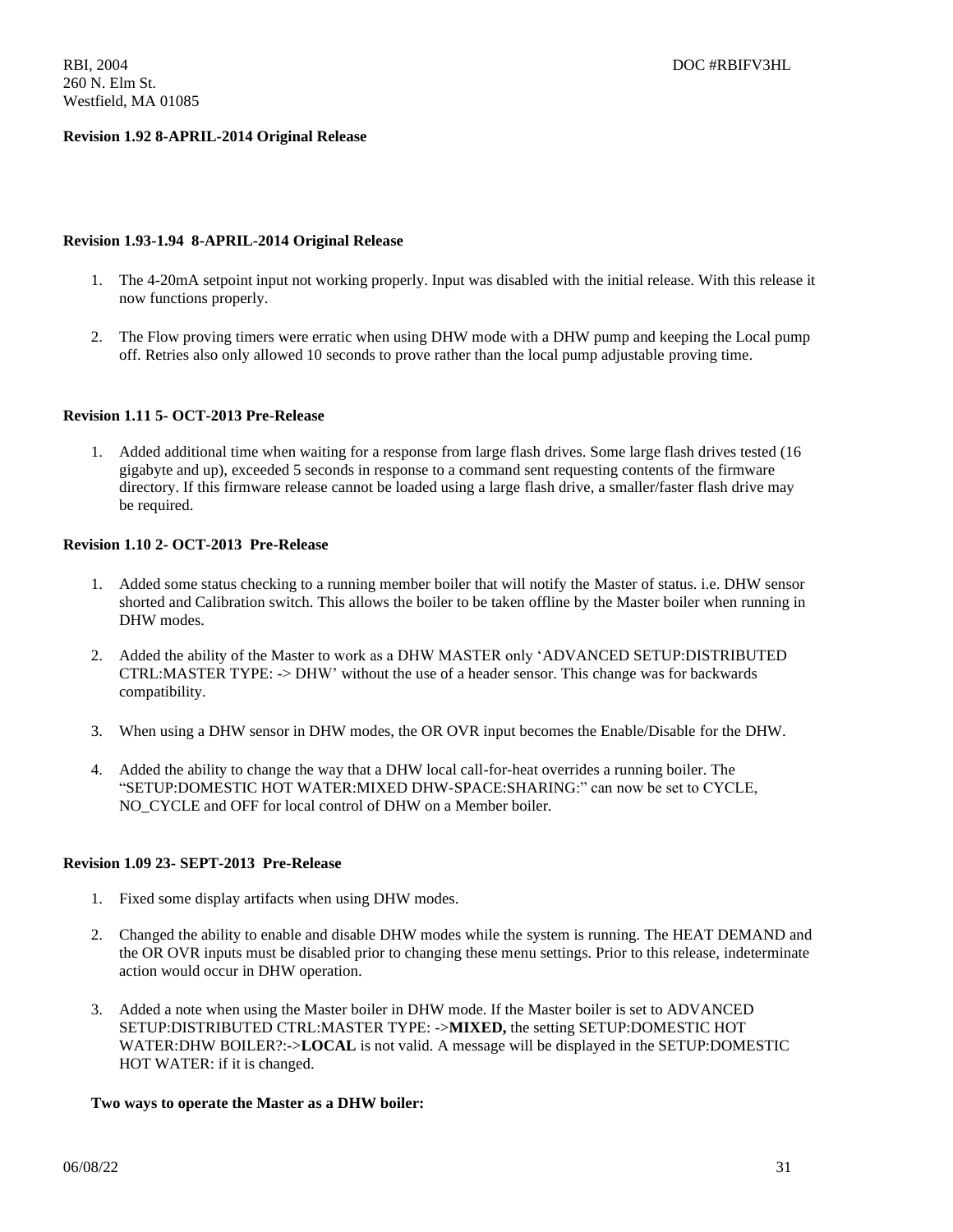**Revision 1.92 8-APRIL-2014 Original Release**

**Revision 1.93-1.94 8-APRIL-2014 Original Release**

1. The 4-20mA setpoint input not working properly. Input was disabled with the initial release. With this release it now functions properly.

2. The Flow proving timers were erratic when using DHW mode with a DHW pump and keeping the Local pump off. Retries also only allowed 10 seconds to prove rather than the local pump adjustable proving time.

**Revision 1.11 5- OCT-2013 Pre-Release**

1. Added additional time when waiting for a response from large flash drives. Some large flash drives tested (16 gigabyte and up), exceeded 5 seconds in response to a command sent requesting contents of the firmware directory. If this firmware release cannot be loaded using a large flash drive, a smaller/faster flash drive may be required.

**Revision 1.10 2- OCT-2013 Pre-Release**

1. Added some status checking to a running member boiler that will notify the Master of status. i.e. DHW sensor shorted and Calibration switch. This allows the boiler to be taken offline by the Master boiler when running in DHW modes.

2. Added the ability of the Master to work as a DHW MASTER only 'ADVANCED SETUP:DISTRIBUTED CTRL:MASTER TYPE: -> DHW' without the use of a header sensor. This change was for backwards compatibility.

3. When using a DHW sensor in DHW modes, the OR OVR input becomes the Enable/Disable for the DHW.

4. Added the ability to change the way that a DHW local call-for-heat overrides a running boiler. The "SETUP:DOMESTIC HOT WATER:MIXED DHW-SPACE:SHARING:" can now be set to CYCLE, NO_CYCLE and OFF for local control of DHW on a Member boiler.

**Revision 1.09 23- SEPT-2013 Pre-Release**

1. Fixed some display artifacts when using DHW modes.

2. Changed the ability to enable and disable DHW modes while the system is running. The HEAT DEMAND and the OR OVR inputs must be disabled prior to changing these menu settings. Prior to this release, indeterminate action would occur in DHW operation.

3. Added a note when using the Master boiler in DHW mode. If the Master boiler is set to ADVANCED SETUP:DISTRIBUTED CTRL:MASTER TYPE: ->**MIXED,** the setting SETUP:DOMESTIC HOT WATER:DHW BOILER?:->**LOCAL** is not valid. A message will be displayed in the SETUP:DOMESTIC HOT WATER: if it is changed.

**Two ways to operate the Master as a DHW boiler:**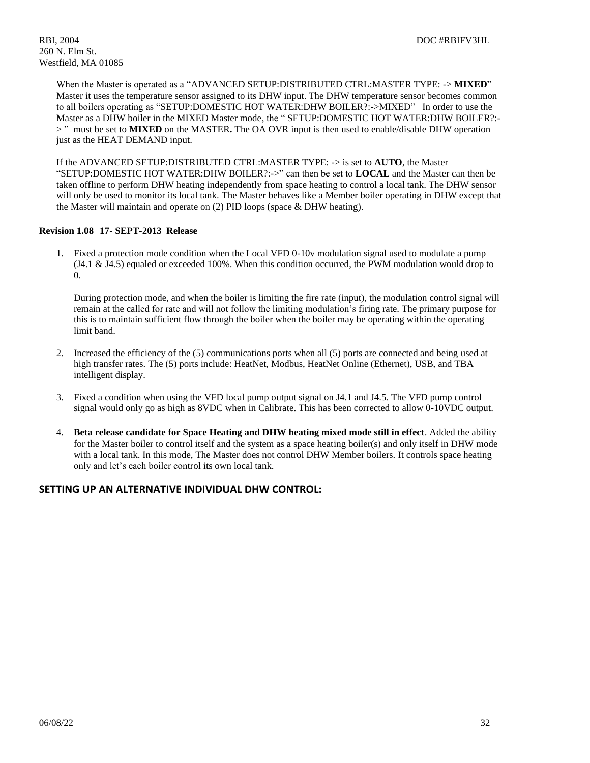When the Master is operated as a "ADVANCED SETUP:DISTRIBUTED CTRL:MASTER TYPE: -> **MIXED**" Master it uses the temperature sensor assigned to its DHW input. The DHW temperature sensor becomes common to all boilers operating as "SETUP:DOMESTIC HOT WATER:DHW BOILER?:->MIXED" In order to use the Master as a DHW boiler in the MIXED Master mode, the " SETUP:DOMESTIC HOT WATER:DHW BOILER?:-> " must be set to **MIXED** on the MASTER**.** The OA OVR input is then used to enable/disable DHW operation just as the HEAT DEMAND input.

If the ADVANCED SETUP:DISTRIBUTED CTRL:MASTER TYPE: -> is set to **AUTO**, the Master "SETUP:DOMESTIC HOT WATER:DHW BOILER?:->" can then be set to **LOCAL** and the Master can then be taken offline to perform DHW heating independently from space heating to control a local tank. The DHW sensor will only be used to monitor its local tank. The Master behaves like a Member boiler operating in DHW except that the Master will maintain and operate on (2) PID loops (space & DHW heating).

**Revision 1.08 17- SEPT-2013 Release**

1. Fixed a protection mode condition when the Local VFD 0-10v modulation signal used to modulate a pump (J4.1 & J4.5) equaled or exceeded 100%. When this condition occurred, the PWM modulation would drop to 0.

   During protection mode, and when the boiler is limiting the fire rate (input), the modulation control signal will remain at the called for rate and will not follow the limiting modulation's firing rate. The primary purpose for this is to maintain sufficient flow through the boiler when the boiler may be operating within the operating limit band.

2. Increased the efficiency of the (5) communications ports when all (5) ports are connected and being used at high transfer rates. The (5) ports include: HeatNet, Modbus, HeatNet Online (Ethernet), USB, and TBA intelligent display.

3. Fixed a condition when using the VFD local pump output signal on J4.1 and J4.5. The VFD pump control signal would only go as high as 8VDC when in Calibrate. This has been corrected to allow 0-10VDC output.

4. **Beta release candidate for Space Heating and DHW heating mixed mode still in effect**. Added the ability for the Master boiler to control itself and the system as a space heating boiler(s) and only itself in DHW mode with a local tank. In this mode, The Master does not control DHW Member boilers. It controls space heating only and let's each boiler control its own local tank.

## SETTING UP AN ALTERNATIVE INDIVIDUAL DHW CONTROL: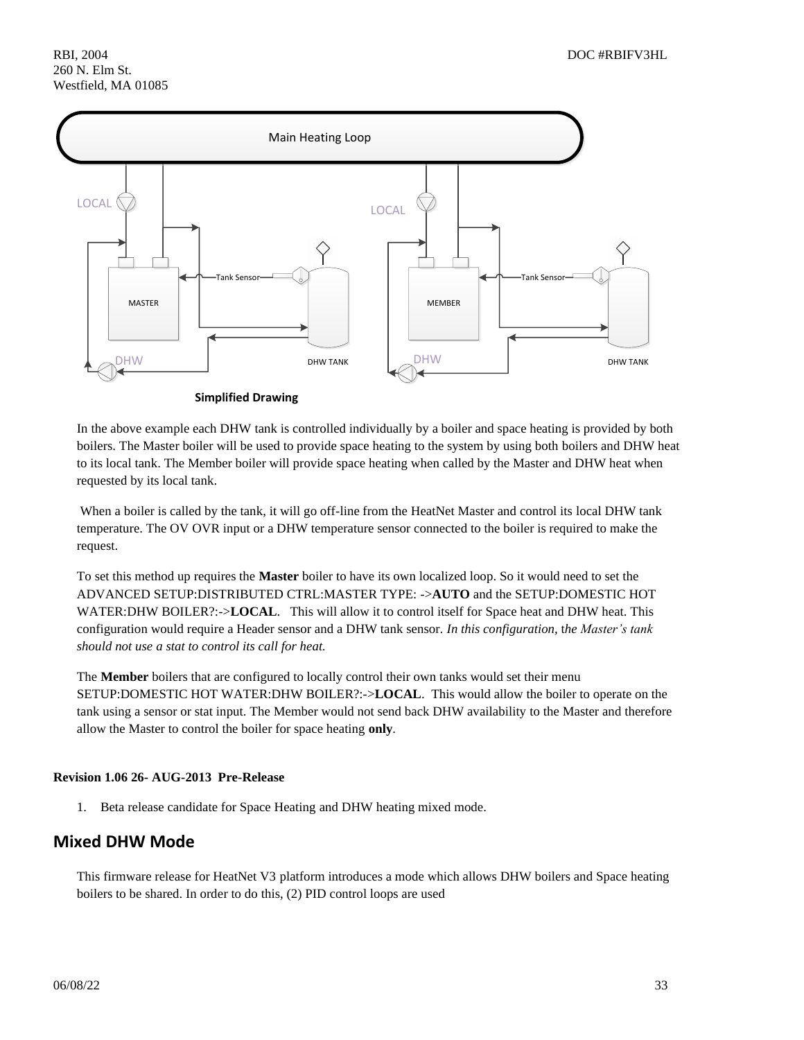Simplified Drawing

In the above example each DHW tank is controlled individually by a boiler and space heating is provided by both boilers. The Master boiler will be used to provide space heating to the system by using both boilers and DHW heat to its local tank. The Member boiler will provide space heating when called by the Master and DHW heat when requested by its local tank.

When a boiler is called by the tank, it will go off-line from the HeatNet Master and control its local DHW tank temperature. The OV OVR input or a DHW temperature sensor connected to the boiler is required to make the request.

To set this method up requires the **Master** boiler to have its own localized loop. So it would need to set the ADVANCED SETUP:DISTRIBUTED CTRL:MASTER TYPE: ->**AUTO** and the SETUP:DOMESTIC HOT WATER:DHW BOILER?:->**LOCAL**. This will allow it to control itself for Space heat and DHW heat. This configuration would require a Header sensor and a DHW tank sensor. *In this configuration, the Master's tank should not use a stat to control its call for heat.*

The **Member** boilers that are configured to locally control their own tanks would set their menu SETUP:DOMESTIC HOT WATER:DHW BOILER?:->**LOCAL**. This would allow the boiler to operate on the tank using a sensor or stat input. The Member would not send back DHW availability to the Master and therefore allow the Master to control the boiler for space heating **only**.

**Revision 1.06 26- AUG-2013 Pre-Release**

1. Beta release candidate for Space Heating and DHW heating mixed mode.

## Mixed DHW Mode

This firmware release for HeatNet V3 platform introduces a mode which allows DHW boilers and Space heating boilers to be shared. In order to do this, (2) PID control loops are used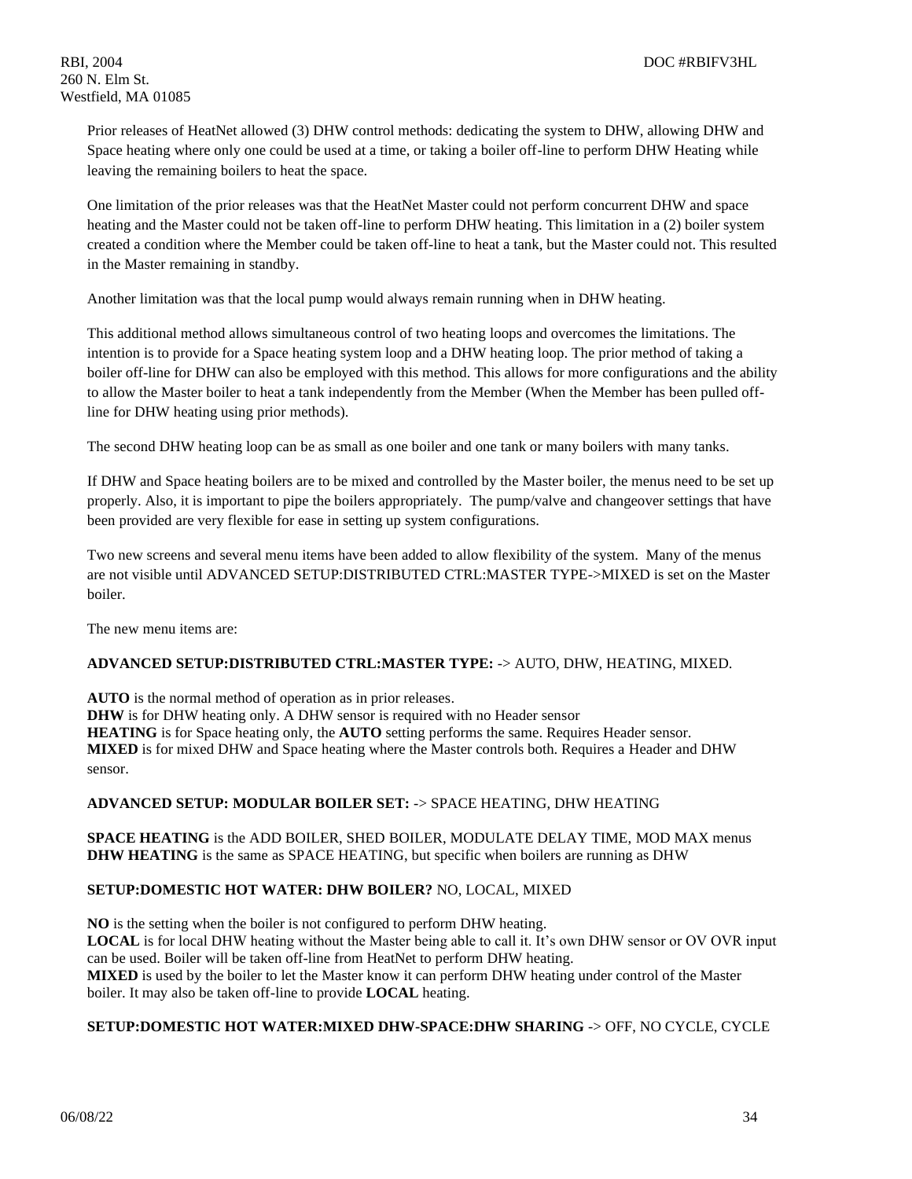Prior releases of HeatNet allowed (3) DHW control methods: dedicating the system to DHW, allowing DHW and Space heating where only one could be used at a time, or taking a boiler off-line to perform DHW Heating while leaving the remaining boilers to heat the space.

One limitation of the prior releases was that the HeatNet Master could not perform concurrent DHW and space heating and the Master could not be taken off-line to perform DHW heating. This limitation in a (2) boiler system created a condition where the Member could be taken off-line to heat a tank, but the Master could not. This resulted in the Master remaining in standby.

Another limitation was that the local pump would always remain running when in DHW heating.

This additional method allows simultaneous control of two heating loops and overcomes the limitations. The intention is to provide for a Space heating system loop and a DHW heating loop. The prior method of taking a boiler off-line for DHW can also be employed with this method. This allows for more configurations and the ability to allow the Master boiler to heat a tank independently from the Member (When the Member has been pulled off-line for DHW heating using prior methods).

The second DHW heating loop can be as small as one boiler and one tank or many boilers with many tanks.

If DHW and Space heating boilers are to be mixed and controlled by the Master boiler, the menus need to be set up properly. Also, it is important to pipe the boilers appropriately. The pump/valve and changeover settings that have been provided are very flexible for ease in setting up system configurations.

Two new screens and several menu items have been added to allow flexibility of the system. Many of the menus are not visible until ADVANCED SETUP:DISTRIBUTED CTRL:MASTER TYPE->MIXED is set on the Master boiler.

The new menu items are:

**ADVANCED SETUP:DISTRIBUTED CTRL:MASTER TYPE:** -> AUTO, DHW, HEATING, MIXED.

**AUTO** is the normal method of operation as in prior releases.
**DHW** is for DHW heating only. A DHW sensor is required with no Header sensor
**HEATING** is for Space heating only, the **AUTO** setting performs the same. Requires Header sensor.
**MIXED** is for mixed DHW and Space heating where the Master controls both. Requires a Header and DHW sensor.

**ADVANCED SETUP: MODULAR BOILER SET:** -> SPACE HEATING, DHW HEATING

**SPACE HEATING** is the ADD BOILER, SHED BOILER, MODULATE DELAY TIME, MOD MAX menus
**DHW HEATING** is the same as SPACE HEATING, but specific when boilers are running as DHW

**SETUP:DOMESTIC HOT WATER: DHW BOILER?** NO, LOCAL, MIXED

**NO** is the setting when the boiler is not configured to perform DHW heating.
**LOCAL** is for local DHW heating without the Master being able to call it. It's own DHW sensor or OV OVR input can be used. Boiler will be taken off-line from HeatNet to perform DHW heating.
**MIXED** is used by the boiler to let the Master know it can perform DHW heating under control of the Master boiler. It may also be taken off-line to provide **LOCAL** heating.

**SETUP:DOMESTIC HOT WATER:MIXED DHW-SPACE:DHW SHARING** -> OFF, NO CYCLE, CYCLE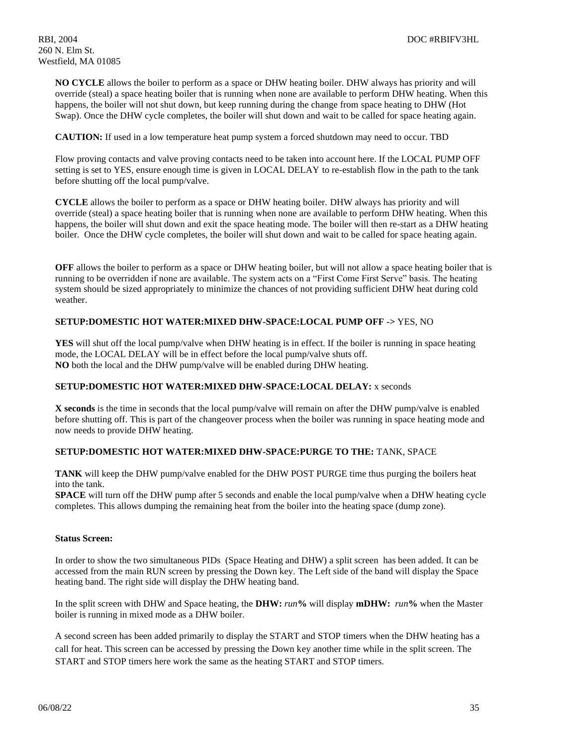**NO CYCLE** allows the boiler to perform as a space or DHW heating boiler. DHW always has priority and will override (steal) a space heating boiler that is running when none are available to perform DHW heating. When this happens, the boiler will not shut down, but keep running during the change from space heating to DHW (Hot Swap). Once the DHW cycle completes, the boiler will shut down and wait to be called for space heating again.

**CAUTION:** If used in a low temperature heat pump system a forced shutdown may need to occur. TBD

Flow proving contacts and valve proving contacts need to be taken into account here. If the LOCAL PUMP OFF setting is set to YES, ensure enough time is given in LOCAL DELAY to re-establish flow in the path to the tank before shutting off the local pump/valve.

**CYCLE** allows the boiler to perform as a space or DHW heating boiler. DHW always has priority and will override (steal) a space heating boiler that is running when none are available to perform DHW heating. When this happens, the boiler will shut down and exit the space heating mode. The boiler will then re-start as a DHW heating boiler. Once the DHW cycle completes, the boiler will shut down and wait to be called for space heating again.

**OFF** allows the boiler to perform as a space or DHW heating boiler, but will not allow a space heating boiler that is running to be overridden if none are available. The system acts on a "First Come First Serve" basis. The heating system should be sized appropriately to minimize the chances of not providing sufficient DHW heat during cold weather.

**SETUP:DOMESTIC HOT WATER:MIXED DHW-SPACE:LOCAL PUMP OFF ->** YES, NO

**YES** will shut off the local pump/valve when DHW heating is in effect. If the boiler is running in space heating mode, the LOCAL DELAY will be in effect before the local pump/valve shuts off.
**NO** both the local and the DHW pump/valve will be enabled during DHW heating.

**SETUP:DOMESTIC HOT WATER:MIXED DHW-SPACE:LOCAL DELAY:** x seconds

**X seconds** is the time in seconds that the local pump/valve will remain on after the DHW pump/valve is enabled before shutting off. This is part of the changeover process when the boiler was running in space heating mode and now needs to provide DHW heating.

**SETUP:DOMESTIC HOT WATER:MIXED DHW-SPACE:PURGE TO THE:** TANK, SPACE

**TANK** will keep the DHW pump/valve enabled for the DHW POST PURGE time thus purging the boilers heat into the tank.
**SPACE** will turn off the DHW pump after 5 seconds and enable the local pump/valve when a DHW heating cycle completes. This allows dumping the remaining heat from the boiler into the heating space (dump zone).

**Status Screen:**

In order to show the two simultaneous PIDs (Space Heating and DHW) a split screen has been added. It can be accessed from the main RUN screen by pressing the Down key. The Left side of the band will display the Space heating band. The right side will display the DHW heating band.

In the split screen with DHW and Space heating, the **DHW:** ***run*****%** will display **mDHW:** ***run*****%** when the Master boiler is running in mixed mode as a DHW boiler.

A second screen has been added primarily to display the START and STOP timers when the DHW heating has a call for heat. This screen can be accessed by pressing the Down key another time while in the split screen. The START and STOP timers here work the same as the heating START and STOP timers.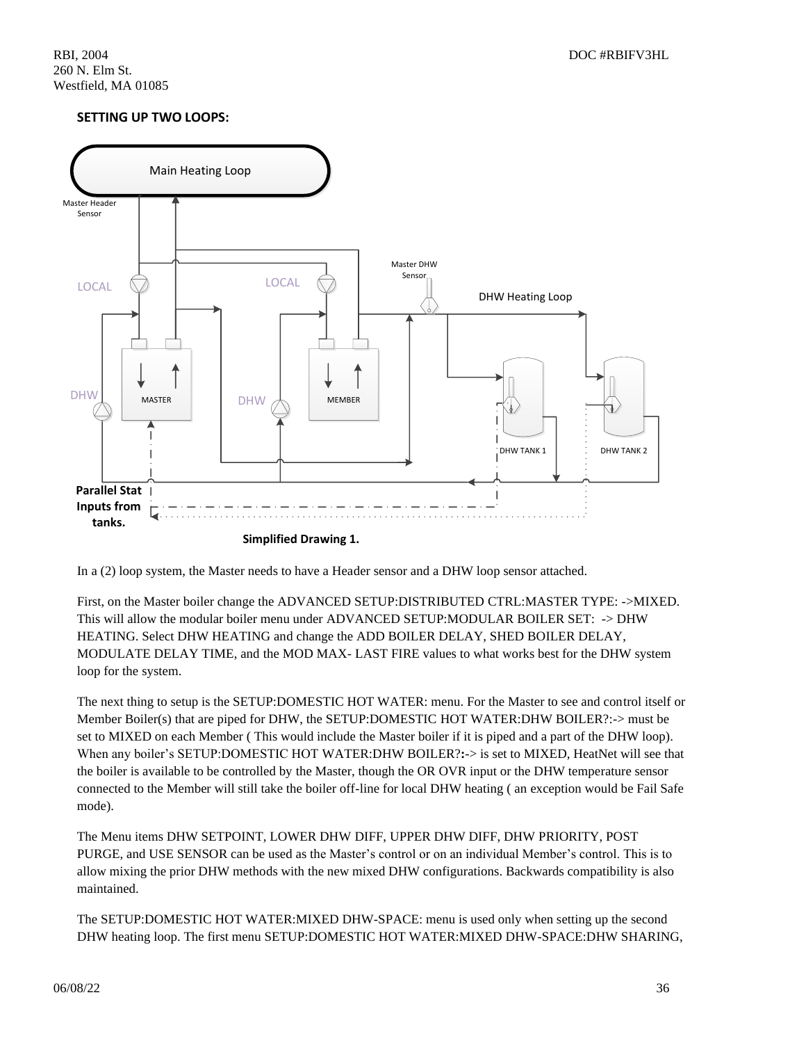## SETTING UP TWO LOOPS:

**Simplified Drawing 1.**

In a (2) loop system, the Master needs to have a Header sensor and a DHW loop sensor attached.

First, on the Master boiler change the ADVANCED SETUP:DISTRIBUTED CTRL:MASTER TYPE: ->MIXED. This will allow the modular boiler menu under ADVANCED SETUP:MODULAR BOILER SET: -> DHW HEATING. Select DHW HEATING and change the ADD BOILER DELAY, SHED BOILER DELAY, MODULATE DELAY TIME, and the MOD MAX- LAST FIRE values to what works best for the DHW system loop for the system.

The next thing to setup is the SETUP:DOMESTIC HOT WATER: menu. For the Master to see and control itself or Member Boiler(s) that are piped for DHW, the SETUP:DOMESTIC HOT WATER:DHW BOILER?:-> must be set to MIXED on each Member ( This would include the Master boiler if it is piped and a part of the DHW loop). When any boiler's SETUP:DOMESTIC HOT WATER:DHW BOILER?:-> is set to MIXED, HeatNet will see that the boiler is available to be controlled by the Master, though the OR OVR input or the DHW temperature sensor connected to the Member will still take the boiler off-line for local DHW heating ( an exception would be Fail Safe mode).

The Menu items DHW SETPOINT, LOWER DHW DIFF, UPPER DHW DIFF, DHW PRIORITY, POST PURGE, and USE SENSOR can be used as the Master's control or on an individual Member's control. This is to allow mixing the prior DHW methods with the new mixed DHW configurations. Backwards compatibility is also maintained.

The SETUP:DOMESTIC HOT WATER:MIXED DHW-SPACE: menu is used only when setting up the second DHW heating loop. The first menu SETUP:DOMESTIC HOT WATER:MIXED DHW-SPACE:DHW SHARING,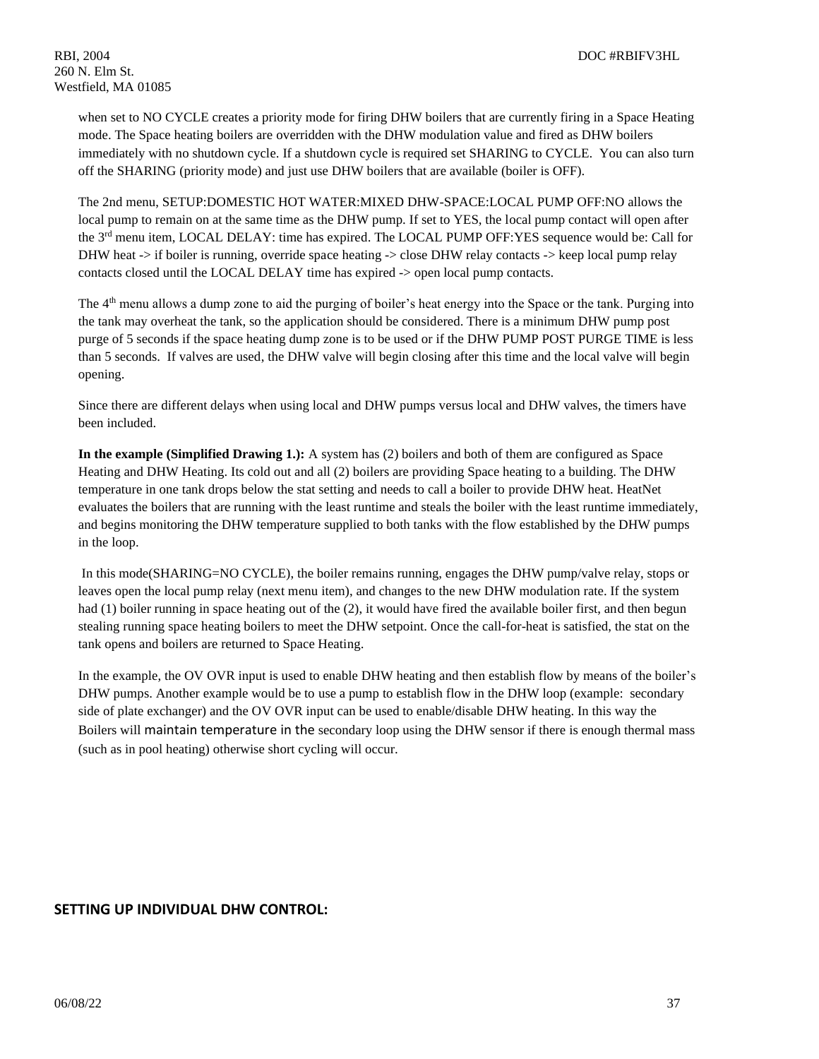when set to NO CYCLE creates a priority mode for firing DHW boilers that are currently firing in a Space Heating mode. The Space heating boilers are overridden with the DHW modulation value and fired as DHW boilers immediately with no shutdown cycle. If a shutdown cycle is required set SHARING to CYCLE. You can also turn off the SHARING (priority mode) and just use DHW boilers that are available (boiler is OFF).

The 2nd menu, SETUP:DOMESTIC HOT WATER:MIXED DHW-SPACE:LOCAL PUMP OFF:NO allows the local pump to remain on at the same time as the DHW pump. If set to YES, the local pump contact will open after the 3rd menu item, LOCAL DELAY: time has expired. The LOCAL PUMP OFF:YES sequence would be: Call for DHW heat -> if boiler is running, override space heating -> close DHW relay contacts -> keep local pump relay contacts closed until the LOCAL DELAY time has expired -> open local pump contacts.

The 4th menu allows a dump zone to aid the purging of boiler's heat energy into the Space or the tank. Purging into the tank may overheat the tank, so the application should be considered. There is a minimum DHW pump post purge of 5 seconds if the space heating dump zone is to be used or if the DHW PUMP POST PURGE TIME is less than 5 seconds. If valves are used, the DHW valve will begin closing after this time and the local valve will begin opening.

Since there are different delays when using local and DHW pumps versus local and DHW valves, the timers have been included.

**In the example (Simplified Drawing 1.):** A system has (2) boilers and both of them are configured as Space Heating and DHW Heating. Its cold out and all (2) boilers are providing Space heating to a building. The DHW temperature in one tank drops below the stat setting and needs to call a boiler to provide DHW heat. HeatNet evaluates the boilers that are running with the least runtime and steals the boiler with the least runtime immediately, and begins monitoring the DHW temperature supplied to both tanks with the flow established by the DHW pumps in the loop.

In this mode(SHARING=NO CYCLE), the boiler remains running, engages the DHW pump/valve relay, stops or leaves open the local pump relay (next menu item), and changes to the new DHW modulation rate. If the system had (1) boiler running in space heating out of the (2), it would have fired the available boiler first, and then begun stealing running space heating boilers to meet the DHW setpoint. Once the call-for-heat is satisfied, the stat on the tank opens and boilers are returned to Space Heating.

In the example, the OV OVR input is used to enable DHW heating and then establish flow by means of the boiler's DHW pumps. Another example would be to use a pump to establish flow in the DHW loop (example: secondary side of plate exchanger) and the OV OVR input can be used to enable/disable DHW heating. In this way the Boilers will maintain temperature in the secondary loop using the DHW sensor if there is enough thermal mass (such as in pool heating) otherwise short cycling will occur.

## SETTING UP INDIVIDUAL DHW CONTROL: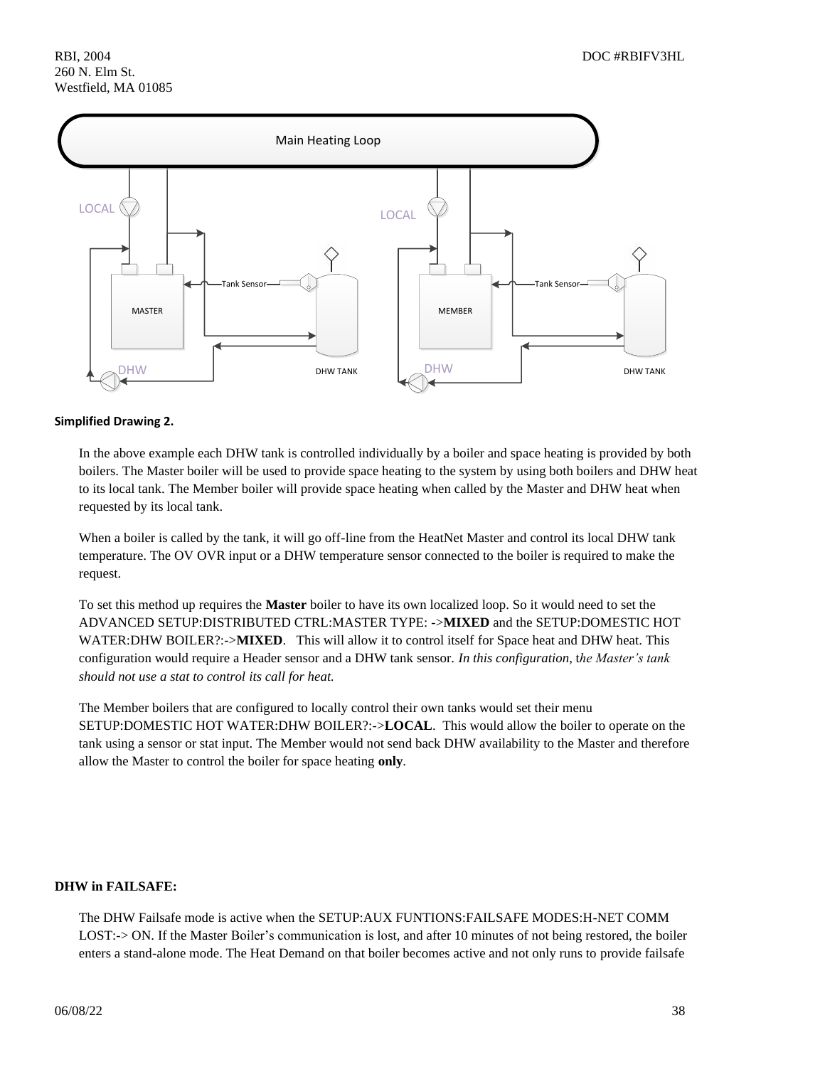**Simplified Drawing 2.**

In the above example each DHW tank is controlled individually by a boiler and space heating is provided by both boilers. The Master boiler will be used to provide space heating to the system by using both boilers and DHW heat to its local tank. The Member boiler will provide space heating when called by the Master and DHW heat when requested by its local tank.

When a boiler is called by the tank, it will go off-line from the HeatNet Master and control its local DHW tank temperature. The OV OVR input or a DHW temperature sensor connected to the boiler is required to make the request.

To set this method up requires the **Master** boiler to have its own localized loop. So it would need to set the ADVANCED SETUP:DISTRIBUTED CTRL:MASTER TYPE: ->**MIXED** and the SETUP:DOMESTIC HOT WATER:DHW BOILER?:->**MIXED**. This will allow it to control itself for Space heat and DHW heat. This configuration would require a Header sensor and a DHW tank sensor. *In this configuration, the Master's tank should not use a stat to control its call for heat.*

The Member boilers that are configured to locally control their own tanks would set their menu SETUP:DOMESTIC HOT WATER:DHW BOILER?:->**LOCAL**. This would allow the boiler to operate on the tank using a sensor or stat input. The Member would not send back DHW availability to the Master and therefore allow the Master to control the boiler for space heating **only**.

**DHW in FAILSAFE:**

The DHW Failsafe mode is active when the SETUP:AUX FUNTIONS:FAILSAFE MODES:H-NET COMM LOST:-> ON. If the Master Boiler's communication is lost, and after 10 minutes of not being restored, the boiler enters a stand-alone mode. The Heat Demand on that boiler becomes active and not only runs to provide failsafe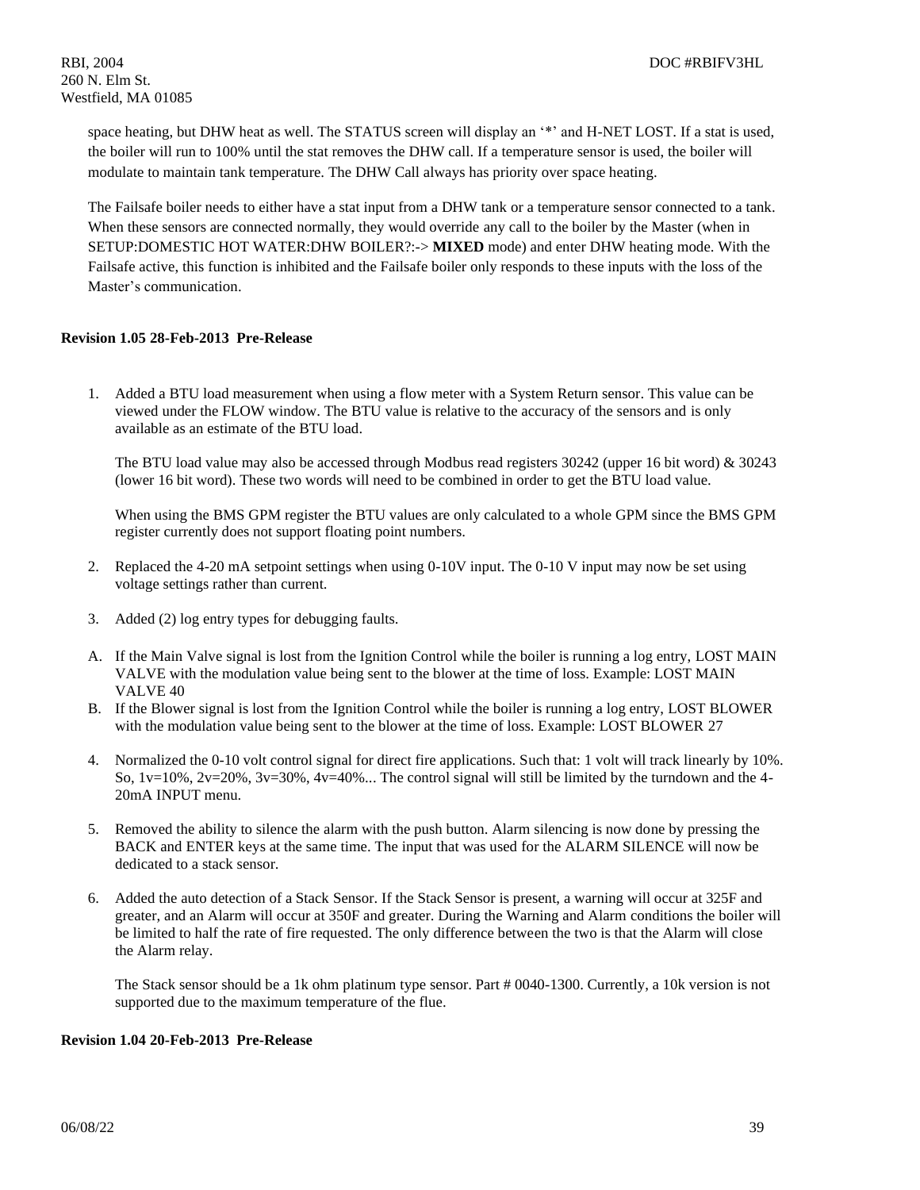space heating, but DHW heat as well. The STATUS screen will display an '*' and H-NET LOST. If a stat is used, the boiler will run to 100% until the stat removes the DHW call. If a temperature sensor is used, the boiler will modulate to maintain tank temperature. The DHW Call always has priority over space heating.

The Failsafe boiler needs to either have a stat input from a DHW tank or a temperature sensor connected to a tank. When these sensors are connected normally, they would override any call to the boiler by the Master (when in SETUP:DOMESTIC HOT WATER:DHW BOILER?:-> **MIXED** mode) and enter DHW heating mode. With the Failsafe active, this function is inhibited and the Failsafe boiler only responds to these inputs with the loss of the Master's communication.

**Revision 1.05 28-Feb-2013 Pre-Release**

1. Added a BTU load measurement when using a flow meter with a System Return sensor. This value can be viewed under the FLOW window. The BTU value is relative to the accuracy of the sensors and is only available as an estimate of the BTU load.

   The BTU load value may also be accessed through Modbus read registers 30242 (upper 16 bit word) & 30243 (lower 16 bit word). These two words will need to be combined in order to get the BTU load value.

   When using the BMS GPM register the BTU values are only calculated to a whole GPM since the BMS GPM register currently does not support floating point numbers.

2. Replaced the 4-20 mA setpoint settings when using 0-10V input. The 0-10 V input may now be set using voltage settings rather than current.

3. Added (2) log entry types for debugging faults.

A. If the Main Valve signal is lost from the Ignition Control while the boiler is running a log entry, LOST MAIN VALVE with the modulation value being sent to the blower at the time of loss. Example: LOST MAIN VALVE 40

B. If the Blower signal is lost from the Ignition Control while the boiler is running a log entry, LOST BLOWER with the modulation value being sent to the blower at the time of loss. Example: LOST BLOWER 27

4. Normalized the 0-10 volt control signal for direct fire applications. Such that: 1 volt will track linearly by 10%. So, 1v=10%, 2v=20%, 3v=30%, 4v=40%... The control signal will still be limited by the turndown and the 4-20mA INPUT menu.

5. Removed the ability to silence the alarm with the push button. Alarm silencing is now done by pressing the BACK and ENTER keys at the same time. The input that was used for the ALARM SILENCE will now be dedicated to a stack sensor.

6. Added the auto detection of a Stack Sensor. If the Stack Sensor is present, a warning will occur at 325F and greater, and an Alarm will occur at 350F and greater. During the Warning and Alarm conditions the boiler will be limited to half the rate of fire requested. The only difference between the two is that the Alarm will close the Alarm relay.

   The Stack sensor should be a 1k ohm platinum type sensor. Part # 0040-1300. Currently, a 10k version is not supported due to the maximum temperature of the flue.

**Revision 1.04 20-Feb-2013 Pre-Release**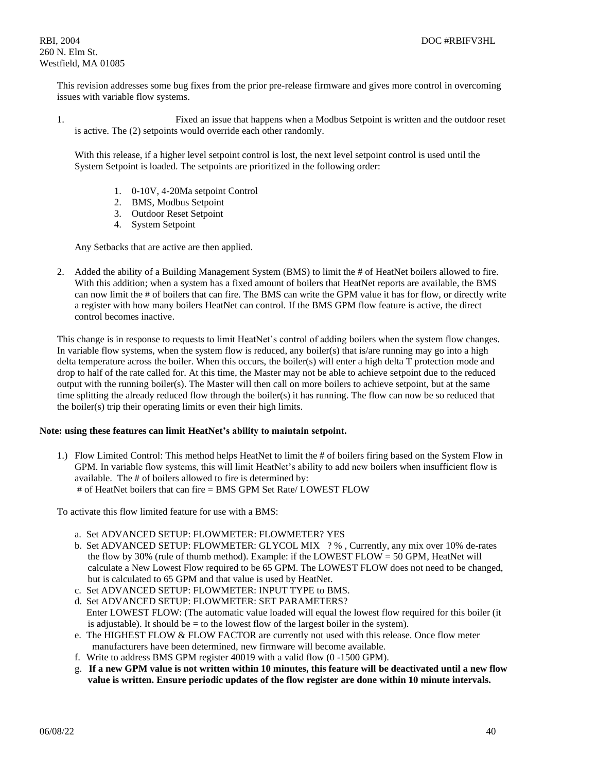This revision addresses some bug fixes from the prior pre-release firmware and gives more control in overcoming issues with variable flow systems.

1. Fixed an issue that happens when a Modbus Setpoint is written and the outdoor reset is active. The (2) setpoints would override each other randomly.

   With this release, if a higher level setpoint control is lost, the next level setpoint control is used until the System Setpoint is loaded. The setpoints are prioritized in the following order:

   1. 0-10V, 4-20Ma setpoint Control
   2. BMS, Modbus Setpoint
   3. Outdoor Reset Setpoint
   4. System Setpoint

   Any Setbacks that are active are then applied.

2. Added the ability of a Building Management System (BMS) to limit the # of HeatNet boilers allowed to fire. With this addition; when a system has a fixed amount of boilers that HeatNet reports are available, the BMS can now limit the # of boilers that can fire. The BMS can write the GPM value it has for flow, or directly write a register with how many boilers HeatNet can control. If the BMS GPM flow feature is active, the direct control becomes inactive.

This change is in response to requests to limit HeatNet's control of adding boilers when the system flow changes. In variable flow systems, when the system flow is reduced, any boiler(s) that is/are running may go into a high delta temperature across the boiler. When this occurs, the boiler(s) will enter a high delta T protection mode and drop to half of the rate called for. At this time, the Master may not be able to achieve setpoint due to the reduced output with the running boiler(s). The Master will then call on more boilers to achieve setpoint, but at the same time splitting the already reduced flow through the boiler(s) it has running. The flow can now be so reduced that the boiler(s) trip their operating limits or even their high limits.

**Note: using these features can limit HeatNet's ability to maintain setpoint.**

1.) Flow Limited Control: This method helps HeatNet to limit the # of boilers firing based on the System Flow in GPM. In variable flow systems, this will limit HeatNet's ability to add new boilers when insufficient flow is available. The # of boilers allowed to fire is determined by:
 # of HeatNet boilers that can fire = BMS GPM Set Rate/ LOWEST FLOW

To activate this flow limited feature for use with a BMS:

a. Set ADVANCED SETUP: FLOWMETER: FLOWMETER? YES
b. Set ADVANCED SETUP: FLOWMETER: GLYCOL MIX ? % , Currently, any mix over 10% de-rates the flow by 30% (rule of thumb method). Example: if the LOWEST FLOW = 50 GPM, HeatNet will calculate a New Lowest Flow required to be 65 GPM. The LOWEST FLOW does not need to be changed, but is calculated to 65 GPM and that value is used by HeatNet.
c. Set ADVANCED SETUP: FLOWMETER: INPUT TYPE to BMS.
d. Set ADVANCED SETUP: FLOWMETER: SET PARAMETERS?
   Enter LOWEST FLOW: (The automatic value loaded will equal the lowest flow required for this boiler (it is adjustable). It should be = to the lowest flow of the largest boiler in the system).
e. The HIGHEST FLOW & FLOW FACTOR are currently not used with this release. Once flow meter manufacturers have been determined, new firmware will become available.
f. Write to address BMS GPM register 40019 with a valid flow (0 -1500 GPM).
g. **If a new GPM value is not written within 10 minutes, this feature will be deactivated until a new flow value is written. Ensure periodic updates of the flow register are done within 10 minute intervals.**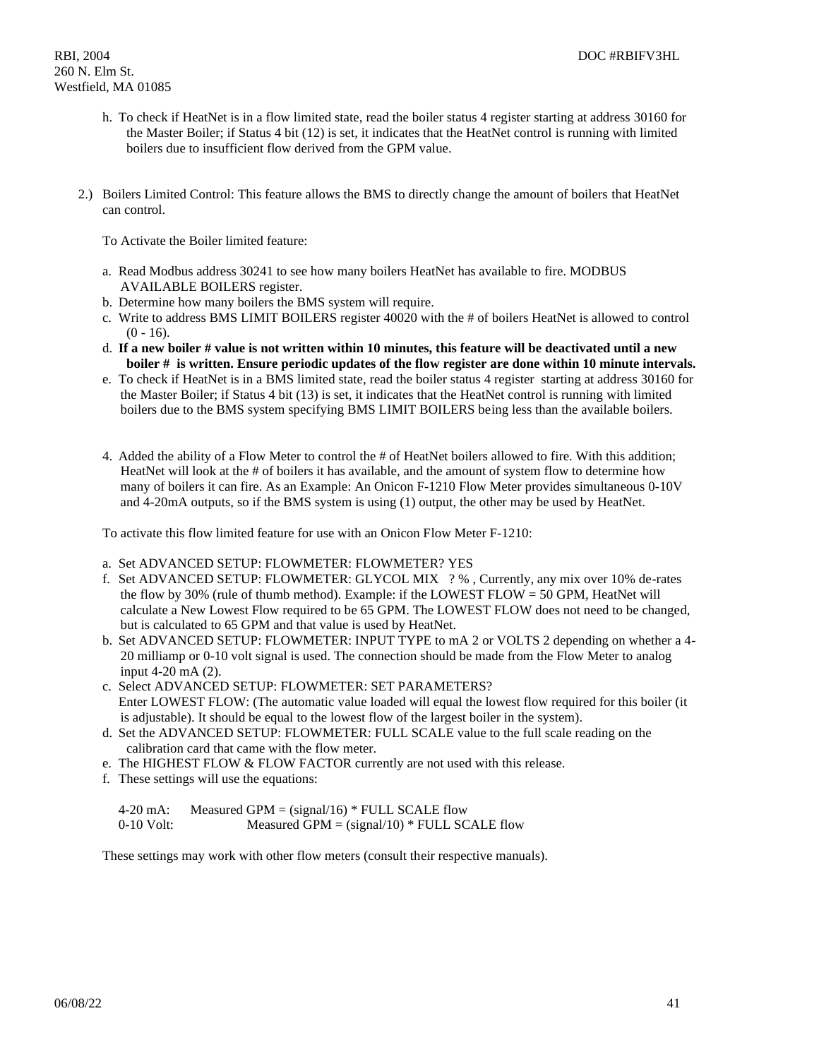h. To check if HeatNet is in a flow limited state, read the boiler status 4 register starting at address 30160 for the Master Boiler; if Status 4 bit (12) is set, it indicates that the HeatNet control is running with limited boilers due to insufficient flow derived from the GPM value.

2.) Boilers Limited Control: This feature allows the BMS to directly change the amount of boilers that HeatNet can control.

To Activate the Boiler limited feature:

a. Read Modbus address 30241 to see how many boilers HeatNet has available to fire. MODBUS AVAILABLE BOILERS register.
b. Determine how many boilers the BMS system will require.
c. Write to address BMS LIMIT BOILERS register 40020 with the # of boilers HeatNet is allowed to control (0 - 16).
d. **If a new boiler # value is not written within 10 minutes, this feature will be deactivated until a new boiler # is written. Ensure periodic updates of the flow register are done within 10 minute intervals.**
e. To check if HeatNet is in a BMS limited state, read the boiler status 4 register starting at address 30160 for the Master Boiler; if Status 4 bit (13) is set, it indicates that the HeatNet control is running with limited boilers due to the BMS system specifying BMS LIMIT BOILERS being less than the available boilers.

4. Added the ability of a Flow Meter to control the # of HeatNet boilers allowed to fire. With this addition; HeatNet will look at the # of boilers it has available, and the amount of system flow to determine how many of boilers it can fire. As an Example: An Onicon F-1210 Flow Meter provides simultaneous 0-10V and 4-20mA outputs, so if the BMS system is using (1) output, the other may be used by HeatNet.

To activate this flow limited feature for use with an Onicon Flow Meter F-1210:

a. Set ADVANCED SETUP: FLOWMETER: FLOWMETER? YES
f. Set ADVANCED SETUP: FLOWMETER: GLYCOL MIX ? % , Currently, any mix over 10% de-rates the flow by 30% (rule of thumb method). Example: if the LOWEST FLOW = 50 GPM, HeatNet will calculate a New Lowest Flow required to be 65 GPM. The LOWEST FLOW does not need to be changed, but is calculated to 65 GPM and that value is used by HeatNet.
b. Set ADVANCED SETUP: FLOWMETER: INPUT TYPE to mA 2 or VOLTS 2 depending on whether a 4-20 milliamp or 0-10 volt signal is used. The connection should be made from the Flow Meter to analog input 4-20 mA (2).
c. Select ADVANCED SETUP: FLOWMETER: SET PARAMETERS?
   Enter LOWEST FLOW: (The automatic value loaded will equal the lowest flow required for this boiler (it is adjustable). It should be equal to the lowest flow of the largest boiler in the system).
d. Set the ADVANCED SETUP: FLOWMETER: FULL SCALE value to the full scale reading on the calibration card that came with the flow meter.
e. The HIGHEST FLOW & FLOW FACTOR currently are not used with this release.
f. These settings will use the equations:

   4-20 mA: Measured GPM = (signal/16) * FULL SCALE flow
   0-10 Volt: Measured GPM = (signal/10) * FULL SCALE flow

These settings may work with other flow meters (consult their respective manuals).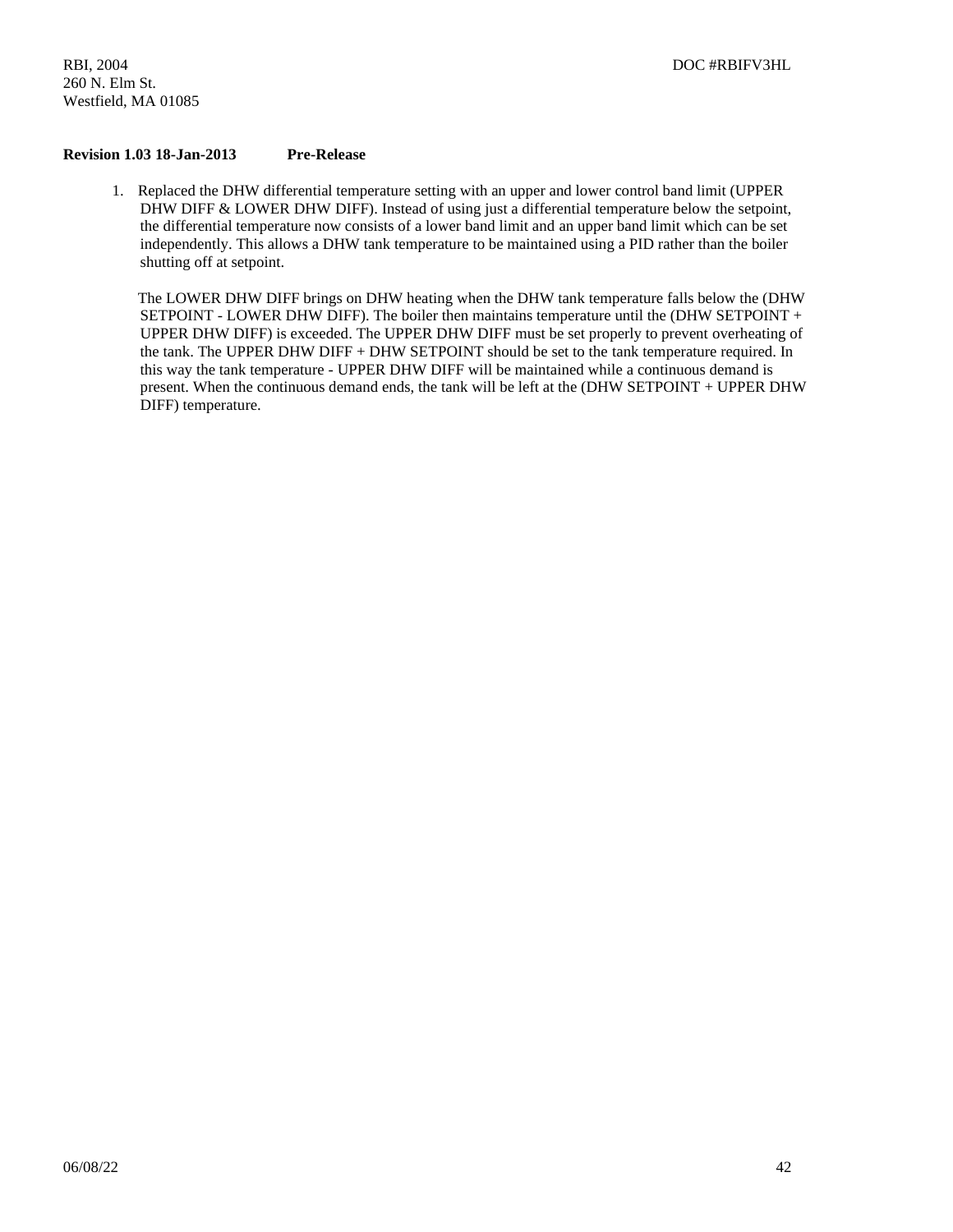**Revision 1.03 18-Jan-2013 Pre-Release**

1. Replaced the DHW differential temperature setting with an upper and lower control band limit (UPPER DHW DIFF & LOWER DHW DIFF). Instead of using just a differential temperature below the setpoint, the differential temperature now consists of a lower band limit and an upper band limit which can be set independently. This allows a DHW tank temperature to be maintained using a PID rather than the boiler shutting off at setpoint.

   The LOWER DHW DIFF brings on DHW heating when the DHW tank temperature falls below the (DHW SETPOINT - LOWER DHW DIFF). The boiler then maintains temperature until the (DHW SETPOINT + UPPER DHW DIFF) is exceeded. The UPPER DHW DIFF must be set properly to prevent overheating of the tank. The UPPER DHW DIFF + DHW SETPOINT should be set to the tank temperature required. In this way the tank temperature - UPPER DHW DIFF will be maintained while a continuous demand is present. When the continuous demand ends, the tank will be left at the (DHW SETPOINT + UPPER DHW DIFF) temperature.